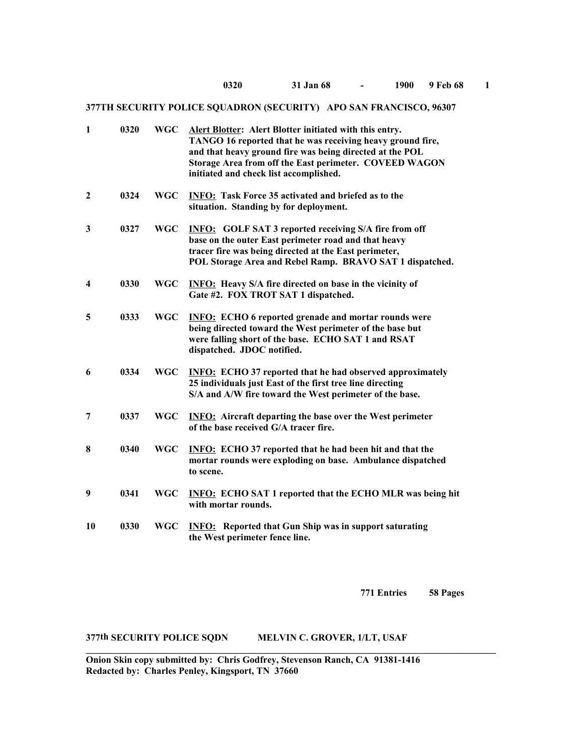0320 31 Jan 68 - 1900 9 Feb 68

**377TH SECURITY POLICE SQUADRON (SECURITY) APO SAN FRANCISCO, 96307**

| | | | |
|---|---|---|---|
| 1 | 0320 | WGC | **Alert Blotter:** Alert Blotter initiated with this entry. TANGO 16 reported that he was receiving heavy ground fire, and that heavy ground fire was being directed at the POL Storage Area from off the East perimeter. COVEED WAGON initiated and check list accomplished. |
| 2 | 0324 | WGC | **INFO:** Task Force 35 activated and briefed as to the situation. Standing by for deployment. |
| 3 | 0327 | WGC | **INFO:** GOLF SAT 3 reported receiving S/A fire from off base on the outer East perimeter road and that heavy tracer fire was being directed at the East perimeter, POL Storage Area and Rebel Ramp. BRAVO SAT 1 dispatched. |
| 4 | 0330 | WGC | **INFO:** Heavy S/A fire directed on base in the vicinity of Gate #2. FOX TROT SAT 1 dispatched. |
| 5 | 0333 | WGC | **INFO:** ECHO 6 reported grenade and mortar rounds were being directed toward the West perimeter of the base but were falling short of the base. ECHO SAT 1 and RSAT dispatched. JDOC notified. |
| 6 | 0334 | WGC | **INFO:** ECHO 37 reported that he had observed approximately 25 individuals just East of the first tree line directing S/A and A/W fire toward the West perimeter of the base. |
| 7 | 0337 | WGC | **INFO:** Aircraft departing the base over the West perimeter of the base received G/A tracer fire. |
| 8 | 0340 | WGC | **INFO:** ECHO 37 reported that he had been hit and that the mortar rounds were exploding on base. Ambulance dispatched to scene. |
| 9 | 0341 | WGC | **INFO:** ECHO SAT 1 reported that the ECHO MLR was being hit with mortar rounds. |
| 10 | 0330 | WGC | **INFO:** Reported that Gun Ship was in support saturating the West perimeter fence line. |

771 Entries 58 Pages

377th SECURITY POLICE SQDN MELVIN C. GROVER, 1/LT, USAF

---

Onion Skin copy submitted by: Chris Godfrey, Stevenson Ranch, CA 91381-1416
Redacted by: Charles Penley, Kingsport, TN 37660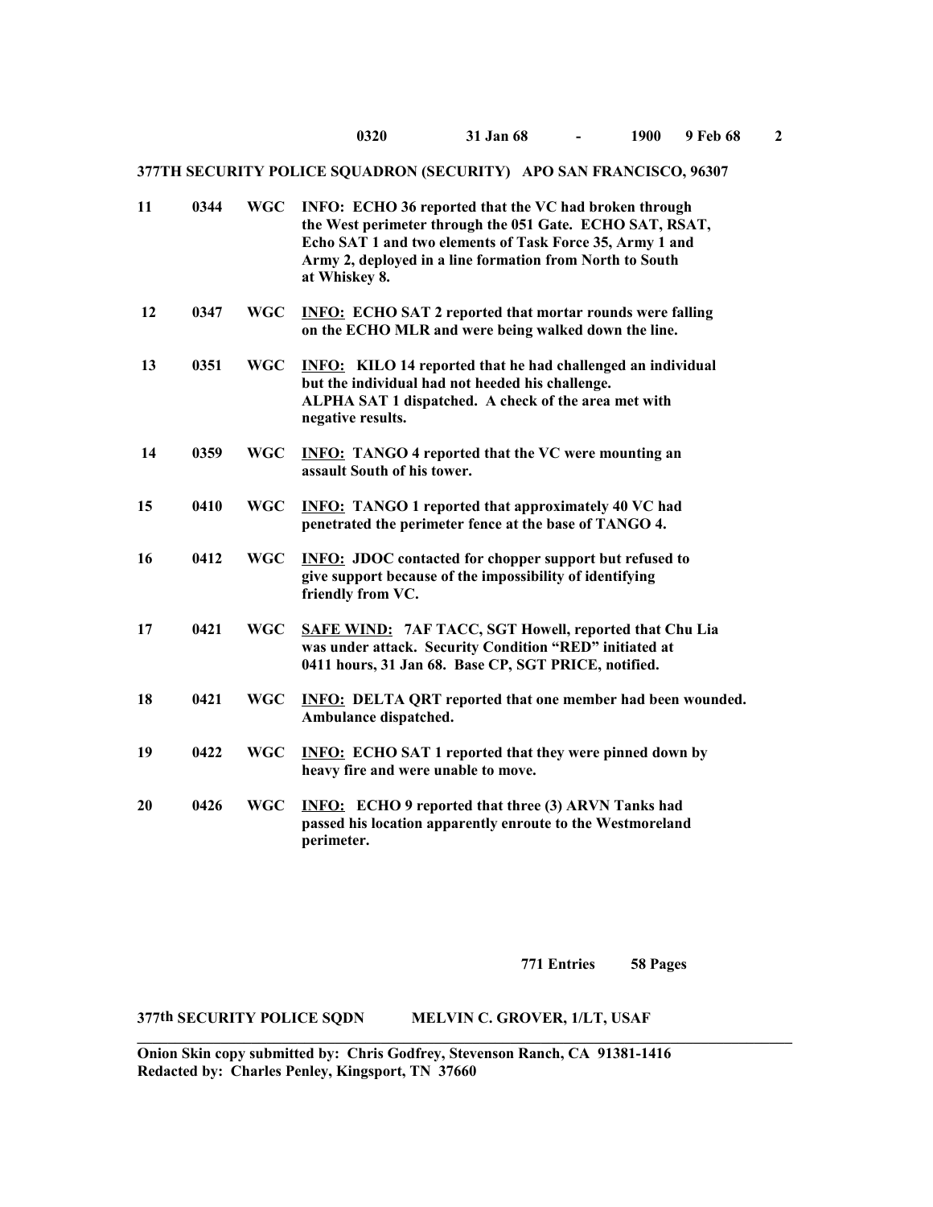**0320 31 Jan 68 - 1900 9 Feb 68**

**377TH SECURITY POLICE SQUADRON (SECURITY) APO SAN FRANCISCO, 96307**

| | | | |
|---|---|---|---|
| **11** | **0344** | **WGC** | **INFO: ECHO 36 reported that the VC had broken through the West perimeter through the 051 Gate. ECHO SAT, RSAT, Echo SAT 1 and two elements of Task Force 35, Army 1 and Army 2, deployed in a line formation from North to South at Whiskey 8.** |
| **12** | **0347** | **WGC** | **INFO: ECHO SAT 2 reported that mortar rounds were falling on the ECHO MLR and were being walked down the line.** |
| **13** | **0351** | **WGC** | **INFO: KILO 14 reported that he had challenged an individual but the individual had not heeded his challenge. ALPHA SAT 1 dispatched. A check of the area met with negative results.** |
| **14** | **0359** | **WGC** | **INFO: TANGO 4 reported that the VC were mounting an assault South of his tower.** |
| **15** | **0410** | **WGC** | **INFO: TANGO 1 reported that approximately 40 VC had penetrated the perimeter fence at the base of TANGO 4.** |
| **16** | **0412** | **WGC** | **INFO: JDOC contacted for chopper support but refused to give support because of the impossibility of identifying friendly from VC.** |
| **17** | **0421** | **WGC** | **SAFE WIND: 7AF TACC, SGT Howell, reported that Chu Lia was under attack. Security Condition "RED" initiated at 0411 hours, 31 Jan 68. Base CP, SGT PRICE, notified.** |
| **18** | **0421** | **WGC** | **INFO: DELTA QRT reported that one member had been wounded. Ambulance dispatched.** |
| **19** | **0422** | **WGC** | **INFO: ECHO SAT 1 reported that they were pinned down by heavy fire and were unable to move.** |
| **20** | **0426** | **WGC** | **INFO: ECHO 9 reported that three (3) ARVN Tanks had passed his location apparently enroute to the Westmoreland perimeter.** |

**771 Entries 58 Pages**

**377th SECURITY POLICE SQDN MELVIN C. GROVER, 1/LT, USAF**

---

**Onion Skin copy submitted by: Chris Godfrey, Stevenson Ranch, CA 91381-1416**
**Redacted by: Charles Penley, Kingsport, TN 37660**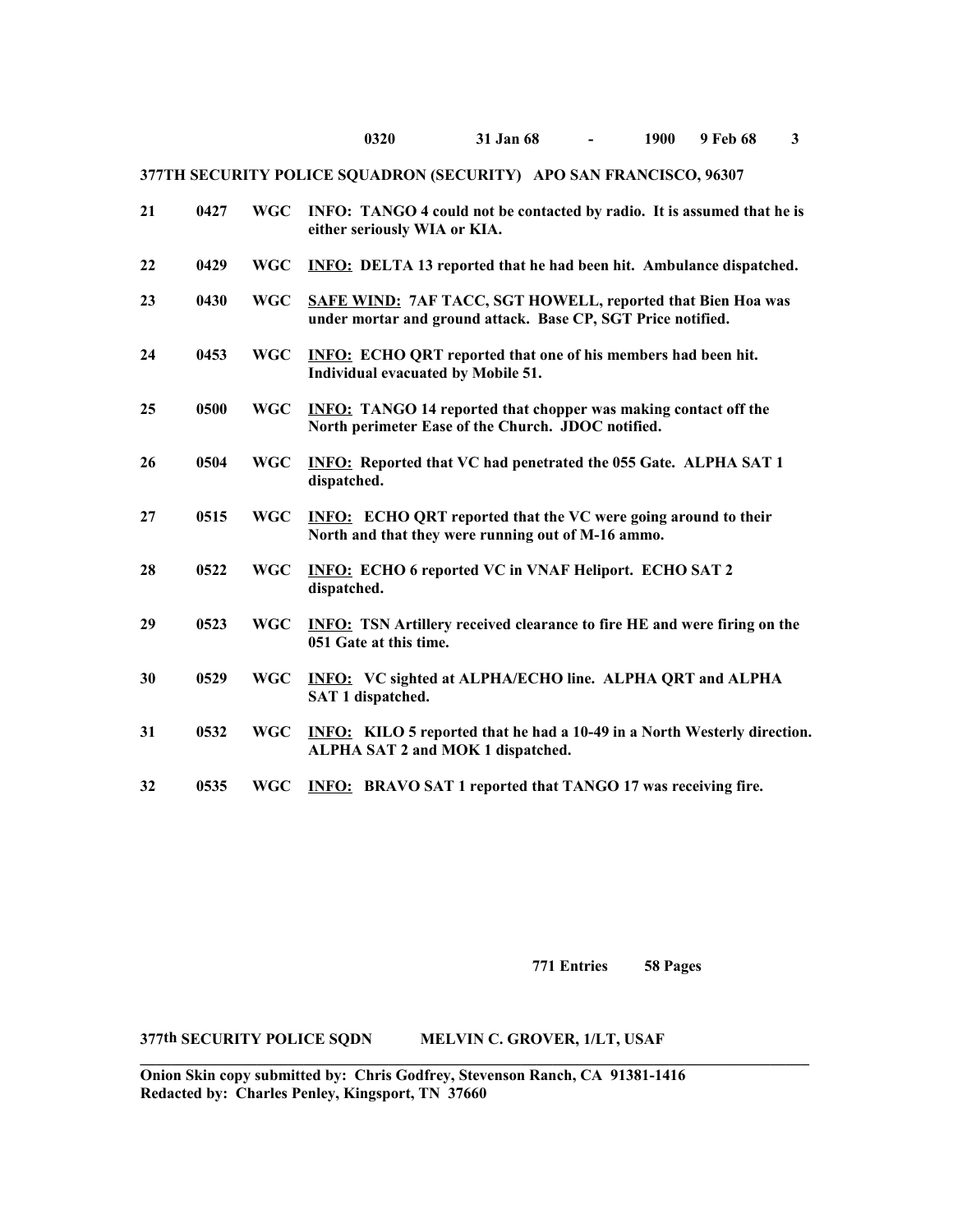0320 31 Jan 68 - 1900 9 Feb 68

**377TH SECURITY POLICE SQUADRON (SECURITY) APO SAN FRANCISCO, 96307**

| | | | |
|---|---|---|---|
| **21** | **0427** | **WGC** | **INFO: TANGO 4 could not be contacted by radio. It is assumed that he is either seriously WIA or KIA.** |
| **22** | **0429** | **WGC** | **INFO: DELTA 13 reported that he had been hit. Ambulance dispatched.** |
| **23** | **0430** | **WGC** | **SAFE WIND: 7AF TACC, SGT HOWELL, reported that Bien Hoa was under mortar and ground attack. Base CP, SGT Price notified.** |
| **24** | **0453** | **WGC** | **INFO: ECHO QRT reported that one of his members had been hit. Individual evacuated by Mobile 51.** |
| **25** | **0500** | **WGC** | **INFO: TANGO 14 reported that chopper was making contact off the North perimeter Ease of the Church. JDOC notified.** |
| **26** | **0504** | **WGC** | **INFO: Reported that VC had penetrated the 055 Gate. ALPHA SAT 1 dispatched.** |
| **27** | **0515** | **WGC** | **INFO: ECHO QRT reported that the VC were going around to their North and that they were running out of M-16 ammo.** |
| **28** | **0522** | **WGC** | **INFO: ECHO 6 reported VC in VNAF Heliport. ECHO SAT 2 dispatched.** |
| **29** | **0523** | **WGC** | **INFO: TSN Artillery received clearance to fire HE and were firing on the 051 Gate at this time.** |
| **30** | **0529** | **WGC** | **INFO: VC sighted at ALPHA/ECHO line. ALPHA QRT and ALPHA SAT 1 dispatched.** |
| **31** | **0532** | **WGC** | **INFO: KILO 5 reported that he had a 10-49 in a North Westerly direction. ALPHA SAT 2 and MOK 1 dispatched.** |
| **32** | **0535** | **WGC** | **INFO: BRAVO SAT 1 reported that TANGO 17 was receiving fire.** |

**771 Entries 58 Pages**

**377th SECURITY POLICE SQDN MELVIN C. GROVER, 1/LT, USAF**

---

**Onion Skin copy submitted by: Chris Godfrey, Stevenson Ranch, CA 91381-1416**
**Redacted by: Charles Penley, Kingsport, TN 37660**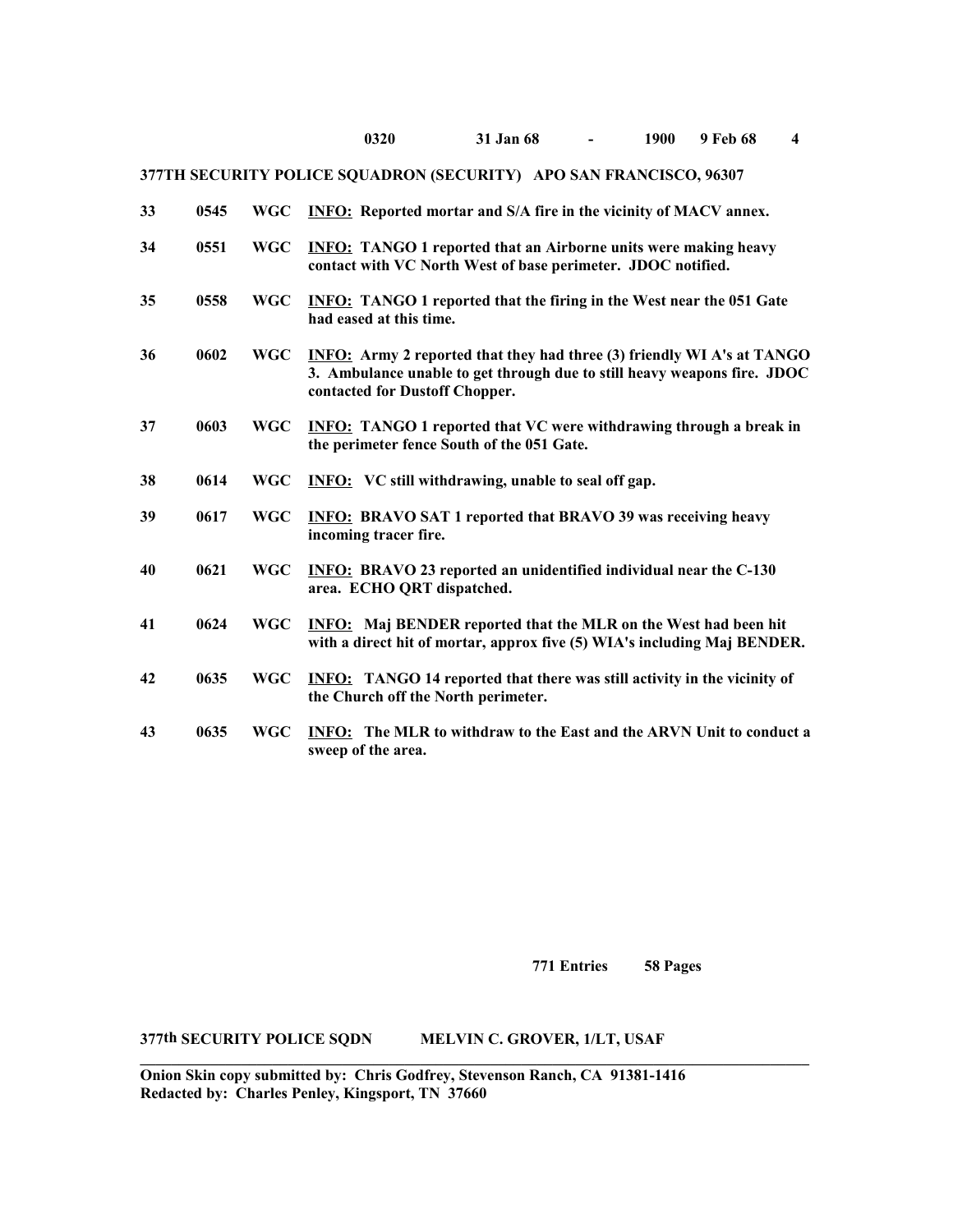**0320 31 Jan 68 - 1900 9 Feb 68**

**377TH SECURITY POLICE SQUADRON (SECURITY) APO SAN FRANCISCO, 96307**

| | | | |
|---|---|---|---|
| **33** | **0545** | **WGC** | **INFO: Reported mortar and S/A fire in the vicinity of MACV annex.** |
| **34** | **0551** | **WGC** | **INFO: TANGO 1 reported that an Airborne units were making heavy contact with VC North West of base perimeter. JDOC notified.** |
| **35** | **0558** | **WGC** | **INFO: TANGO 1 reported that the firing in the West near the 051 Gate had eased at this time.** |
| **36** | **0602** | **WGC** | **INFO: Army 2 reported that they had three (3) friendly WI A's at TANGO 3. Ambulance unable to get through due to still heavy weapons fire. JDOC contacted for Dustoff Chopper.** |
| **37** | **0603** | **WGC** | **INFO: TANGO 1 reported that VC were withdrawing through a break in the perimeter fence South of the 051 Gate.** |
| **38** | **0614** | **WGC** | **INFO: VC still withdrawing, unable to seal off gap.** |
| **39** | **0617** | **WGC** | **INFO: BRAVO SAT 1 reported that BRAVO 39 was receiving heavy incoming tracer fire.** |
| **40** | **0621** | **WGC** | **INFO: BRAVO 23 reported an unidentified individual near the C-130 area. ECHO QRT dispatched.** |
| **41** | **0624** | **WGC** | **INFO: Maj BENDER reported that the MLR on the West had been hit with a direct hit of mortar, approx five (5) WIA's including Maj BENDER.** |
| **42** | **0635** | **WGC** | **INFO: TANGO 14 reported that there was still activity in the vicinity of the Church off the North perimeter.** |
| **43** | **0635** | **WGC** | **INFO: The MLR to withdraw to the East and the ARVN Unit to conduct a sweep of the area.** |

**771 Entries 58 Pages**

**377th SECURITY POLICE SQDN MELVIN C. GROVER, 1/LT, USAF**

---

**Onion Skin copy submitted by: Chris Godfrey, Stevenson Ranch, CA 91381-1416**
**Redacted by: Charles Penley, Kingsport, TN 37660**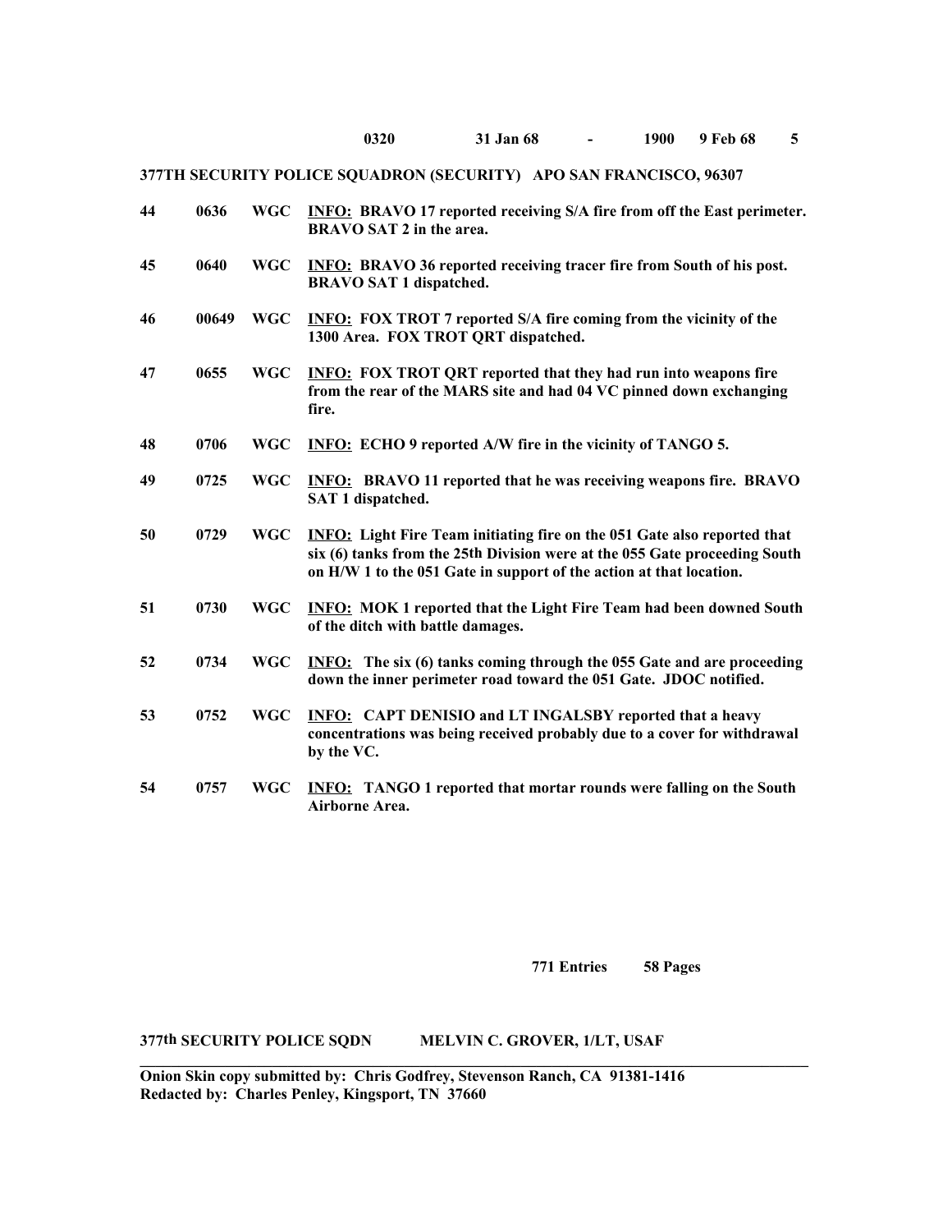**0320 31 Jan 68 - 1900 9 Feb 68**

**377TH SECURITY POLICE SQUADRON (SECURITY) APO SAN FRANCISCO, 96307**

| | | | |
|---|---|---|---|
| **44** | **0636** | **WGC** | **INFO: BRAVO 17 reported receiving S/A fire from off the East perimeter. BRAVO SAT 2 in the area.** |
| **45** | **0640** | **WGC** | **INFO: BRAVO 36 reported receiving tracer fire from South of his post. BRAVO SAT 1 dispatched.** |
| **46** | **00649** | **WGC** | **INFO: FOX TROT 7 reported S/A fire coming from the vicinity of the 1300 Area. FOX TROT QRT dispatched.** |
| **47** | **0655** | **WGC** | **INFO: FOX TROT QRT reported that they had run into weapons fire from the rear of the MARS site and had 04 VC pinned down exchanging fire.** |
| **48** | **0706** | **WGC** | **INFO: ECHO 9 reported A/W fire in the vicinity of TANGO 5.** |
| **49** | **0725** | **WGC** | **INFO: BRAVO 11 reported that he was receiving weapons fire. BRAVO SAT 1 dispatched.** |
| **50** | **0729** | **WGC** | **INFO: Light Fire Team initiating fire on the 051 Gate also reported that six (6) tanks from the 25th Division were at the 055 Gate proceeding South on H/W 1 to the 051 Gate in support of the action at that location.** |
| **51** | **0730** | **WGC** | **INFO: MOK 1 reported that the Light Fire Team had been downed South of the ditch with battle damages.** |
| **52** | **0734** | **WGC** | **INFO: The six (6) tanks coming through the 055 Gate and are proceeding down the inner perimeter road toward the 051 Gate. JDOC notified.** |
| **53** | **0752** | **WGC** | **INFO: CAPT DENISIO and LT INGALSBY reported that a heavy concentrations was being received probably due to a cover for withdrawal by the VC.** |
| **54** | **0757** | **WGC** | **INFO: TANGO 1 reported that mortar rounds were falling on the South Airborne Area.** |

**771 Entries 58 Pages**

**377th SECURITY POLICE SQDN MELVIN C. GROVER, 1/LT, USAF**

---

**Onion Skin copy submitted by: Chris Godfrey, Stevenson Ranch, CA 91381-1416**
**Redacted by: Charles Penley, Kingsport, TN 37660**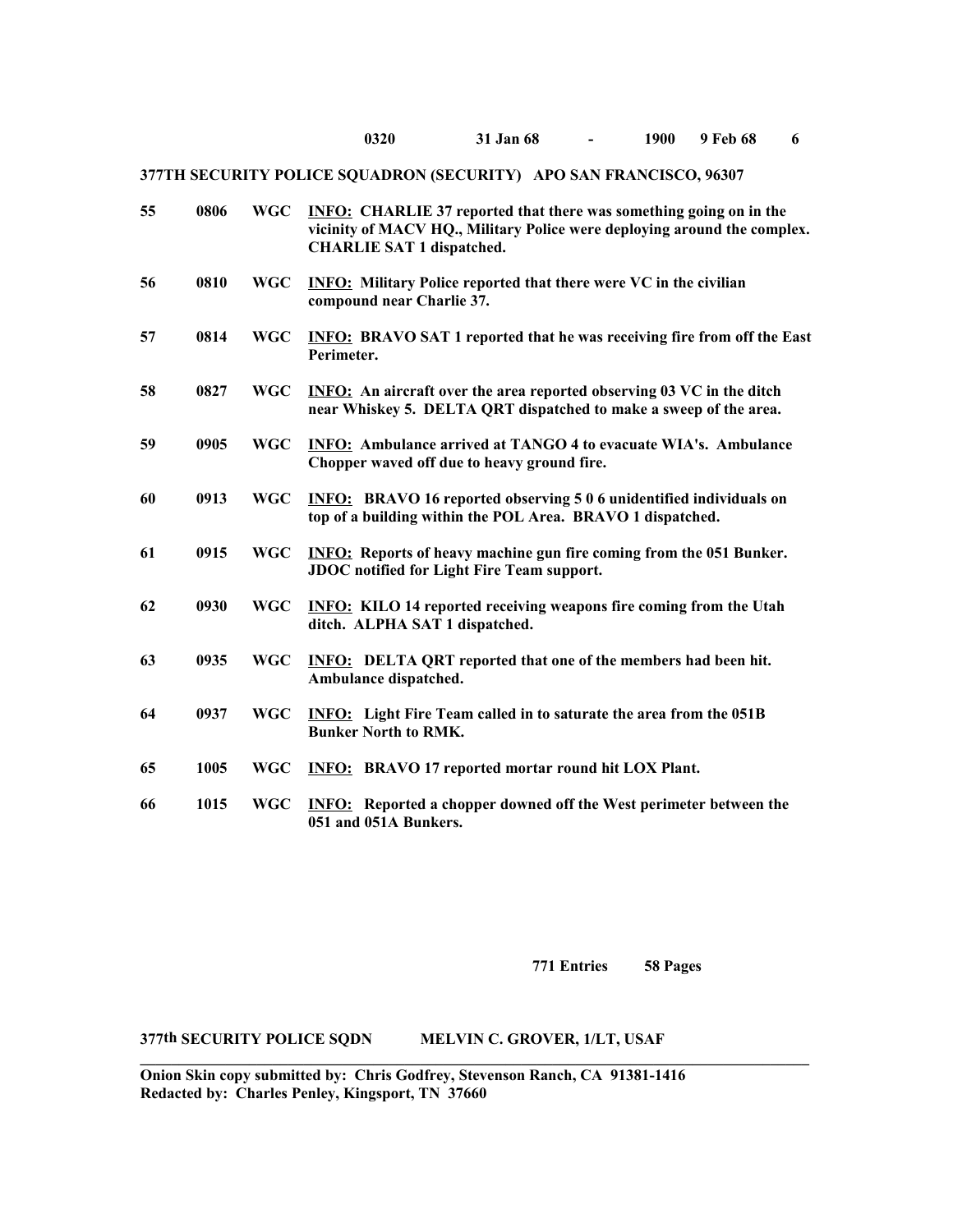**0320 31 Jan 68 - 1900 9 Feb 68 6**

**377TH SECURITY POLICE SQUADRON (SECURITY) APO SAN FRANCISCO, 96307**

| | | | |
|---|---|---|---|
| **55** | **0806** | **WGC** | **INFO: CHARLIE 37 reported that there was something going on in the vicinity of MACV HQ., Military Police were deploying around the complex. CHARLIE SAT 1 dispatched.** |
| **56** | **0810** | **WGC** | **INFO: Military Police reported that there were VC in the civilian compound near Charlie 37.** |
| **57** | **0814** | **WGC** | **INFO: BRAVO SAT 1 reported that he was receiving fire from off the East Perimeter.** |
| **58** | **0827** | **WGC** | **INFO: An aircraft over the area reported observing 03 VC in the ditch near Whiskey 5. DELTA QRT dispatched to make a sweep of the area.** |
| **59** | **0905** | **WGC** | **INFO: Ambulance arrived at TANGO 4 to evacuate WIA's. Ambulance Chopper waved off due to heavy ground fire.** |
| **60** | **0913** | **WGC** | **INFO: BRAVO 16 reported observing 5 0 6 unidentified individuals on top of a building within the POL Area. BRAVO 1 dispatched.** |
| **61** | **0915** | **WGC** | **INFO: Reports of heavy machine gun fire coming from the 051 Bunker. JDOC notified for Light Fire Team support.** |
| **62** | **0930** | **WGC** | **INFO: KILO 14 reported receiving weapons fire coming from the Utah ditch. ALPHA SAT 1 dispatched.** |
| **63** | **0935** | **WGC** | **INFO: DELTA QRT reported that one of the members had been hit. Ambulance dispatched.** |
| **64** | **0937** | **WGC** | **INFO: Light Fire Team called in to saturate the area from the 051B Bunker North to RMK.** |
| **65** | **1005** | **WGC** | **INFO: BRAVO 17 reported mortar round hit LOX Plant.** |
| **66** | **1015** | **WGC** | **INFO: Reported a chopper downed off the West perimeter between the 051 and 051A Bunkers.** |

**771 Entries 58 Pages**

**377th SECURITY POLICE SQDN MELVIN C. GROVER, 1/LT, USAF**

---

**Onion Skin copy submitted by: Chris Godfrey, Stevenson Ranch, CA 91381-1416**
**Redacted by: Charles Penley, Kingsport, TN 37660**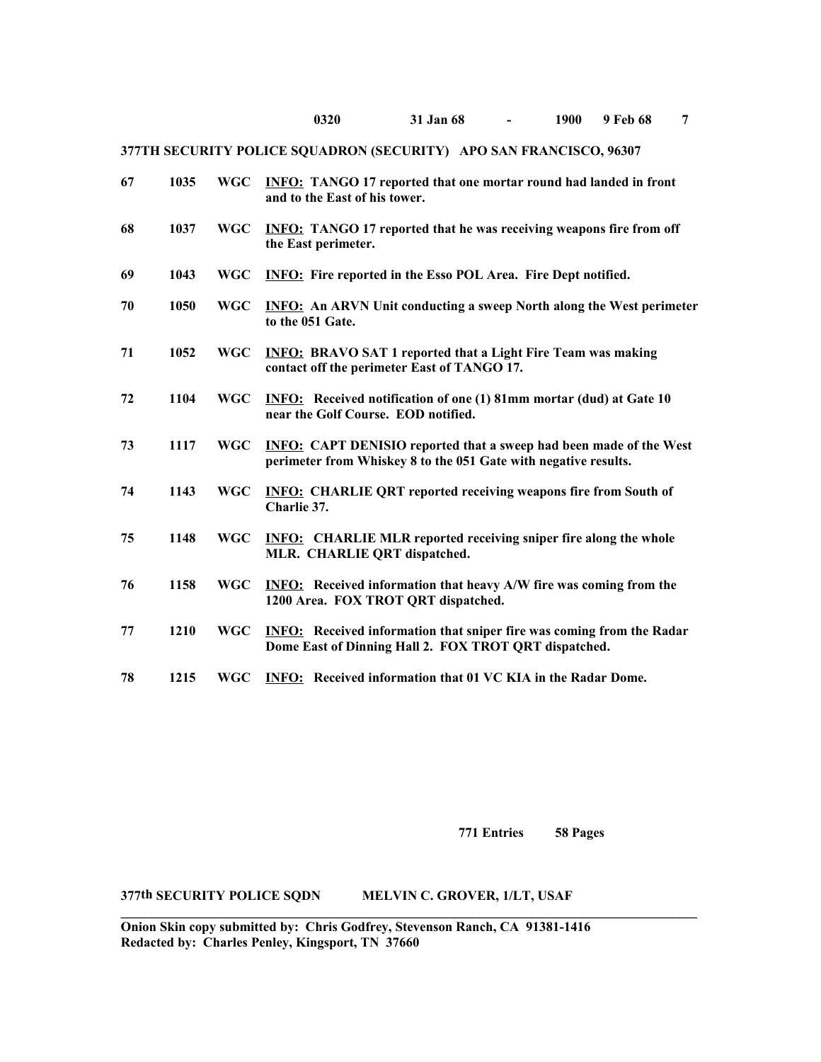0320 31 Jan 68 - 1900 9 Feb 68

**377TH SECURITY POLICE SQUADRON (SECURITY) APO SAN FRANCISCO, 96307**

| | | | |
|---|---|---|---|
| **67** | **1035** | **WGC** | **INFO: TANGO 17 reported that one mortar round had landed in front and to the East of his tower.** |
| **68** | **1037** | **WGC** | **INFO: TANGO 17 reported that he was receiving weapons fire from off the East perimeter.** |
| **69** | **1043** | **WGC** | **INFO: Fire reported in the Esso POL Area. Fire Dept notified.** |
| **70** | **1050** | **WGC** | **INFO: An ARVN Unit conducting a sweep North along the West perimeter to the 051 Gate.** |
| **71** | **1052** | **WGC** | **INFO: BRAVO SAT 1 reported that a Light Fire Team was making contact off the perimeter East of TANGO 17.** |
| **72** | **1104** | **WGC** | **INFO: Received notification of one (1) 81mm mortar (dud) at Gate 10 near the Golf Course. EOD notified.** |
| **73** | **1117** | **WGC** | **INFO: CAPT DENISIO reported that a sweep had been made of the West perimeter from Whiskey 8 to the 051 Gate with negative results.** |
| **74** | **1143** | **WGC** | **INFO: CHARLIE QRT reported receiving weapons fire from South of Charlie 37.** |
| **75** | **1148** | **WGC** | **INFO: CHARLIE MLR reported receiving sniper fire along the whole MLR. CHARLIE QRT dispatched.** |
| **76** | **1158** | **WGC** | **INFO: Received information that heavy A/W fire was coming from the 1200 Area. FOX TROT QRT dispatched.** |
| **77** | **1210** | **WGC** | **INFO: Received information that sniper fire was coming from the Radar Dome East of Dinning Hall 2. FOX TROT QRT dispatched.** |
| **78** | **1215** | **WGC** | **INFO: Received information that 01 VC KIA in the Radar Dome.** |

**771 Entries 58 Pages**

**377th SECURITY POLICE SQDN MELVIN C. GROVER, 1/LT, USAF**

**Onion Skin copy submitted by: Chris Godfrey, Stevenson Ranch, CA 91381-1416**
**Redacted by: Charles Penley, Kingsport, TN 37660**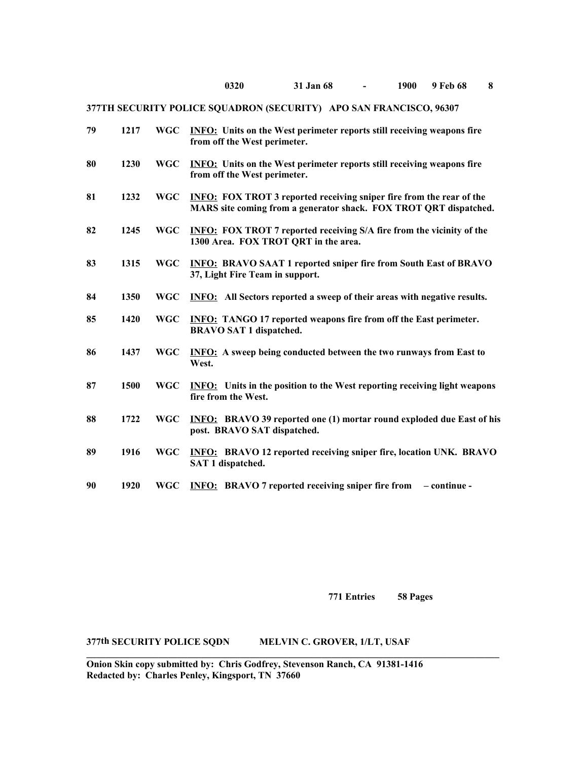**0320 31 Jan 68 - 1900 9 Feb 68**

**377TH SECURITY POLICE SQUADRON (SECURITY) APO SAN FRANCISCO, 96307**

| | | | |
|---|---|---|---|
| **79** | **1217** | **WGC** | **INFO: Units on the West perimeter reports still receiving weapons fire from off the West perimeter.** |
| **80** | **1230** | **WGC** | **INFO: Units on the West perimeter reports still receiving weapons fire from off the West perimeter.** |
| **81** | **1232** | **WGC** | **INFO: FOX TROT 3 reported receiving sniper fire from the rear of the MARS site coming from a generator shack. FOX TROT QRT dispatched.** |
| **82** | **1245** | **WGC** | **INFO: FOX TROT 7 reported receiving S/A fire from the vicinity of the 1300 Area. FOX TROT QRT in the area.** |
| **83** | **1315** | **WGC** | **INFO: BRAVO SAAT 1 reported sniper fire from South East of BRAVO 37, Light Fire Team in support.** |
| **84** | **1350** | **WGC** | **INFO: All Sectors reported a sweep of their areas with negative results.** |
| **85** | **1420** | **WGC** | **INFO: TANGO 17 reported weapons fire from off the East perimeter. BRAVO SAT 1 dispatched.** |
| **86** | **1437** | **WGC** | **INFO: A sweep being conducted between the two runways from East to West.** |
| **87** | **1500** | **WGC** | **INFO: Units in the position to the West reporting receiving light weapons fire from the West.** |
| **88** | **1722** | **WGC** | **INFO: BRAVO 39 reported one (1) mortar round exploded due East of his post. BRAVO SAT dispatched.** |
| **89** | **1916** | **WGC** | **INFO: BRAVO 12 reported receiving sniper fire, location UNK. BRAVO SAT 1 dispatched.** |
| **90** | **1920** | **WGC** | **INFO: BRAVO 7 reported receiving sniper fire from – continue -** |

**771 Entries 58 Pages**

**377th SECURITY POLICE SQDN MELVIN C. GROVER, 1/LT, USAF**

**Onion Skin copy submitted by: Chris Godfrey, Stevenson Ranch, CA 91381-1416**
**Redacted by: Charles Penley, Kingsport, TN 37660**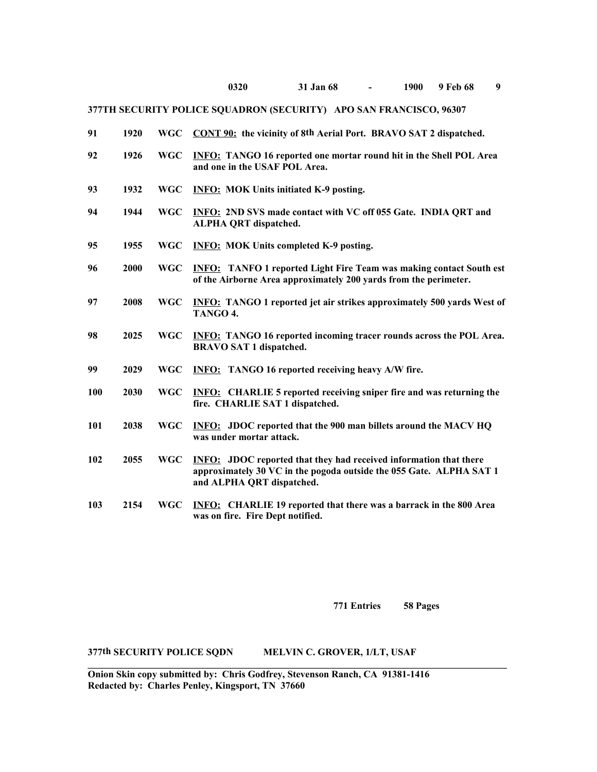**0320 31 Jan 68 - 1900 9 Feb 68 9**

**377TH SECURITY POLICE SQUADRON (SECURITY) APO SAN FRANCISCO, 96307**

| | | | |
|---|---|---|---|
| **91** | **1920** | **WGC** | **CONT 90: the vicinity of 8th Aerial Port. BRAVO SAT 2 dispatched.** |
| **92** | **1926** | **WGC** | **INFO: TANGO 16 reported one mortar round hit in the Shell POL Area and one in the USAF POL Area.** |
| **93** | **1932** | **WGC** | **INFO: MOK Units initiated K-9 posting.** |
| **94** | **1944** | **WGC** | **INFO: 2ND SVS made contact with VC off 055 Gate. INDIA QRT and ALPHA QRT dispatched.** |
| **95** | **1955** | **WGC** | **INFO: MOK Units completed K-9 posting.** |
| **96** | **2000** | **WGC** | **INFO: TANFO 1 reported Light Fire Team was making contact South est of the Airborne Area approximately 200 yards from the perimeter.** |
| **97** | **2008** | **WGC** | **INFO: TANGO 1 reported jet air strikes approximately 500 yards West of TANGO 4.** |
| **98** | **2025** | **WGC** | **INFO: TANGO 16 reported incoming tracer rounds across the POL Area. BRAVO SAT 1 dispatched.** |
| **99** | **2029** | **WGC** | **INFO: TANGO 16 reported receiving heavy A/W fire.** |
| **100** | **2030** | **WGC** | **INFO: CHARLIE 5 reported receiving sniper fire and was returning the fire. CHARLIE SAT 1 dispatched.** |
| **101** | **2038** | **WGC** | **INFO: JDOC reported that the 900 man billets around the MACV HQ was under mortar attack.** |
| **102** | **2055** | **WGC** | **INFO: JDOC reported that they had received information that there approximately 30 VC in the pogoda outside the 055 Gate. ALPHA SAT 1 and ALPHA QRT dispatched.** |
| **103** | **2154** | **WGC** | **INFO: CHARLIE 19 reported that there was a barrack in the 800 Area was on fire. Fire Dept notified.** |

**771 Entries 58 Pages**

**377th SECURITY POLICE SQDN MELVIN C. GROVER, 1/LT, USAF**

---

**Onion Skin copy submitted by: Chris Godfrey, Stevenson Ranch, CA 91381-1416**
**Redacted by: Charles Penley, Kingsport, TN 37660**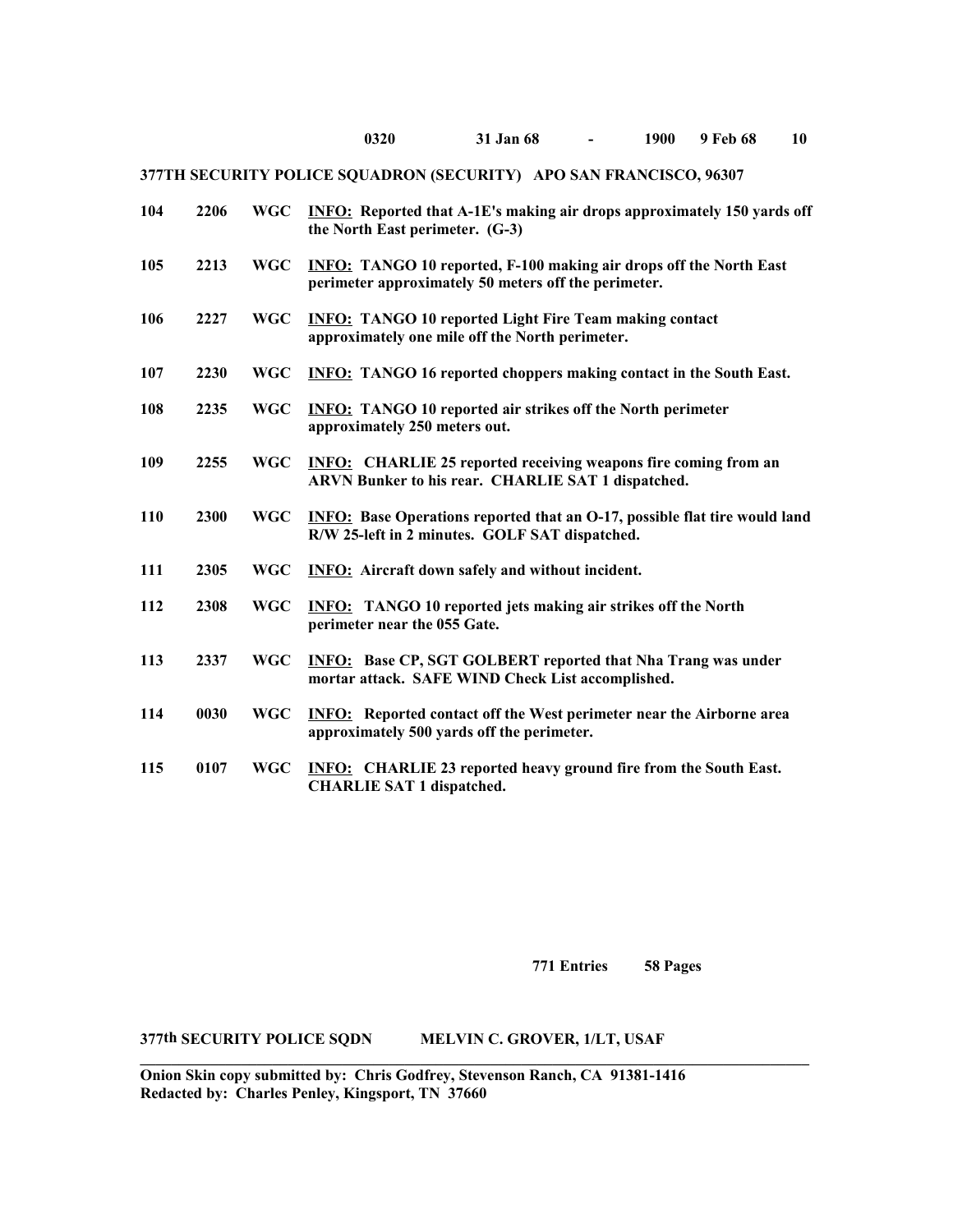**0320 31 Jan 68 - 1900 9 Feb 68 10**

**377TH SECURITY POLICE SQUADRON (SECURITY) APO SAN FRANCISCO, 96307**

| | | | |
|---|---|---|---|
| **104** | **2206** | **WGC** | **<u>INFO:</u> Reported that A-1E's making air drops approximately 150 yards off the North East perimeter. (G-3)** |
| **105** | **2213** | **WGC** | **<u>INFO:</u> TANGO 10 reported, F-100 making air drops off the North East perimeter approximately 50 meters off the perimeter.** |
| **106** | **2227** | **WGC** | **<u>INFO:</u> TANGO 10 reported Light Fire Team making contact approximately one mile off the North perimeter.** |
| **107** | **2230** | **WGC** | **<u>INFO:</u> TANGO 16 reported choppers making contact in the South East.** |
| **108** | **2235** | **WGC** | **<u>INFO:</u> TANGO 10 reported air strikes off the North perimeter approximately 250 meters out.** |
| **109** | **2255** | **WGC** | **<u>INFO:</u> CHARLIE 25 reported receiving weapons fire coming from an ARVN Bunker to his rear. CHARLIE SAT 1 dispatched.** |
| **110** | **2300** | **WGC** | **<u>INFO:</u> Base Operations reported that an O-17, possible flat tire would land R/W 25-left in 2 minutes. GOLF SAT dispatched.** |
| **111** | **2305** | **WGC** | **<u>INFO:</u> Aircraft down safely and without incident.** |
| **112** | **2308** | **WGC** | **<u>INFO:</u> TANGO 10 reported jets making air strikes off the North perimeter near the 055 Gate.** |
| **113** | **2337** | **WGC** | **<u>INFO:</u> Base CP, SGT GOLBERT reported that Nha Trang was under mortar attack. SAFE WIND Check List accomplished.** |
| **114** | **0030** | **WGC** | **<u>INFO:</u> Reported contact off the West perimeter near the Airborne area approximately 500 yards off the perimeter.** |
| **115** | **0107** | **WGC** | **<u>INFO:</u> CHARLIE 23 reported heavy ground fire from the South East. CHARLIE SAT 1 dispatched.** |

**771 Entries 58 Pages**

**377th SECURITY POLICE SQDN MELVIN C. GROVER, 1/LT, USAF**

**Onion Skin copy submitted by: Chris Godfrey, Stevenson Ranch, CA 91381-1416**
**Redacted by: Charles Penley, Kingsport, TN 37660**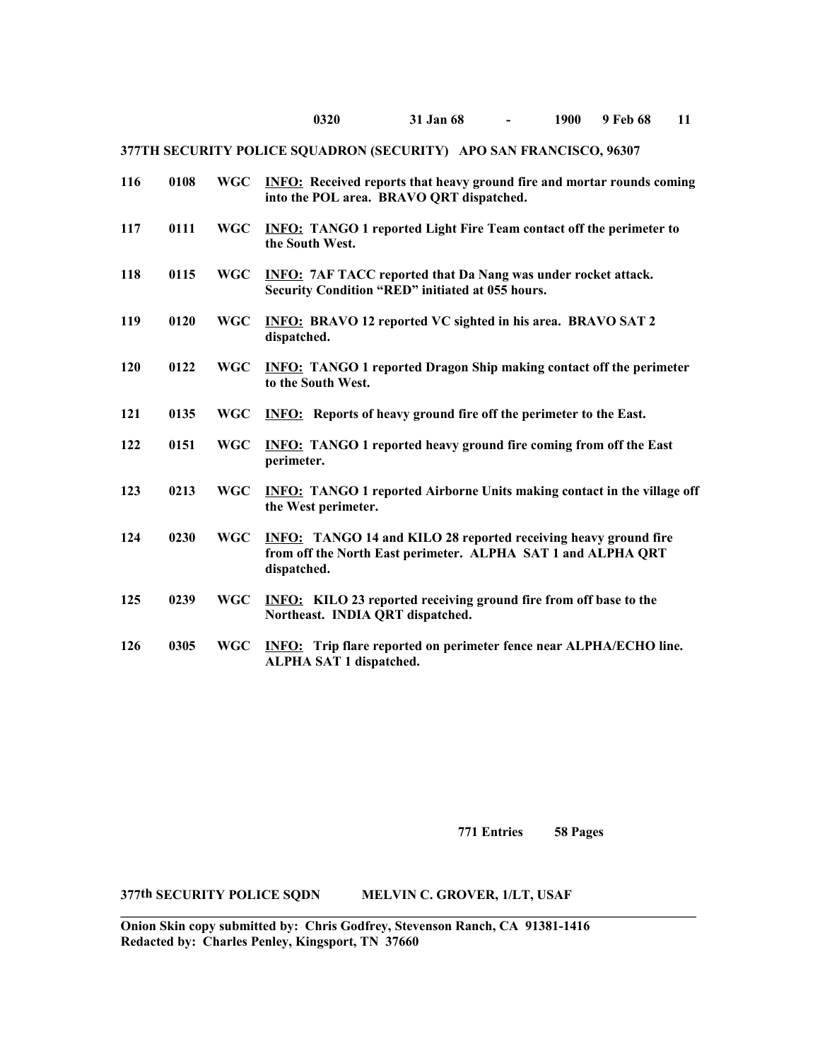**0320 31 Jan 68 - 1900 9 Feb 68**

**377TH SECURITY POLICE SQUADRON (SECURITY) APO SAN FRANCISCO, 96307**

| | | | |
|---|---|---|---|
| **116** | **0108** | **WGC** | **<u>INFO:</u> Received reports that heavy ground fire and mortar rounds coming into the POL area. BRAVO QRT dispatched.** |
| **117** | **0111** | **WGC** | **<u>INFO:</u> TANGO 1 reported Light Fire Team contact off the perimeter to the South West.** |
| **118** | **0115** | **WGC** | **<u>INFO:</u> 7AF TACC reported that Da Nang was under rocket attack. Security Condition "RED" initiated at 055 hours.** |
| **119** | **0120** | **WGC** | **<u>INFO:</u> BRAVO 12 reported VC sighted in his area. BRAVO SAT 2 dispatched.** |
| **120** | **0122** | **WGC** | **<u>INFO:</u> TANGO 1 reported Dragon Ship making contact off the perimeter to the South West.** |
| **121** | **0135** | **WGC** | **<u>INFO:</u> Reports of heavy ground fire off the perimeter to the East.** |
| **122** | **0151** | **WGC** | **<u>INFO:</u> TANGO 1 reported heavy ground fire coming from off the East perimeter.** |
| **123** | **0213** | **WGC** | **<u>INFO:</u> TANGO 1 reported Airborne Units making contact in the village off the West perimeter.** |
| **124** | **0230** | **WGC** | **<u>INFO:</u> TANGO 14 and KILO 28 reported receiving heavy ground fire from off the North East perimeter. ALPHA SAT 1 and ALPHA QRT dispatched.** |
| **125** | **0239** | **WGC** | **<u>INFO:</u> KILO 23 reported receiving ground fire from off base to the Northeast. INDIA QRT dispatched.** |
| **126** | **0305** | **WGC** | **<u>INFO:</u> Trip flare reported on perimeter fence near ALPHA/ECHO line. ALPHA SAT 1 dispatched.** |

**771 Entries 58 Pages**

**377th SECURITY POLICE SQDN MELVIN C. GROVER, 1/LT, USAF**

**Onion Skin copy submitted by: Chris Godfrey, Stevenson Ranch, CA 91381-1416**
**Redacted by: Charles Penley, Kingsport, TN 37660**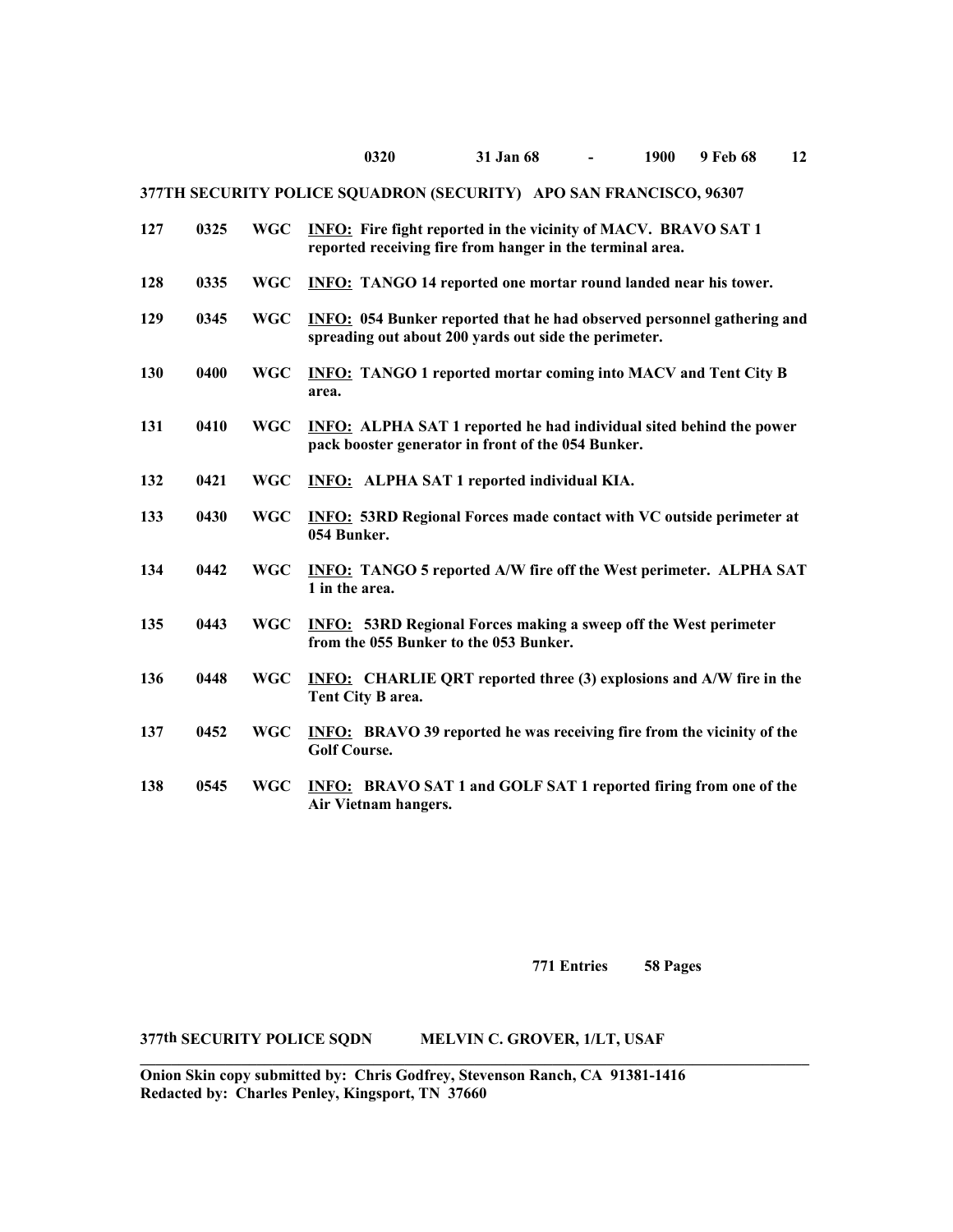0320 31 Jan 68 - 1900 9 Feb 68

**377TH SECURITY POLICE SQUADRON (SECURITY) APO SAN FRANCISCO, 96307**

| | | | |
|---|---|---|---|
| 127 | 0325 | WGC | **INFO:** Fire fight reported in the vicinity of MACV. BRAVO SAT 1 reported receiving fire from hanger in the terminal area. |
| 128 | 0335 | WGC | **INFO:** TANGO 14 reported one mortar round landed near his tower. |
| 129 | 0345 | WGC | **INFO:** 054 Bunker reported that he had observed personnel gathering and spreading out about 200 yards out side the perimeter. |
| 130 | 0400 | WGC | **INFO:** TANGO 1 reported mortar coming into MACV and Tent City B area. |
| 131 | 0410 | WGC | **INFO:** ALPHA SAT 1 reported he had individual sited behind the power pack booster generator in front of the 054 Bunker. |
| 132 | 0421 | WGC | **INFO:** ALPHA SAT 1 reported individual KIA. |
| 133 | 0430 | WGC | **INFO:** 53RD Regional Forces made contact with VC outside perimeter at 054 Bunker. |
| 134 | 0442 | WGC | **INFO:** TANGO 5 reported A/W fire off the West perimeter. ALPHA SAT 1 in the area. |
| 135 | 0443 | WGC | **INFO:** 53RD Regional Forces making a sweep off the West perimeter from the 055 Bunker to the 053 Bunker. |
| 136 | 0448 | WGC | **INFO:** CHARLIE QRT reported three (3) explosions and A/W fire in the Tent City B area. |
| 137 | 0452 | WGC | **INFO:** BRAVO 39 reported he was receiving fire from the vicinity of the Golf Course. |
| 138 | 0545 | WGC | **INFO:** BRAVO SAT 1 and GOLF SAT 1 reported firing from one of the Air Vietnam hangers. |

**771 Entries 58 Pages**

**377th SECURITY POLICE SQDN MELVIN C. GROVER, 1/LT, USAF**

---

**Onion Skin copy submitted by: Chris Godfrey, Stevenson Ranch, CA 91381-1416**
**Redacted by: Charles Penley, Kingsport, TN 37660**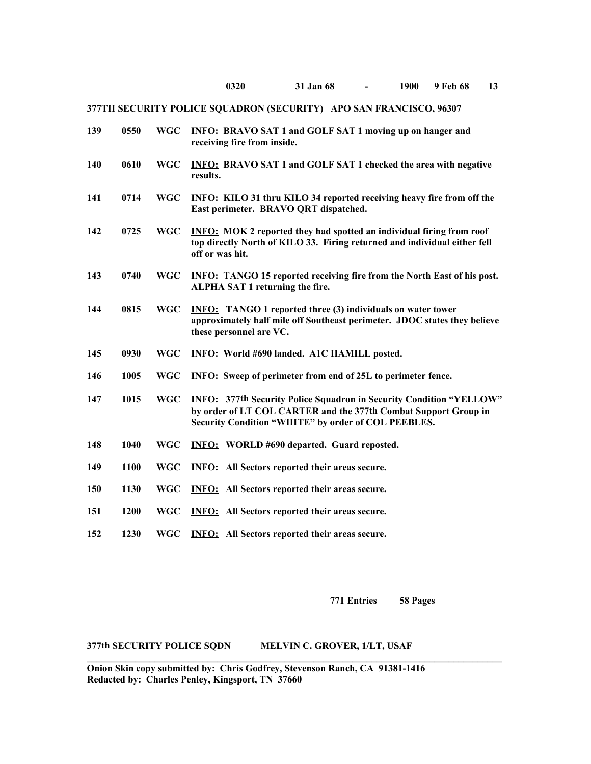**0320 31 Jan 68 - 1900 9 Feb 68 13**

**377TH SECURITY POLICE SQUADRON (SECURITY) APO SAN FRANCISCO, 96307**

| | | | |
|---|---|---|---|
| **139** | **0550** | **WGC** | **INFO: BRAVO SAT 1 and GOLF SAT 1 moving up on hanger and receiving fire from inside.** |
| **140** | **0610** | **WGC** | **INFO: BRAVO SAT 1 and GOLF SAT 1 checked the area with negative results.** |
| **141** | **0714** | **WGC** | **INFO: KILO 31 thru KILO 34 reported receiving heavy fire from off the East perimeter. BRAVO QRT dispatched.** |
| **142** | **0725** | **WGC** | **INFO: MOK 2 reported they had spotted an individual firing from roof top directly North of KILO 33. Firing returned and individual either fell off or was hit.** |
| **143** | **0740** | **WGC** | **INFO: TANGO 15 reported receiving fire from the North East of his post. ALPHA SAT 1 returning the fire.** |
| **144** | **0815** | **WGC** | **INFO: TANGO 1 reported three (3) individuals on water tower approximately half mile off Southeast perimeter. JDOC states they believe these personnel are VC.** |
| **145** | **0930** | **WGC** | **INFO: World #690 landed. A1C HAMILL posted.** |
| **146** | **1005** | **WGC** | **INFO: Sweep of perimeter from end of 25L to perimeter fence.** |
| **147** | **1015** | **WGC** | **INFO: 377th Security Police Squadron in Security Condition "YELLOW" by order of LT COL CARTER and the 377th Combat Support Group in Security Condition "WHITE" by order of COL PEEBLES.** |
| **148** | **1040** | **WGC** | **INFO: WORLD #690 departed. Guard reposted.** |
| **149** | **1100** | **WGC** | **INFO: All Sectors reported their areas secure.** |
| **150** | **1130** | **WGC** | **INFO: All Sectors reported their areas secure.** |
| **151** | **1200** | **WGC** | **INFO: All Sectors reported their areas secure.** |
| **152** | **1230** | **WGC** | **INFO: All Sectors reported their areas secure.** |

**771 Entries 58 Pages**

**377th SECURITY POLICE SQDN MELVIN C. GROVER, 1/LT, USAF**

---

**Onion Skin copy submitted by: Chris Godfrey, Stevenson Ranch, CA 91381-1416**
**Redacted by: Charles Penley, Kingsport, TN 37660**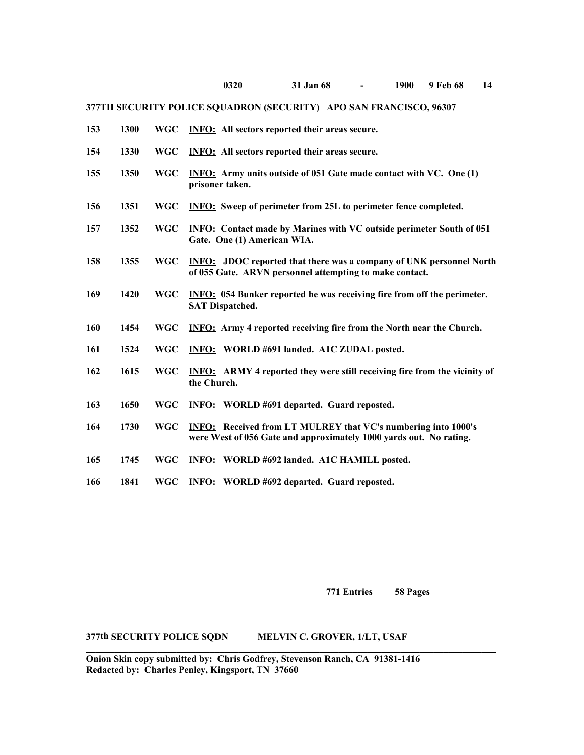**0320 31 Jan 68 - 1900 9 Feb 68**

**377TH SECURITY POLICE SQUADRON (SECURITY) APO SAN FRANCISCO, 96307**

| | | | |
|---|---|---|---|
| **153** | **1300** | **WGC** | **INFO: All sectors reported their areas secure.** |
| **154** | **1330** | **WGC** | **INFO: All sectors reported their areas secure.** |
| **155** | **1350** | **WGC** | **INFO: Army units outside of 051 Gate made contact with VC. One (1) prisoner taken.** |
| **156** | **1351** | **WGC** | **INFO: Sweep of perimeter from 25L to perimeter fence completed.** |
| **157** | **1352** | **WGC** | **INFO: Contact made by Marines with VC outside perimeter South of 051 Gate. One (1) American WIA.** |
| **158** | **1355** | **WGC** | **INFO: JDOC reported that there was a company of UNK personnel North of 055 Gate. ARVN personnel attempting to make contact.** |
| **169** | **1420** | **WGC** | **INFO: 054 Bunker reported he was receiving fire from off the perimeter. SAT Dispatched.** |
| **160** | **1454** | **WGC** | **INFO: Army 4 reported receiving fire from the North near the Church.** |
| **161** | **1524** | **WGC** | **INFO: WORLD #691 landed. A1C ZUDAL posted.** |
| **162** | **1615** | **WGC** | **INFO: ARMY 4 reported they were still receiving fire from the vicinity of the Church.** |
| **163** | **1650** | **WGC** | **INFO: WORLD #691 departed. Guard reposted.** |
| **164** | **1730** | **WGC** | **INFO: Received from LT MULREY that VC's numbering into 1000's were West of 056 Gate and approximately 1000 yards out. No rating.** |
| **165** | **1745** | **WGC** | **INFO: WORLD #692 landed. A1C HAMILL posted.** |
| **166** | **1841** | **WGC** | **INFO: WORLD #692 departed. Guard reposted.** |

**771 Entries 58 Pages**

**377th SECURITY POLICE SQDN MELVIN C. GROVER, 1/LT, USAF**

**Onion Skin copy submitted by: Chris Godfrey, Stevenson Ranch, CA 91381-1416**
**Redacted by: Charles Penley, Kingsport, TN 37660**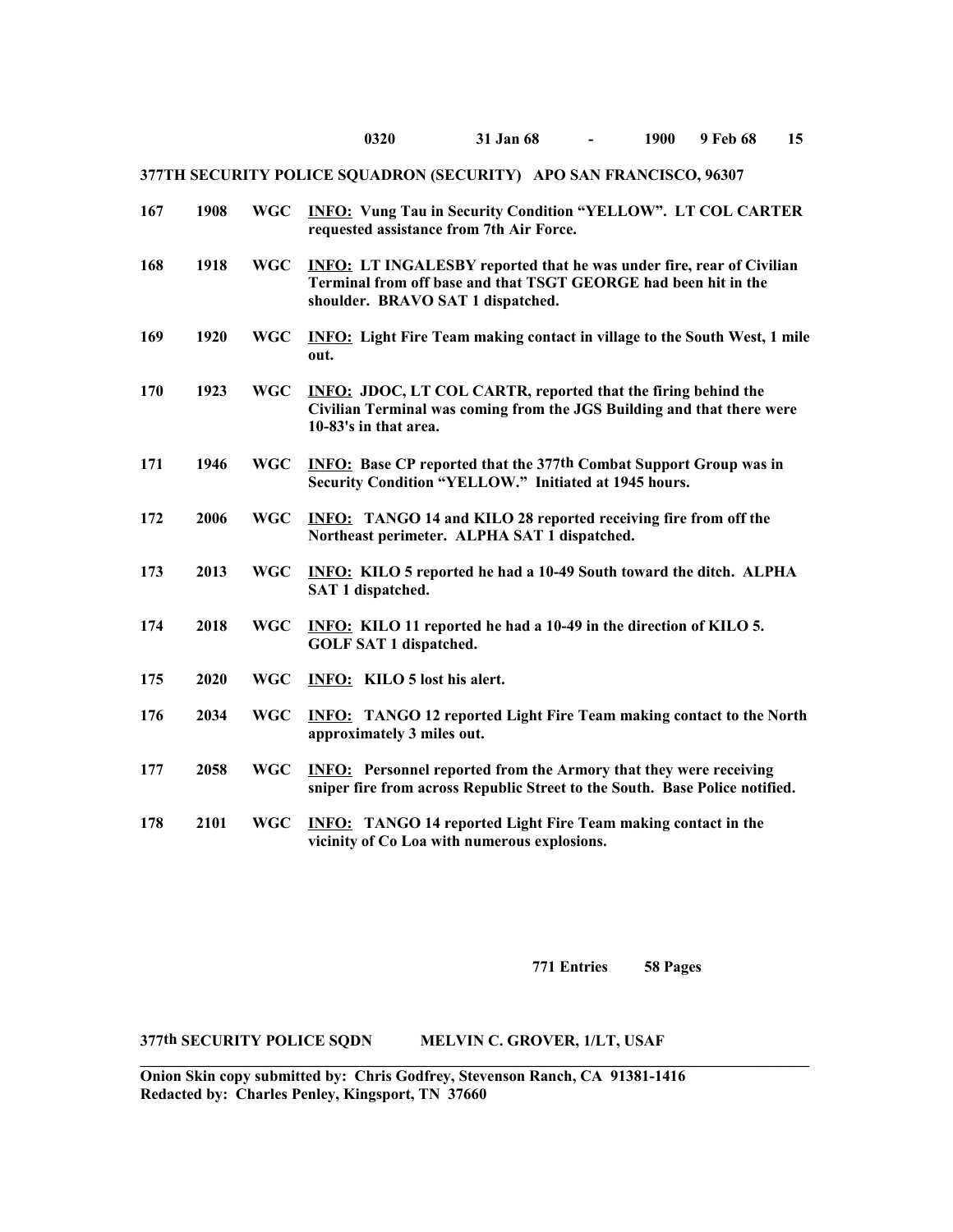**0320 31 Jan 68 - 1900 9 Feb 68 15**

**377TH SECURITY POLICE SQUADRON (SECURITY) APO SAN FRANCISCO, 96307**

| | | | |
|---|---|---|---|
| **167** | **1908** | **WGC** | **INFO: Vung Tau in Security Condition "YELLOW". LT COL CARTER requested assistance from 7th Air Force.** |
| **168** | **1918** | **WGC** | **INFO: LT INGALESBY reported that he was under fire, rear of Civilian Terminal from off base and that TSGT GEORGE had been hit in the shoulder. BRAVO SAT 1 dispatched.** |
| **169** | **1920** | **WGC** | **INFO: Light Fire Team making contact in village to the South West, 1 mile out.** |
| **170** | **1923** | **WGC** | **INFO: JDOC, LT COL CARTR, reported that the firing behind the Civilian Terminal was coming from the JGS Building and that there were 10-83's in that area.** |
| **171** | **1946** | **WGC** | **INFO: Base CP reported that the 377th Combat Support Group was in Security Condition "YELLOW." Initiated at 1945 hours.** |
| **172** | **2006** | **WGC** | **INFO: TANGO 14 and KILO 28 reported receiving fire from off the Northeast perimeter. ALPHA SAT 1 dispatched.** |
| **173** | **2013** | **WGC** | **INFO: KILO 5 reported he had a 10-49 South toward the ditch. ALPHA SAT 1 dispatched.** |
| **174** | **2018** | **WGC** | **INFO: KILO 11 reported he had a 10-49 in the direction of KILO 5. GOLF SAT 1 dispatched.** |
| **175** | **2020** | **WGC** | **INFO: KILO 5 lost his alert.** |
| **176** | **2034** | **WGC** | **INFO: TANGO 12 reported Light Fire Team making contact to the North approximately 3 miles out.** |
| **177** | **2058** | **WGC** | **INFO: Personnel reported from the Armory that they were receiving sniper fire from across Republic Street to the South. Base Police notified.** |
| **178** | **2101** | **WGC** | **INFO: TANGO 14 reported Light Fire Team making contact in the vicinity of Co Loa with numerous explosions.** |

**771 Entries 58 Pages**

**377th SECURITY POLICE SQDN MELVIN C. GROVER, 1/LT, USAF**

---

**Onion Skin copy submitted by: Chris Godfrey, Stevenson Ranch, CA 91381-1416**
**Redacted by: Charles Penley, Kingsport, TN 37660**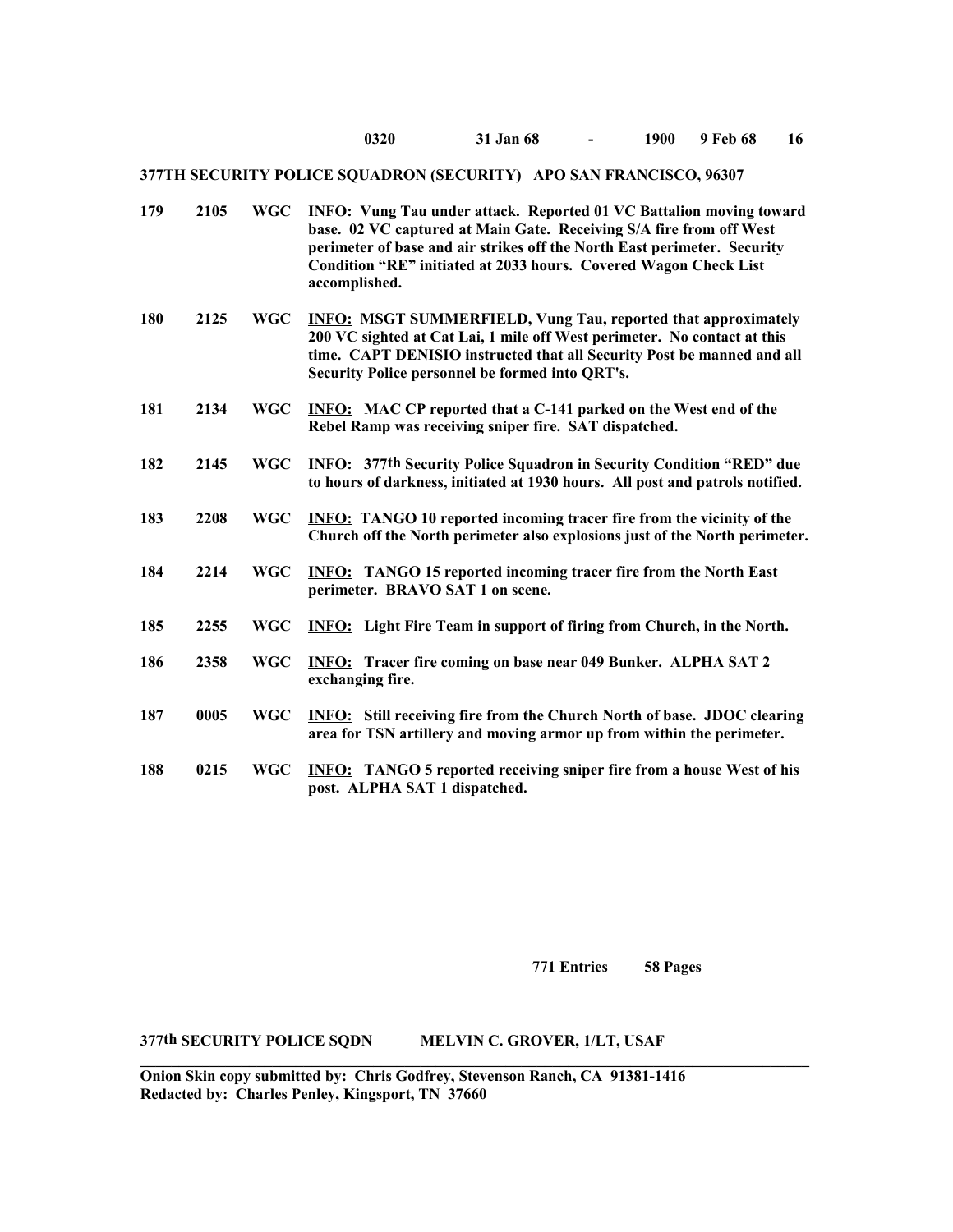**0320 31 Jan 68 - 1900 9 Feb 68**

**377TH SECURITY POLICE SQUADRON (SECURITY) APO SAN FRANCISCO, 96307**

| | | | |
|---|---|---|---|
| **179** | **2105** | **WGC** | **INFO: Vung Tau under attack. Reported 01 VC Battalion moving toward base. 02 VC captured at Main Gate. Receiving S/A fire from off West perimeter of base and air strikes off the North East perimeter. Security Condition "RE" initiated at 2033 hours. Covered Wagon Check List accomplished.** |
| **180** | **2125** | **WGC** | **INFO: MSGT SUMMERFIELD, Vung Tau, reported that approximately 200 VC sighted at Cat Lai, 1 mile off West perimeter. No contact at this time. CAPT DENISIO instructed that all Security Post be manned and all Security Police personnel be formed into QRT's.** |
| **181** | **2134** | **WGC** | **INFO: MAC CP reported that a C-141 parked on the West end of the Rebel Ramp was receiving sniper fire. SAT dispatched.** |
| **182** | **2145** | **WGC** | **INFO: 377th Security Police Squadron in Security Condition "RED" due to hours of darkness, initiated at 1930 hours. All post and patrols notified.** |
| **183** | **2208** | **WGC** | **INFO: TANGO 10 reported incoming tracer fire from the vicinity of the Church off the North perimeter also explosions just of the North perimeter.** |
| **184** | **2214** | **WGC** | **INFO: TANGO 15 reported incoming tracer fire from the North East perimeter. BRAVO SAT 1 on scene.** |
| **185** | **2255** | **WGC** | **INFO: Light Fire Team in support of firing from Church, in the North.** |
| **186** | **2358** | **WGC** | **INFO: Tracer fire coming on base near 049 Bunker. ALPHA SAT 2 exchanging fire.** |
| **187** | **0005** | **WGC** | **INFO: Still receiving fire from the Church North of base. JDOC clearing area for TSN artillery and moving armor up from within the perimeter.** |
| **188** | **0215** | **WGC** | **INFO: TANGO 5 reported receiving sniper fire from a house West of his post. ALPHA SAT 1 dispatched.** |

**771 Entries 58 Pages**

**377th SECURITY POLICE SQDN MELVIN C. GROVER, 1/LT, USAF**

---

**Onion Skin copy submitted by: Chris Godfrey, Stevenson Ranch, CA 91381-1416**
**Redacted by: Charles Penley, Kingsport, TN 37660**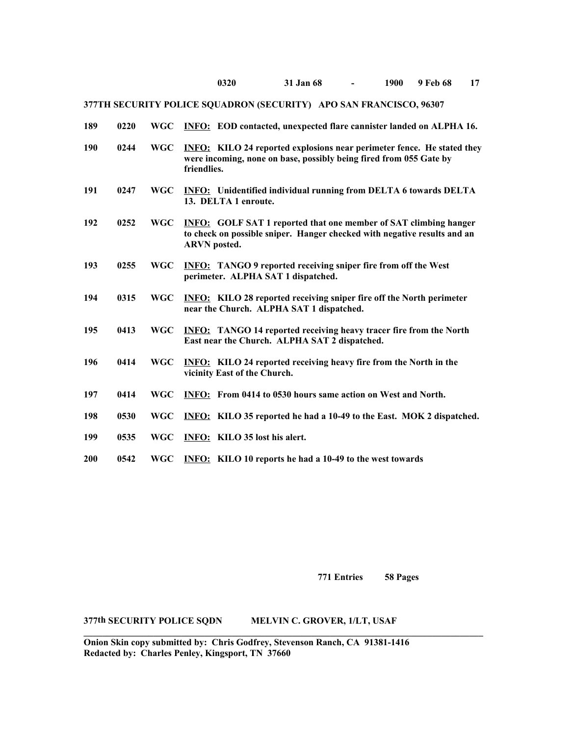**0320 31 Jan 68 - 1900 9 Feb 68**

**377TH SECURITY POLICE SQUADRON (SECURITY) APO SAN FRANCISCO, 96307**

| | | | |
|---|---|---|---|
| **189** | **0220** | **WGC** | **INFO: EOD contacted, unexpected flare cannister landed on ALPHA 16.** |
| **190** | **0244** | **WGC** | **INFO: KILO 24 reported explosions near perimeter fence. He stated they were incoming, none on base, possibly being fired from 055 Gate by friendlies.** |
| **191** | **0247** | **WGC** | **INFO: Unidentified individual running from DELTA 6 towards DELTA 13. DELTA 1 enroute.** |
| **192** | **0252** | **WGC** | **INFO: GOLF SAT 1 reported that one member of SAT climbing hanger to check on possible sniper. Hanger checked with negative results and an ARVN posted.** |
| **193** | **0255** | **WGC** | **INFO: TANGO 9 reported receiving sniper fire from off the West perimeter. ALPHA SAT 1 dispatched.** |
| **194** | **0315** | **WGC** | **INFO: KILO 28 reported receiving sniper fire off the North perimeter near the Church. ALPHA SAT 1 dispatched.** |
| **195** | **0413** | **WGC** | **INFO: TANGO 14 reported receiving heavy tracer fire from the North East near the Church. ALPHA SAT 2 dispatched.** |
| **196** | **0414** | **WGC** | **INFO: KILO 24 reported receiving heavy fire from the North in the vicinity East of the Church.** |
| **197** | **0414** | **WGC** | **INFO: From 0414 to 0530 hours same action on West and North.** |
| **198** | **0530** | **WGC** | **INFO: KILO 35 reported he had a 10-49 to the East. MOK 2 dispatched.** |
| **199** | **0535** | **WGC** | **INFO: KILO 35 lost his alert.** |
| **200** | **0542** | **WGC** | **INFO: KILO 10 reports he had a 10-49 to the west towards** |

**771 Entries 58 Pages**

**377th SECURITY POLICE SQDN MELVIN C. GROVER, 1/LT, USAF**

---

**Onion Skin copy submitted by: Chris Godfrey, Stevenson Ranch, CA 91381-1416**
**Redacted by: Charles Penley, Kingsport, TN 37660**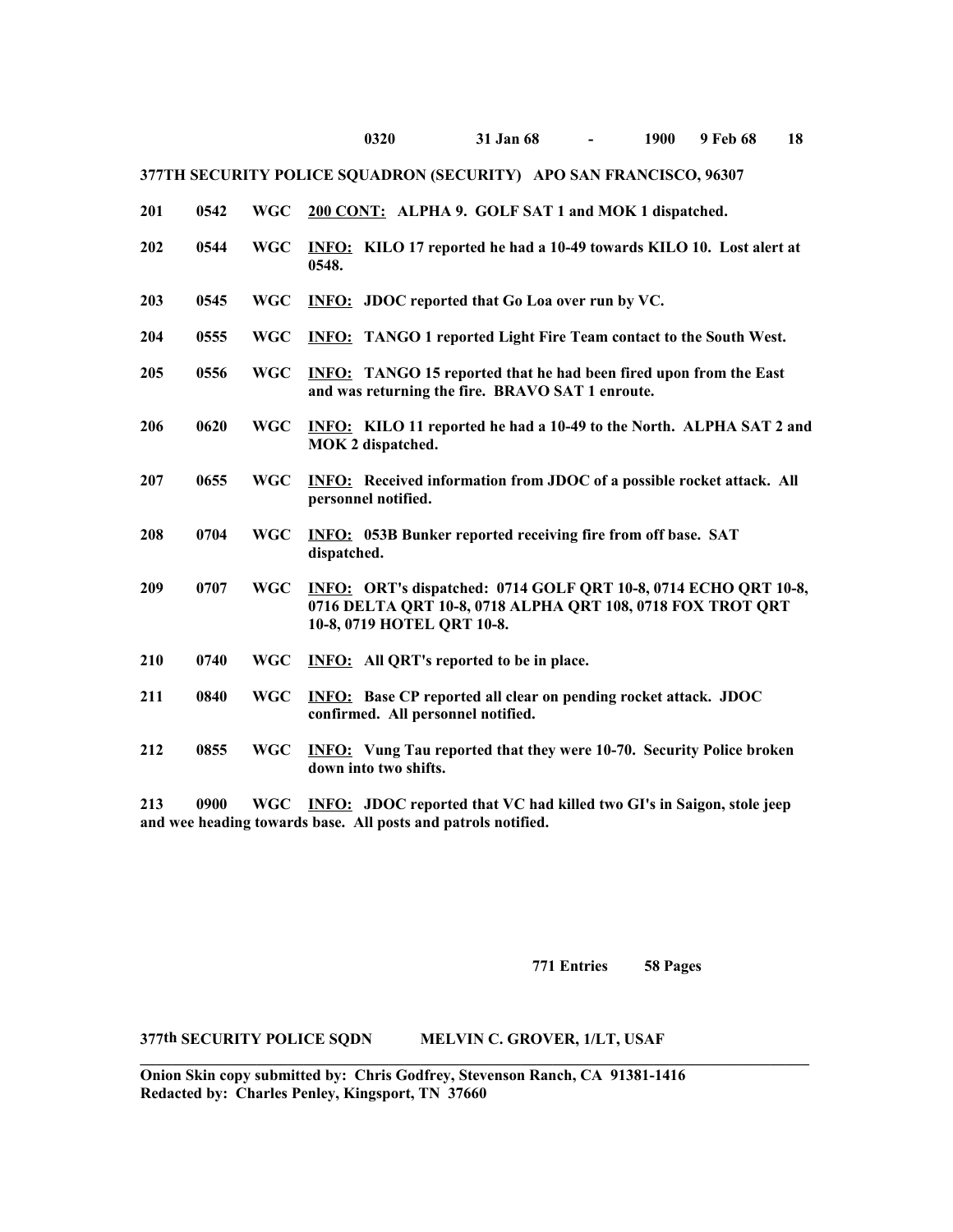**0320 31 Jan 68 - 1900 9 Feb 68 18**

**377TH SECURITY POLICE SQUADRON (SECURITY) APO SAN FRANCISCO, 96307**

**201 0542 WGC** **200 CONT: ALPHA 9. GOLF SAT 1 and MOK 1 dispatched.**

**202 0544 WGC** **INFO: KILO 17 reported he had a 10-49 towards KILO 10. Lost alert at 0548.**

**203 0545 WGC** **INFO: JDOC reported that Go Loa over run by VC.**

**204 0555 WGC** **INFO: TANGO 1 reported Light Fire Team contact to the South West.**

**205 0556 WGC** **INFO: TANGO 15 reported that he had been fired upon from the East and was returning the fire. BRAVO SAT 1 enroute.**

**206 0620 WGC** **INFO: KILO 11 reported he had a 10-49 to the North. ALPHA SAT 2 and MOK 2 dispatched.**

**207 0655 WGC** **INFO: Received information from JDOC of a possible rocket attack. All personnel notified.**

**208 0704 WGC** **INFO: 053B Bunker reported receiving fire from off base. SAT dispatched.**

**209 0707 WGC** **INFO: ORT's dispatched: 0714 GOLF QRT 10-8, 0714 ECHO QRT 10-8, 0716 DELTA QRT 10-8, 0718 ALPHA QRT 108, 0718 FOX TROT QRT 10-8, 0719 HOTEL QRT 10-8.**

**210 0740 WGC** **INFO: All QRT's reported to be in place.**

**211 0840 WGC** **INFO: Base CP reported all clear on pending rocket attack. JDOC confirmed. All personnel notified.**

**212 0855 WGC** **INFO: Vung Tau reported that they were 10-70. Security Police broken down into two shifts.**

**213 0900 WGC** **INFO: JDOC reported that VC had killed two GI's in Saigon, stole jeep and wee heading towards base. All posts and patrols notified.**

**771 Entries 58 Pages**

**377th SECURITY POLICE SQDN MELVIN C. GROVER, 1/LT, USAF**

---

**Onion Skin copy submitted by: Chris Godfrey, Stevenson Ranch, CA 91381-1416**
**Redacted by: Charles Penley, Kingsport, TN 37660**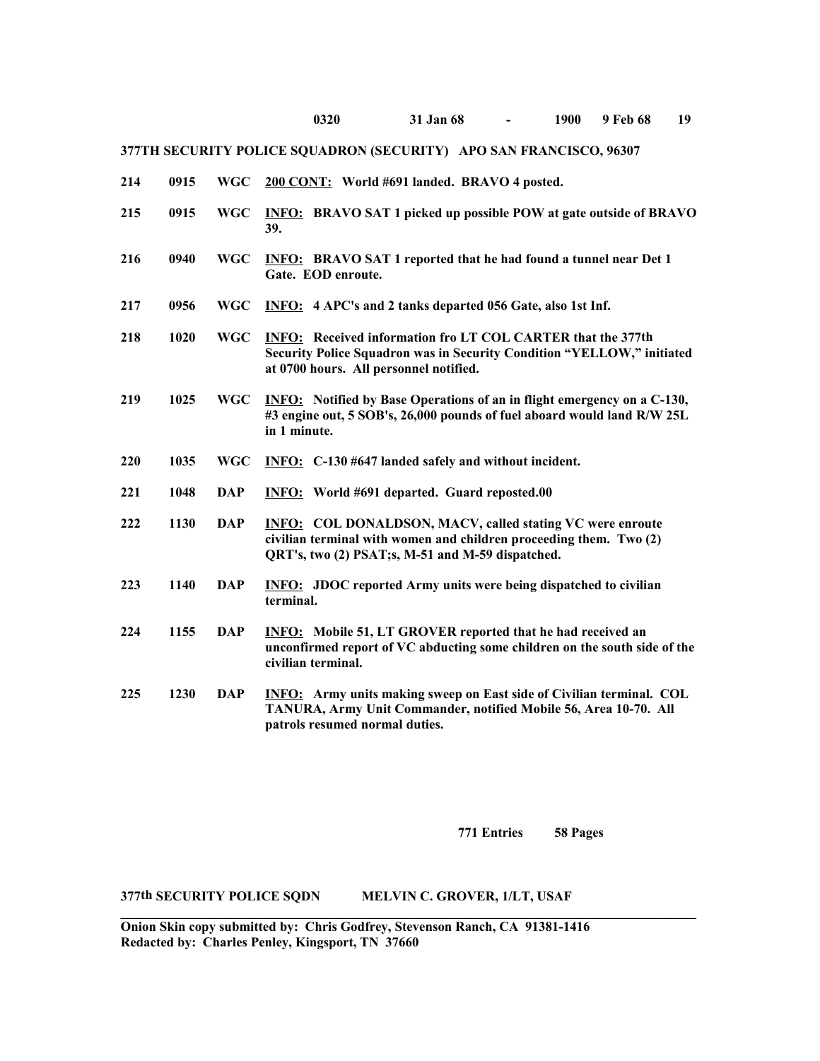0320 31 Jan 68 - 1900 9 Feb 68 19

**377TH SECURITY POLICE SQUADRON (SECURITY) APO SAN FRANCISCO, 96307**

| | | | |
|---|---|---|---|
| **214** | **0915** | **WGC** | **200 CONT: World #691 landed. BRAVO 4 posted.** |
| **215** | **0915** | **WGC** | **INFO: BRAVO SAT 1 picked up possible POW at gate outside of BRAVO 39.** |
| **216** | **0940** | **WGC** | **INFO: BRAVO SAT 1 reported that he had found a tunnel near Det 1 Gate. EOD enroute.** |
| **217** | **0956** | **WGC** | **INFO: 4 APC's and 2 tanks departed 056 Gate, also 1st Inf.** |
| **218** | **1020** | **WGC** | **INFO: Received information fro LT COL CARTER that the 377th Security Police Squadron was in Security Condition "YELLOW," initiated at 0700 hours. All personnel notified.** |
| **219** | **1025** | **WGC** | **INFO: Notified by Base Operations of an in flight emergency on a C-130, #3 engine out, 5 SOB's, 26,000 pounds of fuel aboard would land R/W 25L in 1 minute.** |
| **220** | **1035** | **WGC** | **INFO: C-130 #647 landed safely and without incident.** |
| **221** | **1048** | **DAP** | **INFO: World #691 departed. Guard reposted.00** |
| **222** | **1130** | **DAP** | **INFO: COL DONALDSON, MACV, called stating VC were enroute civilian terminal with women and children proceeding them. Two (2) QRT's, two (2) PSAT;s, M-51 and M-59 dispatched.** |
| **223** | **1140** | **DAP** | **INFO: JDOC reported Army units were being dispatched to civilian terminal.** |
| **224** | **1155** | **DAP** | **INFO: Mobile 51, LT GROVER reported that he had received an unconfirmed report of VC abducting some children on the south side of the civilian terminal.** |
| **225** | **1230** | **DAP** | **INFO: Army units making sweep on East side of Civilian terminal. COL TANURA, Army Unit Commander, notified Mobile 56, Area 10-70. All patrols resumed normal duties.** |

**771 Entries 58 Pages**

**377th SECURITY POLICE SQDN MELVIN C. GROVER, 1/LT, USAF**

---

**Onion Skin copy submitted by: Chris Godfrey, Stevenson Ranch, CA 91381-1416**
**Redacted by: Charles Penley, Kingsport, TN 37660**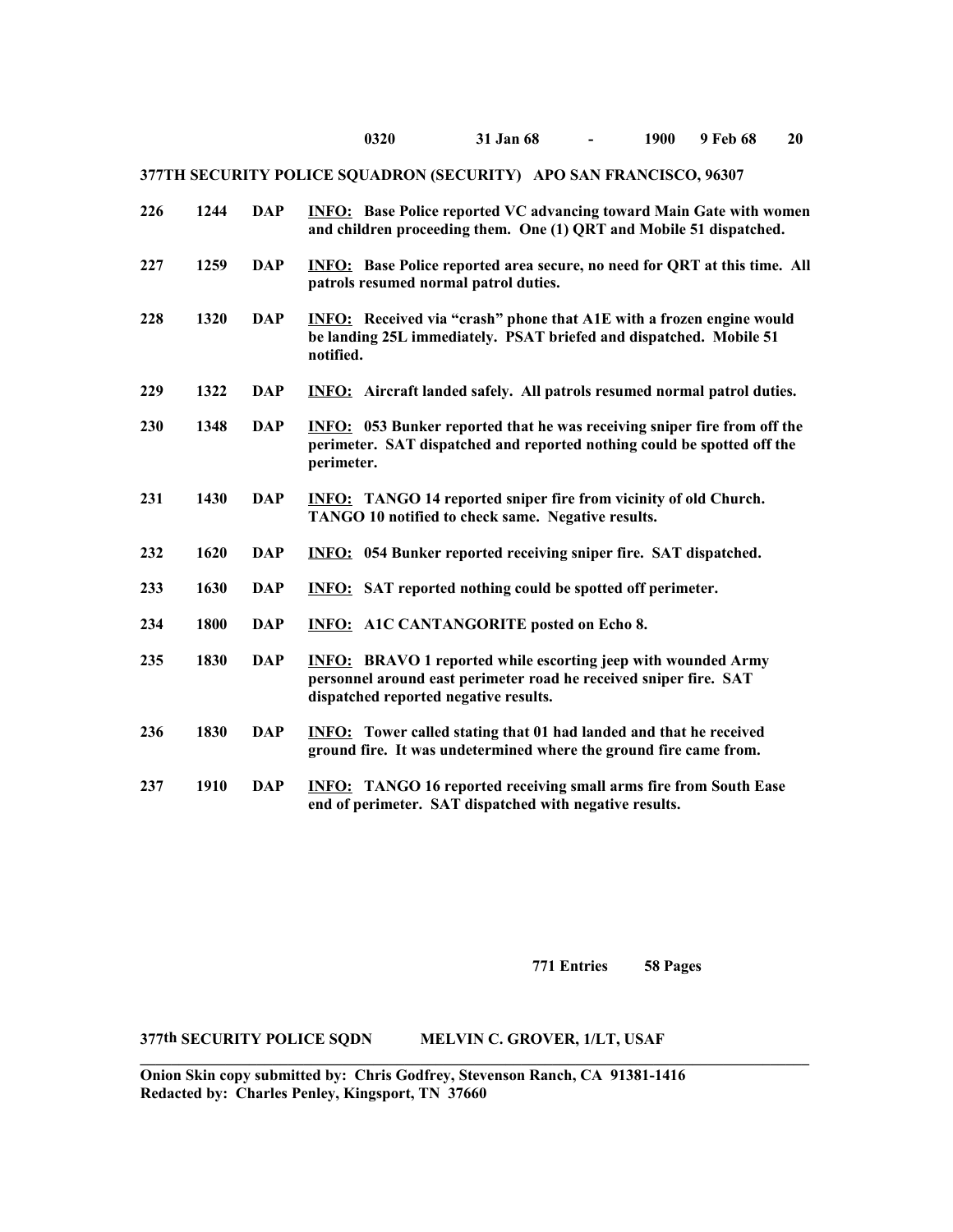**0320 31 Jan 68 - 1900 9 Feb 68**

**377TH SECURITY POLICE SQUADRON (SECURITY) APO SAN FRANCISCO, 96307**

| | | | |
|---|---|---|---|
| **226** | **1244** | **DAP** | **INFO:** **Base Police reported VC advancing toward Main Gate with women and children proceeding them. One (1) QRT and Mobile 51 dispatched.** |
| **227** | **1259** | **DAP** | **INFO:** **Base Police reported area secure, no need for QRT at this time. All patrols resumed normal patrol duties.** |
| **228** | **1320** | **DAP** | **INFO:** **Received via "crash" phone that A1E with a frozen engine would be landing 25L immediately. PSAT briefed and dispatched. Mobile 51 notified.** |
| **229** | **1322** | **DAP** | **INFO:** **Aircraft landed safely. All patrols resumed normal patrol duties.** |
| **230** | **1348** | **DAP** | **INFO:** **053 Bunker reported that he was receiving sniper fire from off the perimeter. SAT dispatched and reported nothing could be spotted off the perimeter.** |
| **231** | **1430** | **DAP** | **INFO:** **TANGO 14 reported sniper fire from vicinity of old Church. TANGO 10 notified to check same. Negative results.** |
| **232** | **1620** | **DAP** | **INFO:** **054 Bunker reported receiving sniper fire. SAT dispatched.** |
| **233** | **1630** | **DAP** | **INFO:** **SAT reported nothing could be spotted off perimeter.** |
| **234** | **1800** | **DAP** | **INFO:** **A1C CANTANGORITE posted on Echo 8.** |
| **235** | **1830** | **DAP** | **INFO:** **BRAVO 1 reported while escorting jeep with wounded Army personnel around east perimeter road he received sniper fire. SAT dispatched reported negative results.** |
| **236** | **1830** | **DAP** | **INFO:** **Tower called stating that 01 had landed and that he received ground fire. It was undetermined where the ground fire came from.** |
| **237** | **1910** | **DAP** | **INFO:** **TANGO 16 reported receiving small arms fire from South Ease end of perimeter. SAT dispatched with negative results.** |

**771 Entries 58 Pages**

**377th SECURITY POLICE SQDN MELVIN C. GROVER, 1/LT, USAF**

**Onion Skin copy submitted by: Chris Godfrey, Stevenson Ranch, CA 91381-1416**
**Redacted by: Charles Penley, Kingsport, TN 37660**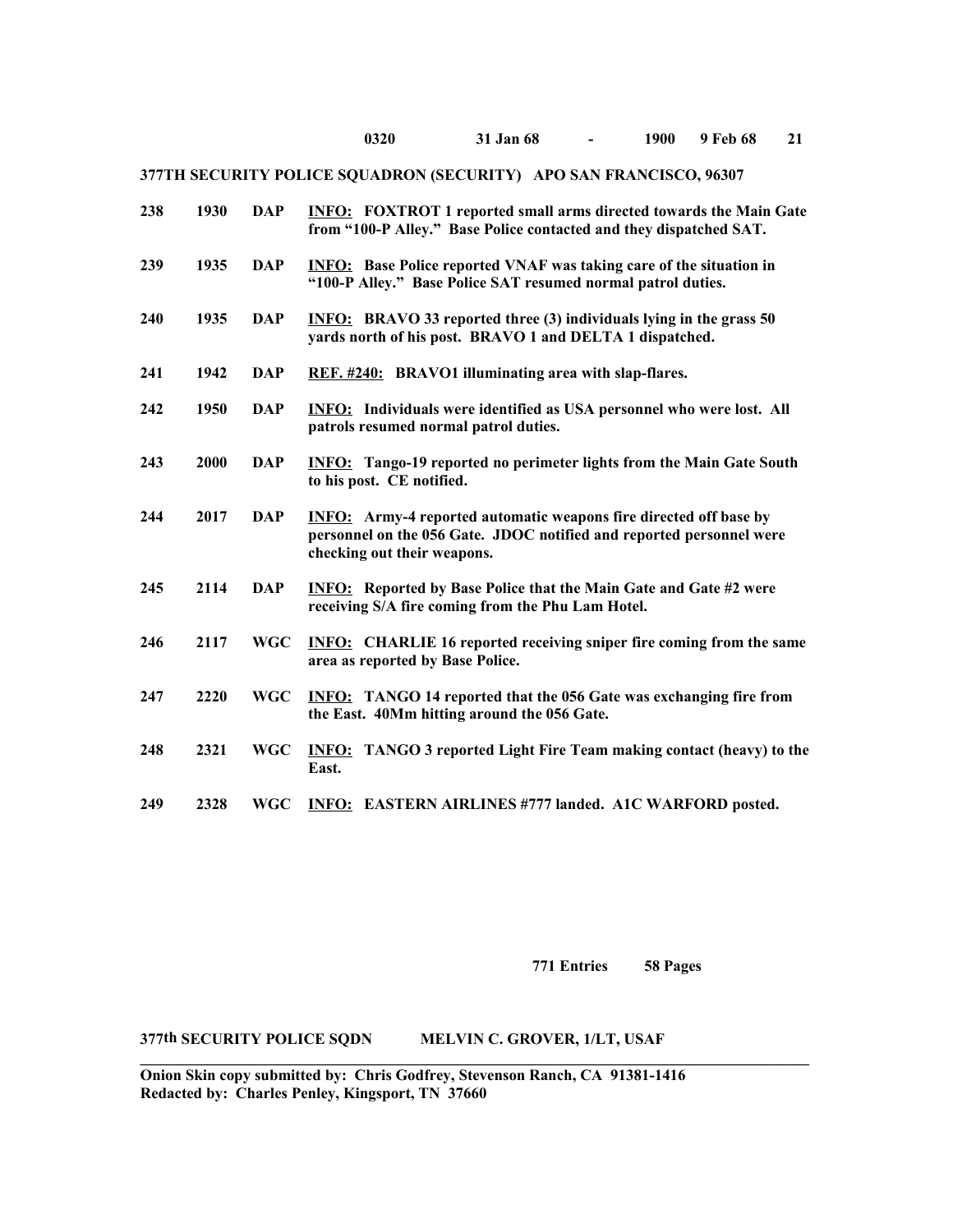**0320 31 Jan 68 - 1900 9 Feb 68**

**377TH SECURITY POLICE SQUADRON (SECURITY) APO SAN FRANCISCO, 96307**

| | | | |
|---|---|---|---|
| **238** | **1930** | **DAP** | **INFO: FOXTROT 1 reported small arms directed towards the Main Gate from "100-P Alley." Base Police contacted and they dispatched SAT.** |
| **239** | **1935** | **DAP** | **INFO: Base Police reported VNAF was taking care of the situation in "100-P Alley." Base Police SAT resumed normal patrol duties.** |
| **240** | **1935** | **DAP** | **INFO: BRAVO 33 reported three (3) individuals lying in the grass 50 yards north of his post. BRAVO 1 and DELTA 1 dispatched.** |
| **241** | **1942** | **DAP** | **REF. #240: BRAVO1 illuminating area with slap-flares.** |
| **242** | **1950** | **DAP** | **INFO: Individuals were identified as USA personnel who were lost. All patrols resumed normal patrol duties.** |
| **243** | **2000** | **DAP** | **INFO: Tango-19 reported no perimeter lights from the Main Gate South to his post. CE notified.** |
| **244** | **2017** | **DAP** | **INFO: Army-4 reported automatic weapons fire directed off base by personnel on the 056 Gate. JDOC notified and reported personnel were checking out their weapons.** |
| **245** | **2114** | **DAP** | **INFO: Reported by Base Police that the Main Gate and Gate #2 were receiving S/A fire coming from the Phu Lam Hotel.** |
| **246** | **2117** | **WGC** | **INFO: CHARLIE 16 reported receiving sniper fire coming from the same area as reported by Base Police.** |
| **247** | **2220** | **WGC** | **INFO: TANGO 14 reported that the 056 Gate was exchanging fire from the East. 40Mm hitting around the 056 Gate.** |
| **248** | **2321** | **WGC** | **INFO: TANGO 3 reported Light Fire Team making contact (heavy) to the East.** |
| **249** | **2328** | **WGC** | **INFO: EASTERN AIRLINES #777 landed. A1C WARFORD posted.** |

**771 Entries 58 Pages**

**377th SECURITY POLICE SQDN MELVIN C. GROVER, 1/LT, USAF**

---

**Onion Skin copy submitted by: Chris Godfrey, Stevenson Ranch, CA 91381-1416**
**Redacted by: Charles Penley, Kingsport, TN 37660**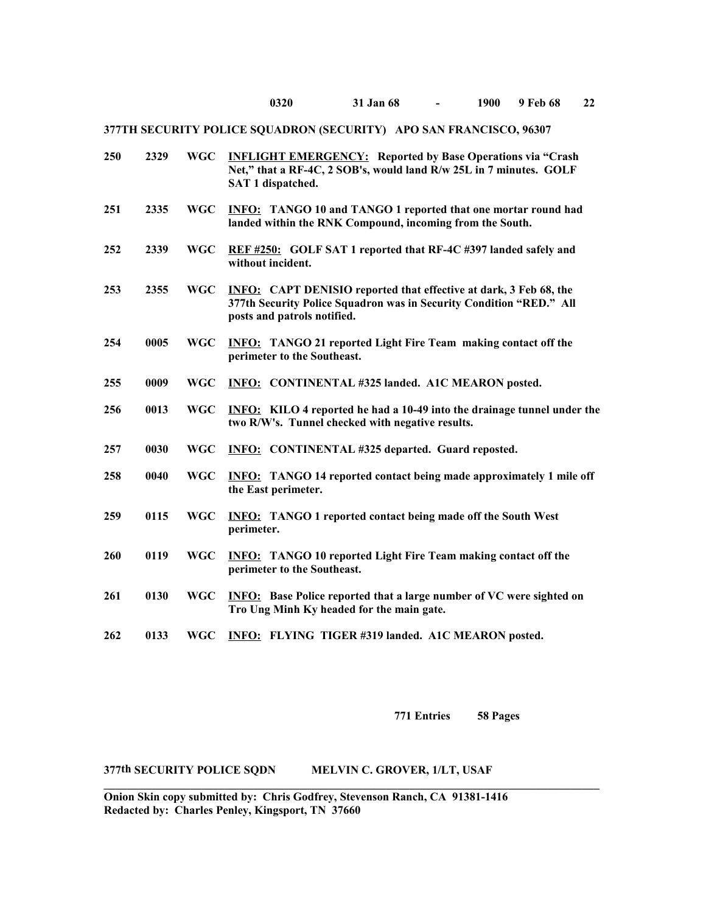**0320 31 Jan 68 - 1900 9 Feb 68**

**377TH SECURITY POLICE SQUADRON (SECURITY) APO SAN FRANCISCO, 96307**

| | | | |
|---|---|---|---|
| **250** | **2329** | **WGC** | **<u>INFLIGHT EMERGENCY:</u> Reported by Base Operations via "Crash Net," that a RF-4C, 2 SOB's, would land R/w 25L in 7 minutes. GOLF SAT 1 dispatched.** |
| **251** | **2335** | **WGC** | **<u>INFO:</u> TANGO 10 and TANGO 1 reported that one mortar round had landed within the RNK Compound, incoming from the South.** |
| **252** | **2339** | **WGC** | **<u>REF #250:</u> GOLF SAT 1 reported that RF-4C #397 landed safely and without incident.** |
| **253** | **2355** | **WGC** | **<u>INFO:</u> CAPT DENISIO reported that effective at dark, 3 Feb 68, the 377th Security Police Squadron was in Security Condition "RED." All posts and patrols notified.** |
| **254** | **0005** | **WGC** | **<u>INFO:</u> TANGO 21 reported Light Fire Team making contact off the perimeter to the Southeast.** |
| **255** | **0009** | **WGC** | **<u>INFO:</u> CONTINENTAL #325 landed. A1C MEARON posted.** |
| **256** | **0013** | **WGC** | **<u>INFO:</u> KILO 4 reported he had a 10-49 into the drainage tunnel under the two R/W's. Tunnel checked with negative results.** |
| **257** | **0030** | **WGC** | **<u>INFO:</u> CONTINENTAL #325 departed. Guard reposted.** |
| **258** | **0040** | **WGC** | **<u>INFO:</u> TANGO 14 reported contact being made approximately 1 mile off the East perimeter.** |
| **259** | **0115** | **WGC** | **<u>INFO:</u> TANGO 1 reported contact being made off the South West perimeter.** |
| **260** | **0119** | **WGC** | **<u>INFO:</u> TANGO 10 reported Light Fire Team making contact off the perimeter to the Southeast.** |
| **261** | **0130** | **WGC** | **<u>INFO:</u> Base Police reported that a large number of VC were sighted on Tro Ung Minh Ky headed for the main gate.** |
| **262** | **0133** | **WGC** | **<u>INFO:</u> FLYING TIGER #319 landed. A1C MEARON posted.** |

**771 Entries 58 Pages**

**377th SECURITY POLICE SQDN MELVIN C. GROVER, 1/LT, USAF**

---

**Onion Skin copy submitted by: Chris Godfrey, Stevenson Ranch, CA 91381-1416**
**Redacted by: Charles Penley, Kingsport, TN 37660**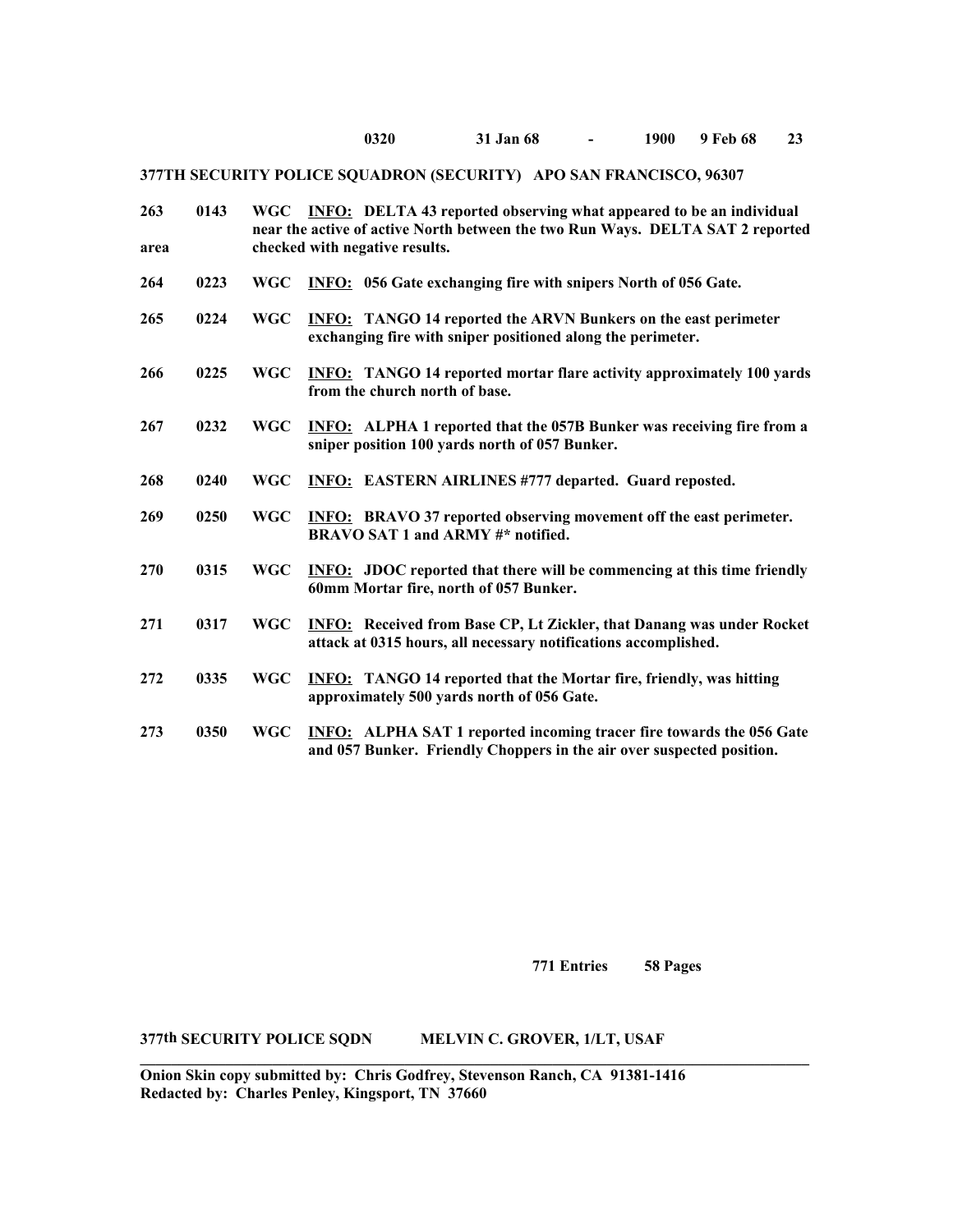**0320 31 Jan 68 - 1900 9 Feb 68**

**377TH SECURITY POLICE SQUADRON (SECURITY) APO SAN FRANCISCO, 96307**

| | | | |
|---|---|---|---|
| **263** | **0143** | **WGC** | **INFO: DELTA 43 reported observing what appeared to be an individual near the active of active North between the two Run Ways. DELTA SAT 2 reported area checked with negative results.** |
| **264** | **0223** | **WGC** | **INFO: 056 Gate exchanging fire with snipers North of 056 Gate.** |
| **265** | **0224** | **WGC** | **INFO: TANGO 14 reported the ARVN Bunkers on the east perimeter exchanging fire with sniper positioned along the perimeter.** |
| **266** | **0225** | **WGC** | **INFO: TANGO 14 reported mortar flare activity approximately 100 yards from the church north of base.** |
| **267** | **0232** | **WGC** | **INFO: ALPHA 1 reported that the 057B Bunker was receiving fire from a sniper position 100 yards north of 057 Bunker.** |
| **268** | **0240** | **WGC** | **INFO: EASTERN AIRLINES #777 departed. Guard reposted.** |
| **269** | **0250** | **WGC** | **INFO: BRAVO 37 reported observing movement off the east perimeter. BRAVO SAT 1 and ARMY #* notified.** |
| **270** | **0315** | **WGC** | **INFO: JDOC reported that there will be commencing at this time friendly 60mm Mortar fire, north of 057 Bunker.** |
| **271** | **0317** | **WGC** | **INFO: Received from Base CP, Lt Zickler, that Danang was under Rocket attack at 0315 hours, all necessary notifications accomplished.** |
| **272** | **0335** | **WGC** | **INFO: TANGO 14 reported that the Mortar fire, friendly, was hitting approximately 500 yards north of 056 Gate.** |
| **273** | **0350** | **WGC** | **INFO: ALPHA SAT 1 reported incoming tracer fire towards the 056 Gate and 057 Bunker. Friendly Choppers in the air over suspected position.** |

**771 Entries 58 Pages**

**377th SECURITY POLICE SQDN MELVIN C. GROVER, 1/LT, USAF**

---

**Onion Skin copy submitted by: Chris Godfrey, Stevenson Ranch, CA 91381-1416**
**Redacted by: Charles Penley, Kingsport, TN 37660**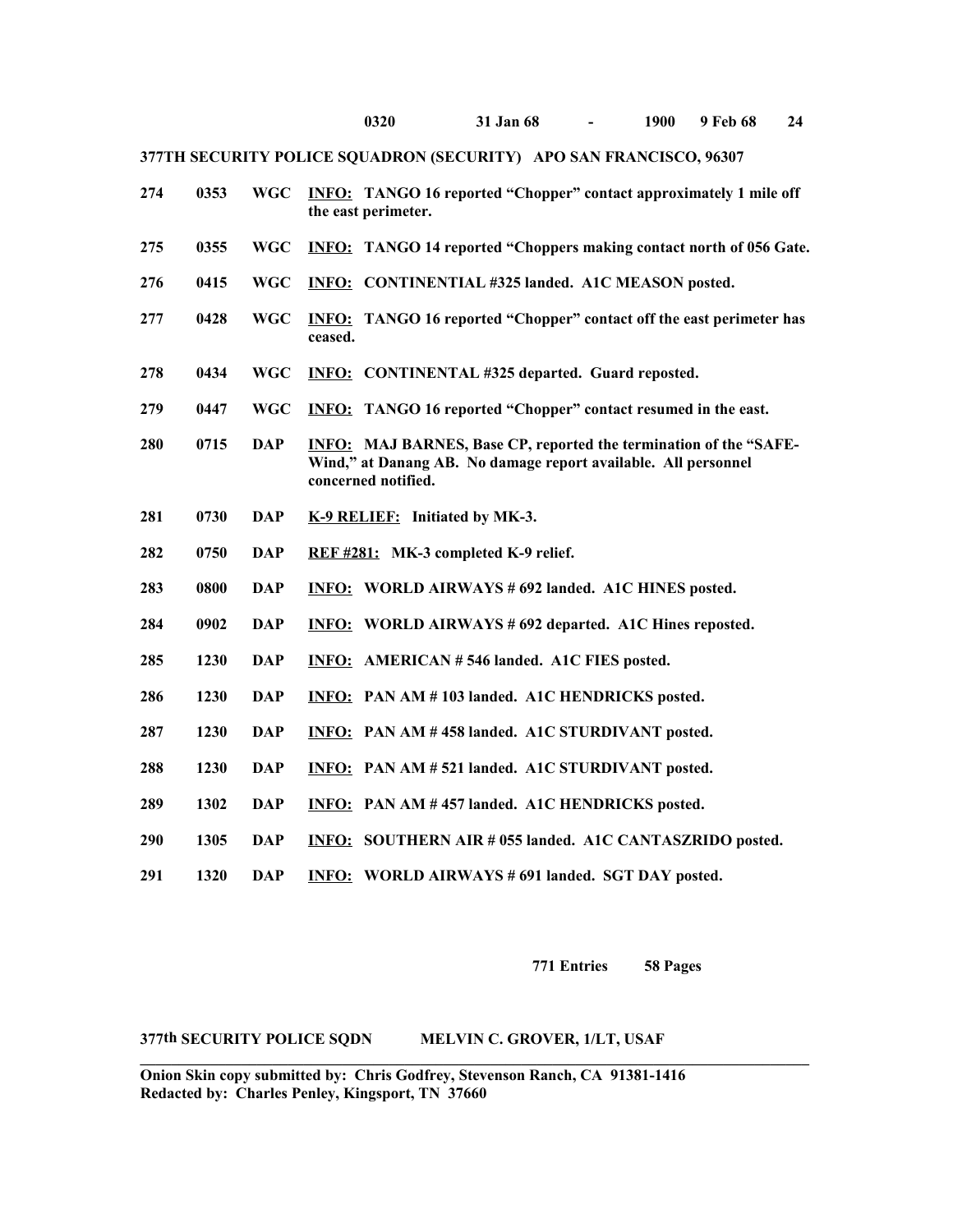**0320 31 Jan 68 - 1900 9 Feb 68**

**377TH SECURITY POLICE SQUADRON (SECURITY) APO SAN FRANCISCO, 96307**

| | | | |
|---|---|---|---|
| **274** | **0353** | **WGC** | **INFO: TANGO 16 reported "Chopper" contact approximately 1 mile off the east perimeter.** |
| **275** | **0355** | **WGC** | **INFO: TANGO 14 reported "Choppers making contact north of 056 Gate.** |
| **276** | **0415** | **WGC** | **INFO: CONTINENTIAL #325 landed. A1C MEASON posted.** |
| **277** | **0428** | **WGC** | **INFO: TANGO 16 reported "Chopper" contact off the east perimeter has ceased.** |
| **278** | **0434** | **WGC** | **INFO: CONTINENTAL #325 departed. Guard reposted.** |
| **279** | **0447** | **WGC** | **INFO: TANGO 16 reported "Chopper" contact resumed in the east.** |
| **280** | **0715** | **DAP** | **INFO: MAJ BARNES, Base CP, reported the termination of the "SAFE-Wind," at Danang AB. No damage report available. All personnel concerned notified.** |
| **281** | **0730** | **DAP** | **K-9 RELIEF: Initiated by MK-3.** |
| **282** | **0750** | **DAP** | **REF #281: MK-3 completed K-9 relief.** |
| **283** | **0800** | **DAP** | **INFO: WORLD AIRWAYS # 692 landed. A1C HINES posted.** |
| **284** | **0902** | **DAP** | **INFO: WORLD AIRWAYS # 692 departed. A1C Hines reposted.** |
| **285** | **1230** | **DAP** | **INFO: AMERICAN # 546 landed. A1C FIES posted.** |
| **286** | **1230** | **DAP** | **INFO: PAN AM # 103 landed. A1C HENDRICKS posted.** |
| **287** | **1230** | **DAP** | **INFO: PAN AM # 458 landed. A1C STURDIVANT posted.** |
| **288** | **1230** | **DAP** | **INFO: PAN AM # 521 landed. A1C STURDIVANT posted.** |
| **289** | **1302** | **DAP** | **INFO: PAN AM # 457 landed. A1C HENDRICKS posted.** |
| **290** | **1305** | **DAP** | **INFO: SOUTHERN AIR # 055 landed. A1C CANTASZRIDO posted.** |
| **291** | **1320** | **DAP** | **INFO: WORLD AIRWAYS # 691 landed. SGT DAY posted.** |

**771 Entries 58 Pages**

**377th SECURITY POLICE SQDN MELVIN C. GROVER, 1/LT, USAF**

**Onion Skin copy submitted by: Chris Godfrey, Stevenson Ranch, CA 91381-1416**
**Redacted by: Charles Penley, Kingsport, TN 37660**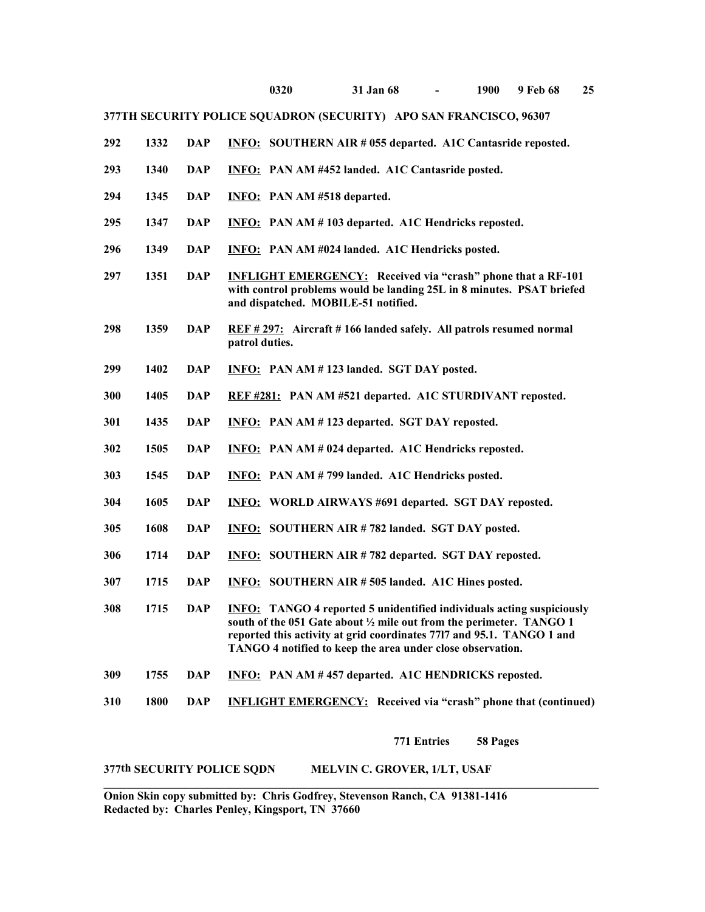**0320 31 Jan 68 - 1900 9 Feb 68**

**377TH SECURITY POLICE SQUADRON (SECURITY) APO SAN FRANCISCO, 96307**

| | | | |
|---|---|---|---|
| **292** | **1332** | **DAP** | **INFO: SOUTHERN AIR # 055 departed. A1C Cantasride reposted.** |
| **293** | **1340** | **DAP** | **INFO: PAN AM #452 landed. A1C Cantasride posted.** |
| **294** | **1345** | **DAP** | **INFO: PAN AM #518 departed.** |
| **295** | **1347** | **DAP** | **INFO: PAN AM # 103 departed. A1C Hendricks reposted.** |
| **296** | **1349** | **DAP** | **INFO: PAN AM #024 landed. A1C Hendricks posted.** |
| **297** | **1351** | **DAP** | **INFLIGHT EMERGENCY: Received via "crash" phone that a RF-101 with control problems would be landing 25L in 8 minutes. PSAT briefed and dispatched. MOBILE-51 notified.** |
| **298** | **1359** | **DAP** | **REF # 297: Aircraft # 166 landed safely. All patrols resumed normal patrol duties.** |
| **299** | **1402** | **DAP** | **INFO: PAN AM # 123 landed. SGT DAY posted.** |
| **300** | **1405** | **DAP** | **REF #281: PAN AM #521 departed. A1C STURDIVANT reposted.** |
| **301** | **1435** | **DAP** | **INFO: PAN AM # 123 departed. SGT DAY reposted.** |
| **302** | **1505** | **DAP** | **INFO: PAN AM # 024 departed. A1C Hendricks reposted.** |
| **303** | **1545** | **DAP** | **INFO: PAN AM # 799 landed. A1C Hendricks posted.** |
| **304** | **1605** | **DAP** | **INFO: WORLD AIRWAYS #691 departed. SGT DAY reposted.** |
| **305** | **1608** | **DAP** | **INFO: SOUTHERN AIR # 782 landed. SGT DAY posted.** |
| **306** | **1714** | **DAP** | **INFO: SOUTHERN AIR # 782 departed. SGT DAY reposted.** |
| **307** | **1715** | **DAP** | **INFO: SOUTHERN AIR # 505 landed. A1C Hines posted.** |
| **308** | **1715** | **DAP** | **INFO: TANGO 4 reported 5 unidentified individuals acting suspiciously south of the 051 Gate about ½ mile out from the perimeter. TANGO 1 reported this activity at grid coordinates 77l7 and 95.1. TANGO 1 and TANGO 4 notified to keep the area under close observation.** |
| **309** | **1755** | **DAP** | **INFO: PAN AM # 457 departed. A1C HENDRICKS reposted.** |
| **310** | **1800** | **DAP** | **INFLIGHT EMERGENCY: Received via "crash" phone that (continued)** |

**771 Entries 58 Pages**

**377th SECURITY POLICE SQDN MELVIN C. GROVER, 1/LT, USAF**

---

**Onion Skin copy submitted by: Chris Godfrey, Stevenson Ranch, CA 91381-1416**
**Redacted by: Charles Penley, Kingsport, TN 37660**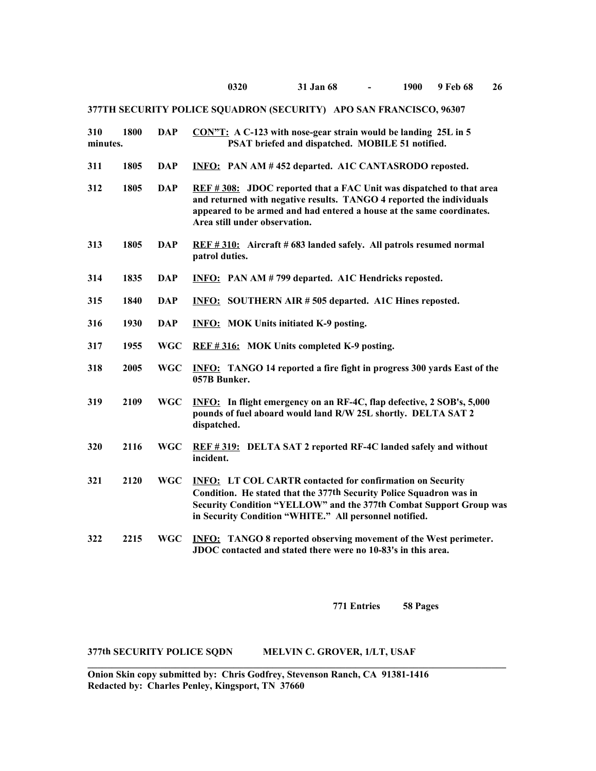**0320 31 Jan 68 - 1900 9 Feb 68 26**

**377TH SECURITY POLICE SQUADRON (SECURITY) APO SAN FRANCISCO, 96307**

| | | | |
|---|---|---|---|
| **310** | **1800** | **DAP** | **CON"T: A C-123 with nose-gear strain would be landing 25L in 5 minutes. PSAT briefed and dispatched. MOBILE 51 notified.** |
| **311** | **1805** | **DAP** | **INFO: PAN AM # 452 departed. A1C CANTASRODO reposted.** |
| **312** | **1805** | **DAP** | **REF # 308: JDOC reported that a FAC Unit was dispatched to that area and returned with negative results. TANGO 4 reported the individuals appeared to be armed and had entered a house at the same coordinates. Area still under observation.** |
| **313** | **1805** | **DAP** | **REF # 310: Aircraft # 683 landed safely. All patrols resumed normal patrol duties.** |
| **314** | **1835** | **DAP** | **INFO: PAN AM # 799 departed. A1C Hendricks reposted.** |
| **315** | **1840** | **DAP** | **INFO: SOUTHERN AIR # 505 departed. A1C Hines reposted.** |
| **316** | **1930** | **DAP** | **INFO: MOK Units initiated K-9 posting.** |
| **317** | **1955** | **WGC** | **REF # 316: MOK Units completed K-9 posting.** |
| **318** | **2005** | **WGC** | **INFO: TANGO 14 reported a fire fight in progress 300 yards East of the 057B Bunker.** |
| **319** | **2109** | **WGC** | **INFO: In flight emergency on an RF-4C, flap defective, 2 SOB's, 5,000 pounds of fuel aboard would land R/W 25L shortly. DELTA SAT 2 dispatched.** |
| **320** | **2116** | **WGC** | **REF # 319: DELTA SAT 2 reported RF-4C landed safely and without incident.** |
| **321** | **2120** | **WGC** | **INFO: LT COL CARTR contacted for confirmation on Security Condition. He stated that the 377th Security Police Squadron was in Security Condition "YELLOW" and the 377th Combat Support Group was in Security Condition "WHITE." All personnel notified.** |
| **322** | **2215** | **WGC** | **INFO: TANGO 8 reported observing movement of the West perimeter. JDOC contacted and stated there were no 10-83's in this area.** |

**771 Entries 58 Pages**

**377th SECURITY POLICE SQDN MELVIN C. GROVER, 1/LT, USAF**

---

**Onion Skin copy submitted by: Chris Godfrey, Stevenson Ranch, CA 91381-1416**
**Redacted by: Charles Penley, Kingsport, TN 37660**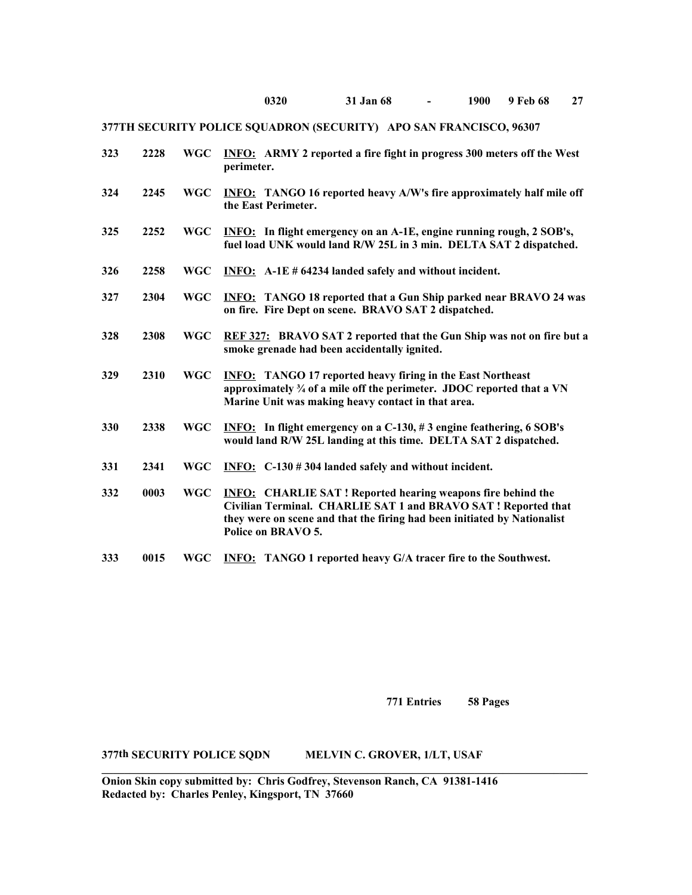**0320 31 Jan 68 - 1900 9 Feb 68**

**377TH SECURITY POLICE SQUADRON (SECURITY) APO SAN FRANCISCO, 96307**

| | | | |
|---|---|---|---|
| **323** | **2228** | **WGC** | **INFO: ARMY 2 reported a fire fight in progress 300 meters off the West perimeter.** |
| **324** | **2245** | **WGC** | **INFO: TANGO 16 reported heavy A/W's fire approximately half mile off the East Perimeter.** |
| **325** | **2252** | **WGC** | **INFO: In flight emergency on an A-1E, engine running rough, 2 SOB's, fuel load UNK would land R/W 25L in 3 min. DELTA SAT 2 dispatched.** |
| **326** | **2258** | **WGC** | **INFO: A-1E # 64234 landed safely and without incident.** |
| **327** | **2304** | **WGC** | **INFO: TANGO 18 reported that a Gun Ship parked near BRAVO 24 was on fire. Fire Dept on scene. BRAVO SAT 2 dispatched.** |
| **328** | **2308** | **WGC** | **REF 327: BRAVO SAT 2 reported that the Gun Ship was not on fire but a smoke grenade had been accidentally ignited.** |
| **329** | **2310** | **WGC** | **INFO: TANGO 17 reported heavy firing in the East Northeast approximately ¾ of a mile off the perimeter. JDOC reported that a VN Marine Unit was making heavy contact in that area.** |
| **330** | **2338** | **WGC** | **INFO: In flight emergency on a C-130, # 3 engine feathering, 6 SOB's would land R/W 25L landing at this time. DELTA SAT 2 dispatched.** |
| **331** | **2341** | **WGC** | **INFO: C-130 # 304 landed safely and without incident.** |
| **332** | **0003** | **WGC** | **INFO: CHARLIE SAT ! Reported hearing weapons fire behind the Civilian Terminal. CHARLIE SAT 1 and BRAVO SAT ! Reported that they were on scene and that the firing had been initiated by Nationalist Police on BRAVO 5.** |
| **333** | **0015** | **WGC** | **INFO: TANGO 1 reported heavy G/A tracer fire to the Southwest.** |

**771 Entries 58 Pages**

**377th SECURITY POLICE SQDN MELVIN C. GROVER, 1/LT, USAF**

**Onion Skin copy submitted by: Chris Godfrey, Stevenson Ranch, CA 91381-1416**
**Redacted by: Charles Penley, Kingsport, TN 37660**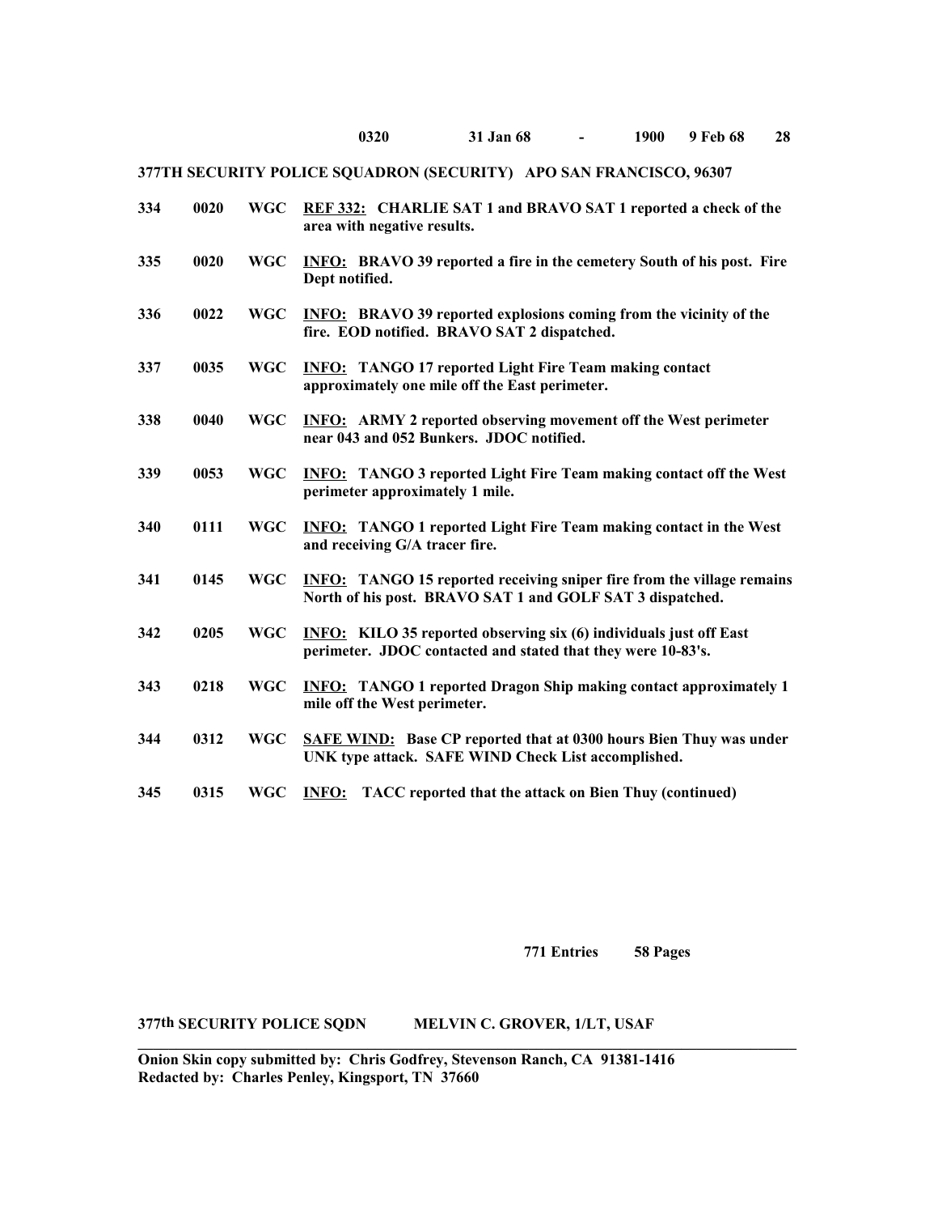**0320 31 Jan 68 - 1900 9 Feb 68**

**377TH SECURITY POLICE SQUADRON (SECURITY) APO SAN FRANCISCO, 96307**

| | | | |
|---|---|---|---|
| **334** | **0020** | **WGC** | **REF 332: CHARLIE SAT 1 and BRAVO SAT 1 reported a check of the area with negative results.** |
| **335** | **0020** | **WGC** | **INFO: BRAVO 39 reported a fire in the cemetery South of his post. Fire Dept notified.** |
| **336** | **0022** | **WGC** | **INFO: BRAVO 39 reported explosions coming from the vicinity of the fire. EOD notified. BRAVO SAT 2 dispatched.** |
| **337** | **0035** | **WGC** | **INFO: TANGO 17 reported Light Fire Team making contact approximately one mile off the East perimeter.** |
| **338** | **0040** | **WGC** | **INFO: ARMY 2 reported observing movement off the West perimeter near 043 and 052 Bunkers. JDOC notified.** |
| **339** | **0053** | **WGC** | **INFO: TANGO 3 reported Light Fire Team making contact off the West perimeter approximately 1 mile.** |
| **340** | **0111** | **WGC** | **INFO: TANGO 1 reported Light Fire Team making contact in the West and receiving G/A tracer fire.** |
| **341** | **0145** | **WGC** | **INFO: TANGO 15 reported receiving sniper fire from the village remains North of his post. BRAVO SAT 1 and GOLF SAT 3 dispatched.** |
| **342** | **0205** | **WGC** | **INFO: KILO 35 reported observing six (6) individuals just off East perimeter. JDOC contacted and stated that they were 10-83's.** |
| **343** | **0218** | **WGC** | **INFO: TANGO 1 reported Dragon Ship making contact approximately 1 mile off the West perimeter.** |
| **344** | **0312** | **WGC** | **SAFE WIND: Base CP reported that at 0300 hours Bien Thuy was under UNK type attack. SAFE WIND Check List accomplished.** |
| **345** | **0315** | **WGC** | **INFO: TACC reported that the attack on Bien Thuy (continued)** |

**771 Entries 58 Pages**

**377th SECURITY POLICE SQDN MELVIN C. GROVER, 1/LT, USAF**

**Onion Skin copy submitted by: Chris Godfrey, Stevenson Ranch, CA 91381-1416**
**Redacted by: Charles Penley, Kingsport, TN 37660**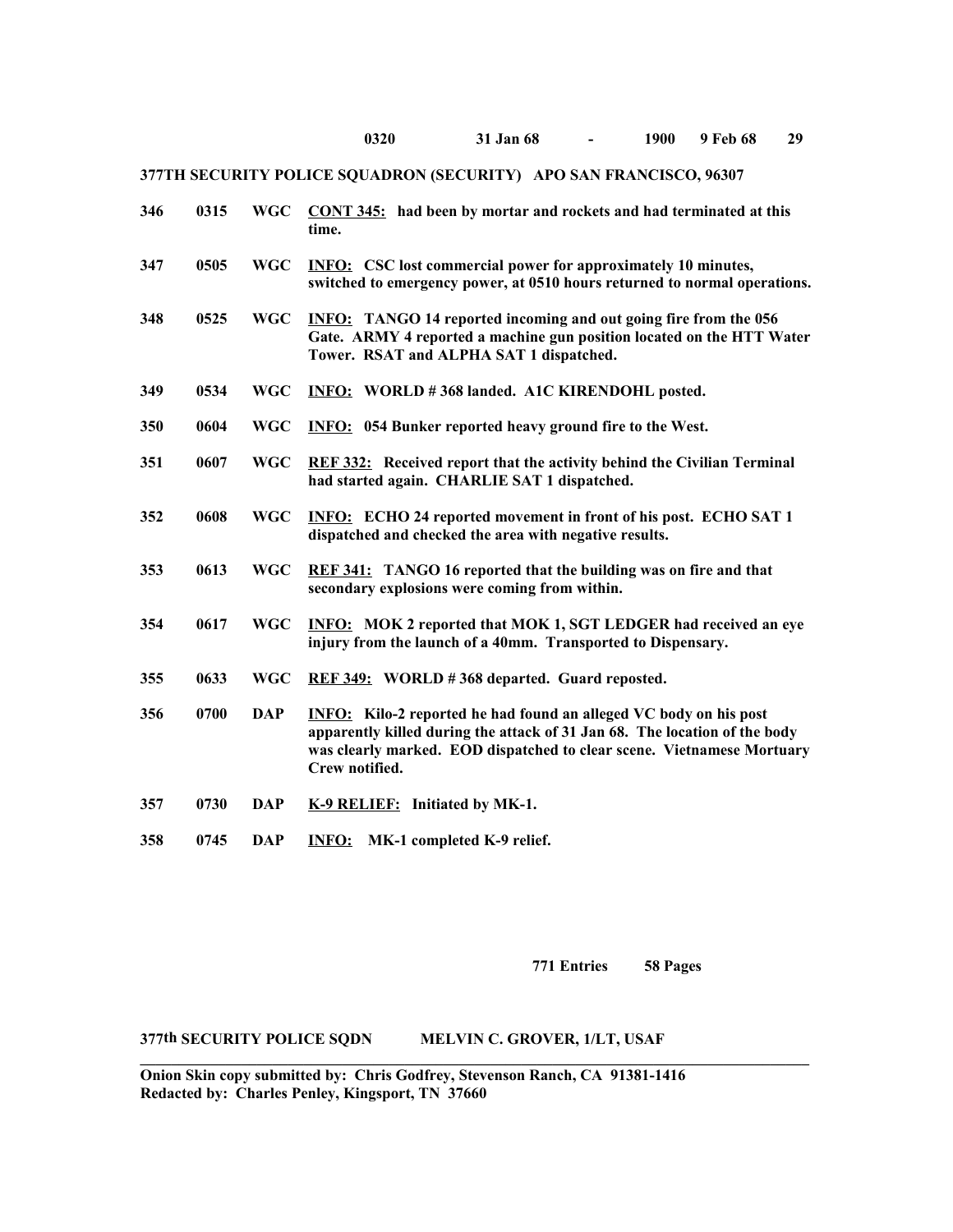**0320 31 Jan 68 - 1900 9 Feb 68**

**377TH SECURITY POLICE SQUADRON (SECURITY) APO SAN FRANCISCO, 96307**

| | | | |
|---|---|---|---|
| **346** | **0315** | **WGC** | **<u>CONT 345:</u> had been by mortar and rockets and had terminated at this time.** |
| **347** | **0505** | **WGC** | **<u>INFO:</u> CSC lost commercial power for approximately 10 minutes, switched to emergency power, at 0510 hours returned to normal operations.** |
| **348** | **0525** | **WGC** | **<u>INFO:</u> TANGO 14 reported incoming and out going fire from the 056 Gate. ARMY 4 reported a machine gun position located on the HTT Water Tower. RSAT and ALPHA SAT 1 dispatched.** |
| **349** | **0534** | **WGC** | **<u>INFO:</u> WORLD # 368 landed. A1C KIRENDOHL posted.** |
| **350** | **0604** | **WGC** | **<u>INFO:</u> 054 Bunker reported heavy ground fire to the West.** |
| **351** | **0607** | **WGC** | **<u>REF 332:</u> Received report that the activity behind the Civilian Terminal had started again. CHARLIE SAT 1 dispatched.** |
| **352** | **0608** | **WGC** | **<u>INFO:</u> ECHO 24 reported movement in front of his post. ECHO SAT 1 dispatched and checked the area with negative results.** |
| **353** | **0613** | **WGC** | **<u>REF 341:</u> TANGO 16 reported that the building was on fire and that secondary explosions were coming from within.** |
| **354** | **0617** | **WGC** | **<u>INFO:</u> MOK 2 reported that MOK 1, SGT LEDGER had received an eye injury from the launch of a 40mm. Transported to Dispensary.** |
| **355** | **0633** | **WGC** | **<u>REF 349:</u> WORLD # 368 departed. Guard reposted.** |
| **356** | **0700** | **DAP** | **<u>INFO:</u> Kilo-2 reported he had found an alleged VC body on his post apparently killed during the attack of 31 Jan 68. The location of the body was clearly marked. EOD dispatched to clear scene. Vietnamese Mortuary Crew notified.** |
| **357** | **0730** | **DAP** | **<u>K-9 RELIEF:</u> Initiated by MK-1.** |
| **358** | **0745** | **DAP** | **<u>INFO:</u> MK-1 completed K-9 relief.** |

**771 Entries 58 Pages**

**377th SECURITY POLICE SQDN MELVIN C. GROVER, 1/LT, USAF**

---

**Onion Skin copy submitted by: Chris Godfrey, Stevenson Ranch, CA 91381-1416**
**Redacted by: Charles Penley, Kingsport, TN 37660**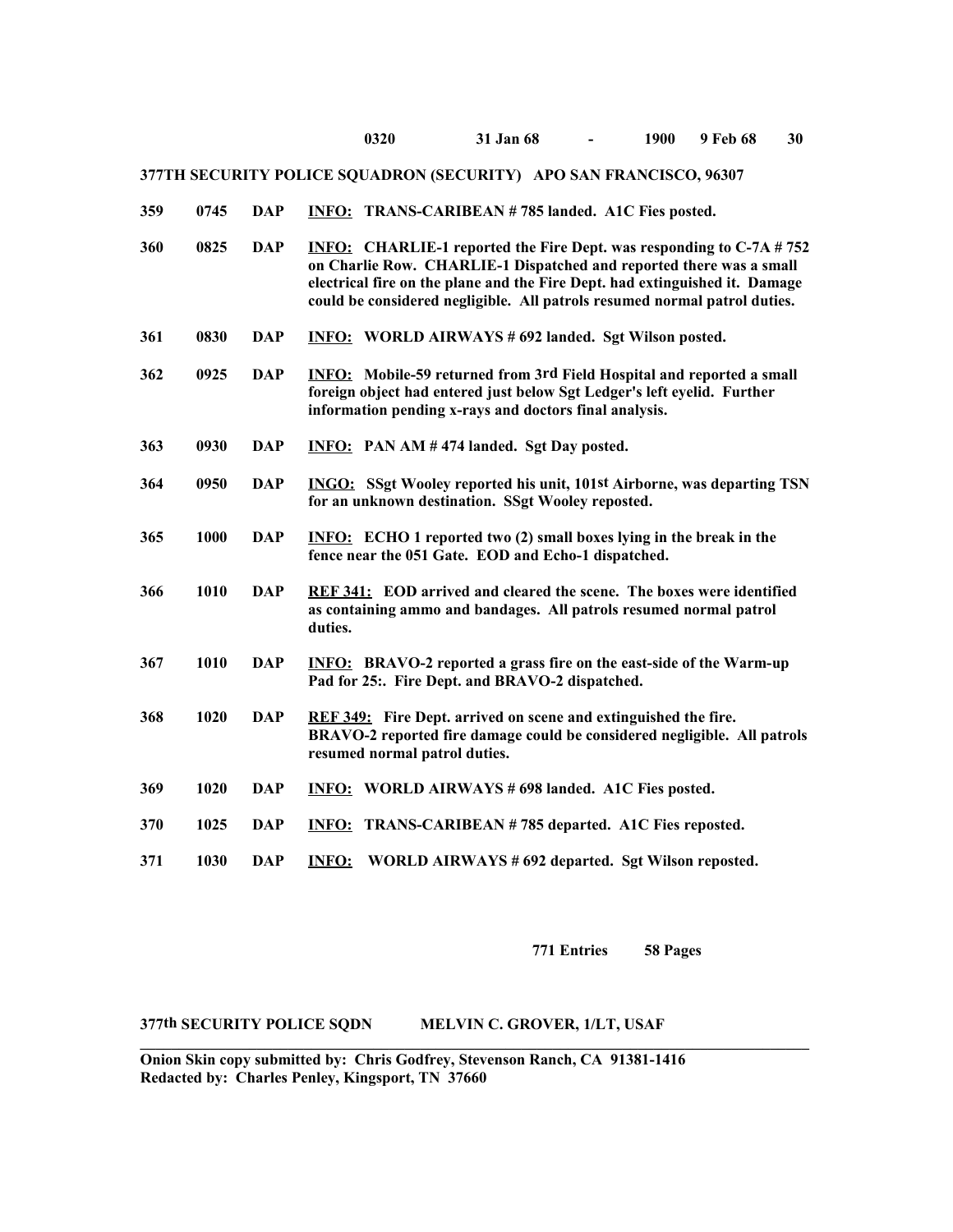**0320 31 Jan 68 - 1900 9 Feb 68**

**377TH SECURITY POLICE SQUADRON (SECURITY) APO SAN FRANCISCO, 96307**

| | | | |
|---|---|---|---|
| **359** | **0745** | **DAP** | **INFO:** **TRANS-CARIBEAN # 785 landed. A1C Fies posted.** |
| **360** | **0825** | **DAP** | **INFO:** **CHARLIE-1 reported the Fire Dept. was responding to C-7A # 752 on Charlie Row. CHARLIE-1 Dispatched and reported there was a small electrical fire on the plane and the Fire Dept. had extinguished it. Damage could be considered negligible. All patrols resumed normal patrol duties.** |
| **361** | **0830** | **DAP** | **INFO:** **WORLD AIRWAYS # 692 landed. Sgt Wilson posted.** |
| **362** | **0925** | **DAP** | **INFO:** **Mobile-59 returned from 3rd Field Hospital and reported a small foreign object had entered just below Sgt Ledger's left eyelid. Further information pending x-rays and doctors final analysis.** |
| **363** | **0930** | **DAP** | **INFO:** **PAN AM # 474 landed. Sgt Day posted.** |
| **364** | **0950** | **DAP** | **INGO:** **SSgt Wooley reported his unit, 101st Airborne, was departing TSN for an unknown destination. SSgt Wooley reposted.** |
| **365** | **1000** | **DAP** | **INFO:** **ECHO 1 reported two (2) small boxes lying in the break in the fence near the 051 Gate. EOD and Echo-1 dispatched.** |
| **366** | **1010** | **DAP** | **REF 341:** **EOD arrived and cleared the scene. The boxes were identified as containing ammo and bandages. All patrols resumed normal patrol duties.** |
| **367** | **1010** | **DAP** | **INFO:** **BRAVO-2 reported a grass fire on the east-side of the Warm-up Pad for 25:. Fire Dept. and BRAVO-2 dispatched.** |
| **368** | **1020** | **DAP** | **REF 349:** **Fire Dept. arrived on scene and extinguished the fire. BRAVO-2 reported fire damage could be considered negligible. All patrols resumed normal patrol duties.** |
| **369** | **1020** | **DAP** | **INFO:** **WORLD AIRWAYS # 698 landed. A1C Fies posted.** |
| **370** | **1025** | **DAP** | **INFO:** **TRANS-CARIBEAN # 785 departed. A1C Fies reposted.** |
| **371** | **1030** | **DAP** | **INFO:** **WORLD AIRWAYS # 692 departed. Sgt Wilson reposted.** |

**771 Entries 58 Pages**

**377th SECURITY POLICE SQDN MELVIN C. GROVER, 1/LT, USAF**

---

**Onion Skin copy submitted by: Chris Godfrey, Stevenson Ranch, CA 91381-1416**
**Redacted by: Charles Penley, Kingsport, TN 37660**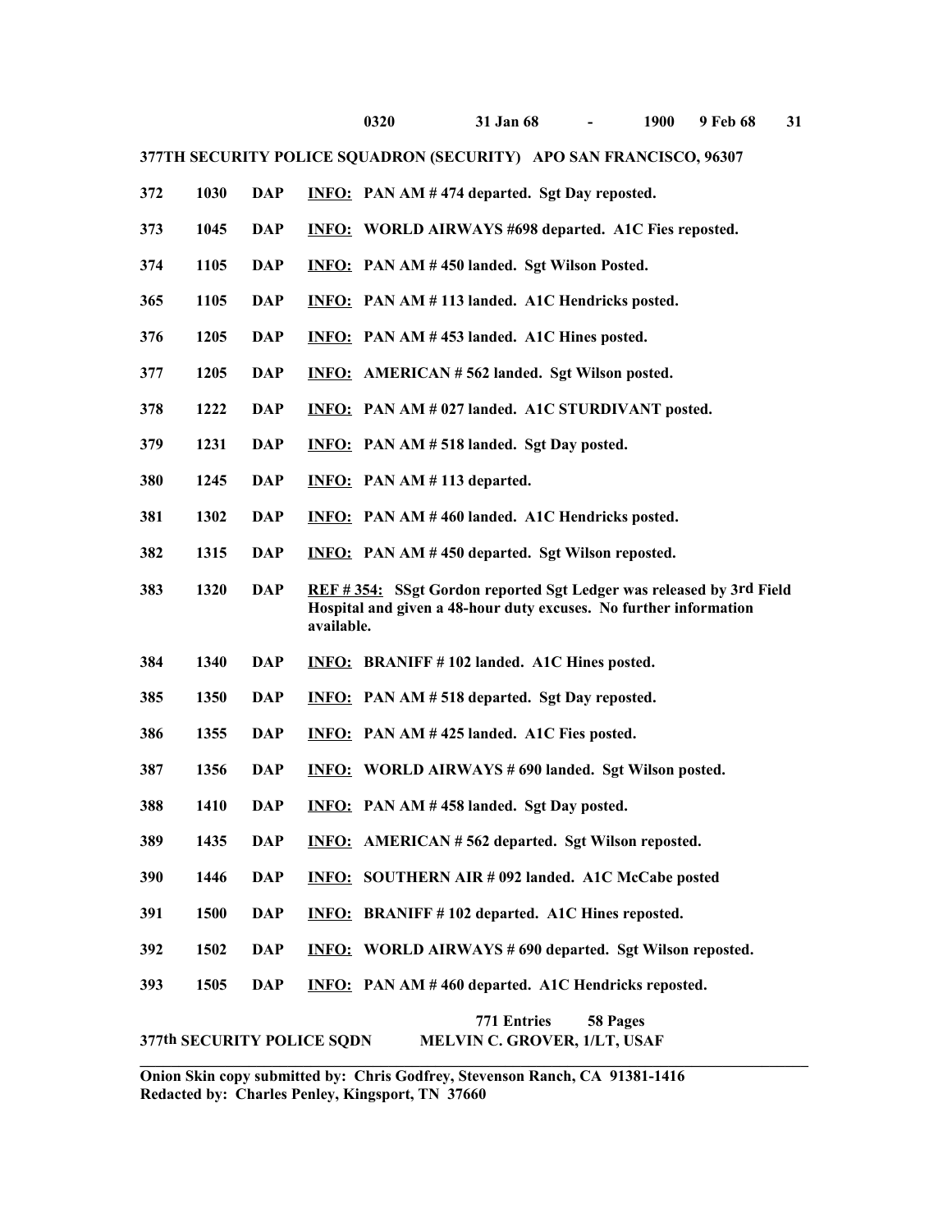**0320 31 Jan 68 - 1900 9 Feb 68**

**377TH SECURITY POLICE SQUADRON (SECURITY) APO SAN FRANCISCO, 96307**

| | | | |
|---|---|---|---|
| 372 | 1030 | DAP | INFO: PAN AM # 474 departed. Sgt Day reposted. |
| 373 | 1045 | DAP | INFO: WORLD AIRWAYS #698 departed. A1C Fies reposted. |
| 374 | 1105 | DAP | INFO: PAN AM # 450 landed. Sgt Wilson Posted. |
| 365 | 1105 | DAP | INFO: PAN AM # 113 landed. A1C Hendricks posted. |
| 376 | 1205 | DAP | INFO: PAN AM # 453 landed. A1C Hines posted. |
| 377 | 1205 | DAP | INFO: AMERICAN # 562 landed. Sgt Wilson posted. |
| 378 | 1222 | DAP | INFO: PAN AM # 027 landed. A1C STURDIVANT posted. |
| 379 | 1231 | DAP | INFO: PAN AM # 518 landed. Sgt Day posted. |
| 380 | 1245 | DAP | INFO: PAN AM # 113 departed. |
| 381 | 1302 | DAP | INFO: PAN AM # 460 landed. A1C Hendricks posted. |
| 382 | 1315 | DAP | INFO: PAN AM # 450 departed. Sgt Wilson reposted. |
| 383 | 1320 | DAP | REF # 354: SSgt Gordon reported Sgt Ledger was released by 3rd Field Hospital and given a 48-hour duty excuses. No further information available. |
| 384 | 1340 | DAP | INFO: BRANIFF # 102 landed. A1C Hines posted. |
| 385 | 1350 | DAP | INFO: PAN AM # 518 departed. Sgt Day reposted. |
| 386 | 1355 | DAP | INFO: PAN AM # 425 landed. A1C Fies posted. |
| 387 | 1356 | DAP | INFO: WORLD AIRWAYS # 690 landed. Sgt Wilson posted. |
| 388 | 1410 | DAP | INFO: PAN AM # 458 landed. Sgt Day posted. |
| 389 | 1435 | DAP | INFO: AMERICAN # 562 departed. Sgt Wilson reposted. |
| 390 | 1446 | DAP | INFO: SOUTHERN AIR # 092 landed. A1C McCabe posted |
| 391 | 1500 | DAP | INFO: BRANIFF # 102 departed. A1C Hines reposted. |
| 392 | 1502 | DAP | INFO: WORLD AIRWAYS # 690 departed. Sgt Wilson reposted. |
| 393 | 1505 | DAP | INFO: PAN AM # 460 departed. A1C Hendricks reposted. |

**771 Entries 58 Pages**

**377th SECURITY POLICE SQDN MELVIN C. GROVER, 1/LT, USAF**

**Onion Skin copy submitted by: Chris Godfrey, Stevenson Ranch, CA 91381-1416**
**Redacted by: Charles Penley, Kingsport, TN 37660**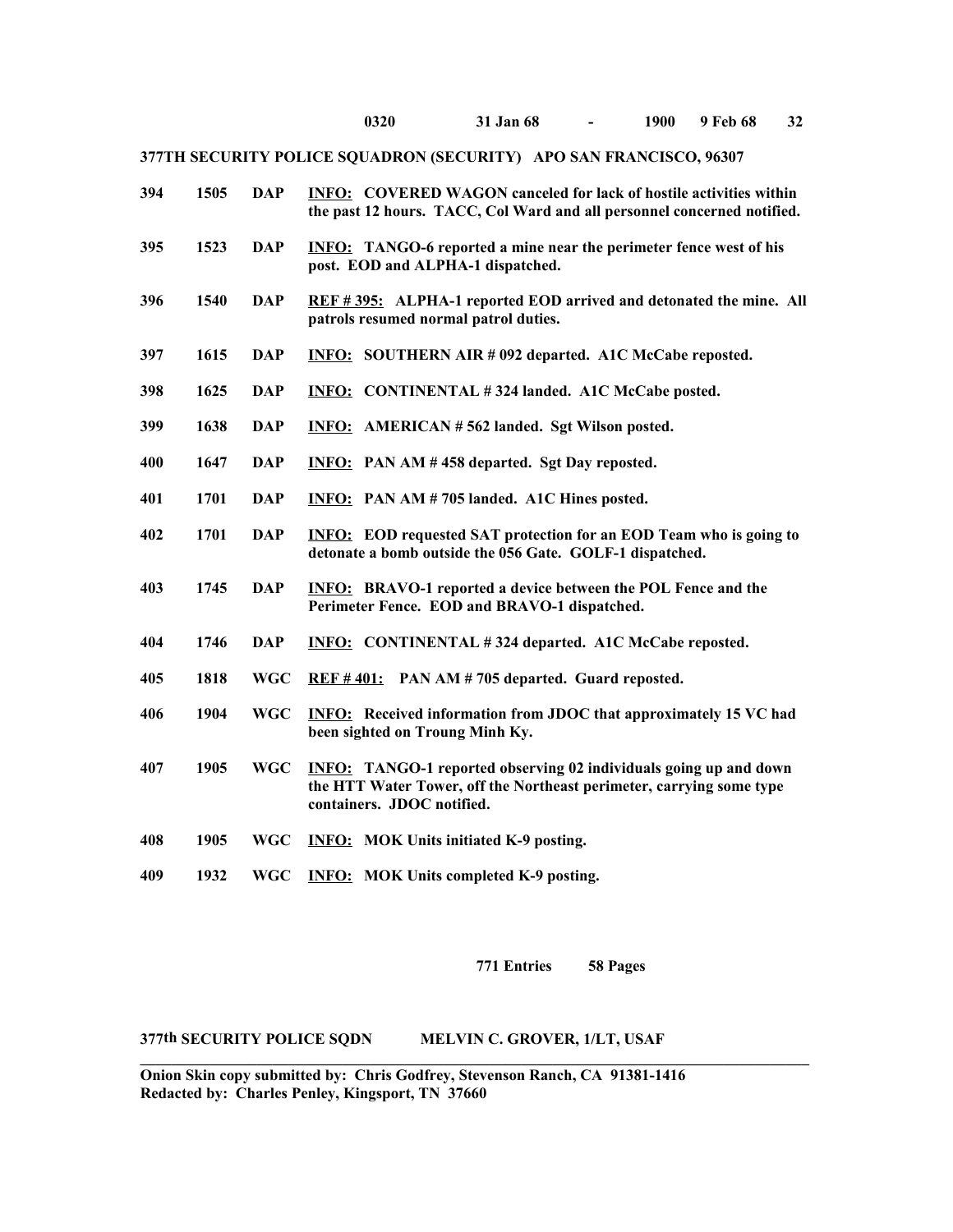**0320 31 Jan 68 - 1900 9 Feb 68**

**377TH SECURITY POLICE SQUADRON (SECURITY) APO SAN FRANCISCO, 96307**

| | | | |
|---|---|---|---|
| **394** | **1505** | **DAP** | **INFO: COVERED WAGON canceled for lack of hostile activities within the past 12 hours. TACC, Col Ward and all personnel concerned notified.** |
| **395** | **1523** | **DAP** | **INFO: TANGO-6 reported a mine near the perimeter fence west of his post. EOD and ALPHA-1 dispatched.** |
| **396** | **1540** | **DAP** | **REF # 395: ALPHA-1 reported EOD arrived and detonated the mine. All patrols resumed normal patrol duties.** |
| **397** | **1615** | **DAP** | **INFO: SOUTHERN AIR # 092 departed. A1C McCabe reposted.** |
| **398** | **1625** | **DAP** | **INFO: CONTINENTAL # 324 landed. A1C McCabe posted.** |
| **399** | **1638** | **DAP** | **INFO: AMERICAN # 562 landed. Sgt Wilson posted.** |
| **400** | **1647** | **DAP** | **INFO: PAN AM # 458 departed. Sgt Day reposted.** |
| **401** | **1701** | **DAP** | **INFO: PAN AM # 705 landed. A1C Hines posted.** |
| **402** | **1701** | **DAP** | **INFO: EOD requested SAT protection for an EOD Team who is going to detonate a bomb outside the 056 Gate. GOLF-1 dispatched.** |
| **403** | **1745** | **DAP** | **INFO: BRAVO-1 reported a device between the POL Fence and the Perimeter Fence. EOD and BRAVO-1 dispatched.** |
| **404** | **1746** | **DAP** | **INFO: CONTINENTAL # 324 departed. A1C McCabe reposted.** |
| **405** | **1818** | **WGC** | **REF # 401: PAN AM # 705 departed. Guard reposted.** |
| **406** | **1904** | **WGC** | **INFO: Received information from JDOC that approximately 15 VC had been sighted on Troung Minh Ky.** |
| **407** | **1905** | **WGC** | **INFO: TANGO-1 reported observing 02 individuals going up and down the HTT Water Tower, off the Northeast perimeter, carrying some type containers. JDOC notified.** |
| **408** | **1905** | **WGC** | **INFO: MOK Units initiated K-9 posting.** |
| **409** | **1932** | **WGC** | **INFO: MOK Units completed K-9 posting.** |

**771 Entries 58 Pages**

**377th SECURITY POLICE SQDN MELVIN C. GROVER, 1/LT, USAF**

---

**Onion Skin copy submitted by: Chris Godfrey, Stevenson Ranch, CA 91381-1416**
**Redacted by: Charles Penley, Kingsport, TN 37660**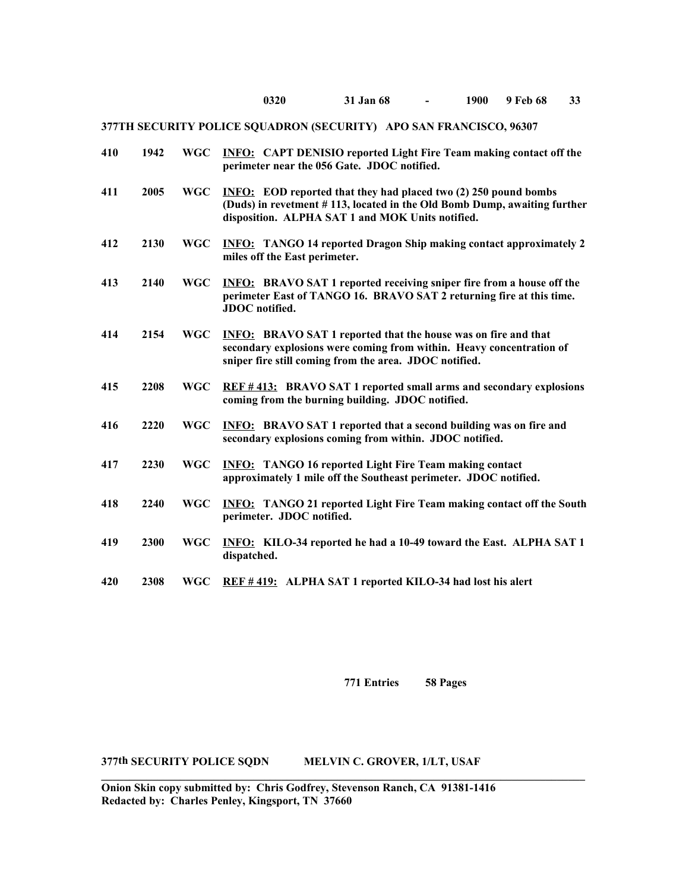**377TH SECURITY POLICE SQUADRON (SECURITY) APO SAN FRANCISCO, 96307**

| | | | |
|---|---|---|---|
| 410 | 1942 | WGC | <u>INFO:</u> CAPT DENISIO reported Light Fire Team making contact off the perimeter near the 056 Gate. JDOC notified. |
| 411 | 2005 | WGC | <u>INFO:</u> EOD reported that they had placed two (2) 250 pound bombs (Duds) in revetment # 113, located in the Old Bomb Dump, awaiting further disposition. ALPHA SAT 1 and MOK Units notified. |
| 412 | 2130 | WGC | <u>INFO:</u> TANGO 14 reported Dragon Ship making contact approximately 2 miles off the East perimeter. |
| 413 | 2140 | WGC | <u>INFO:</u> BRAVO SAT 1 reported receiving sniper fire from a house off the perimeter East of TANGO 16. BRAVO SAT 2 returning fire at this time. JDOC notified. |
| 414 | 2154 | WGC | <u>INFO:</u> BRAVO SAT 1 reported that the house was on fire and that secondary explosions were coming from within. Heavy concentration of sniper fire still coming from the area. JDOC notified. |
| 415 | 2208 | WGC | <u>REF # 413:</u> BRAVO SAT 1 reported small arms and secondary explosions coming from the burning building. JDOC notified. |
| 416 | 2220 | WGC | <u>INFO:</u> BRAVO SAT 1 reported that a second building was on fire and secondary explosions coming from within. JDOC notified. |
| 417 | 2230 | WGC | <u>INFO:</u> TANGO 16 reported Light Fire Team making contact approximately 1 mile off the Southeast perimeter. JDOC notified. |
| 418 | 2240 | WGC | <u>INFO:</u> TANGO 21 reported Light Fire Team making contact off the South perimeter. JDOC notified. |
| 419 | 2300 | WGC | <u>INFO:</u> KILO-34 reported he had a 10-49 toward the East. ALPHA SAT 1 dispatched. |
| 420 | 2308 | WGC | <u>REF # 419:</u> ALPHA SAT 1 reported KILO-34 had lost his alert |

**771 Entries 58 Pages**

**377th SECURITY POLICE SQDN MELVIN C. GROVER, 1/LT, USAF**

---

**Onion Skin copy submitted by: Chris Godfrey, Stevenson Ranch, CA 91381-1416**
**Redacted by: Charles Penley, Kingsport, TN 37660**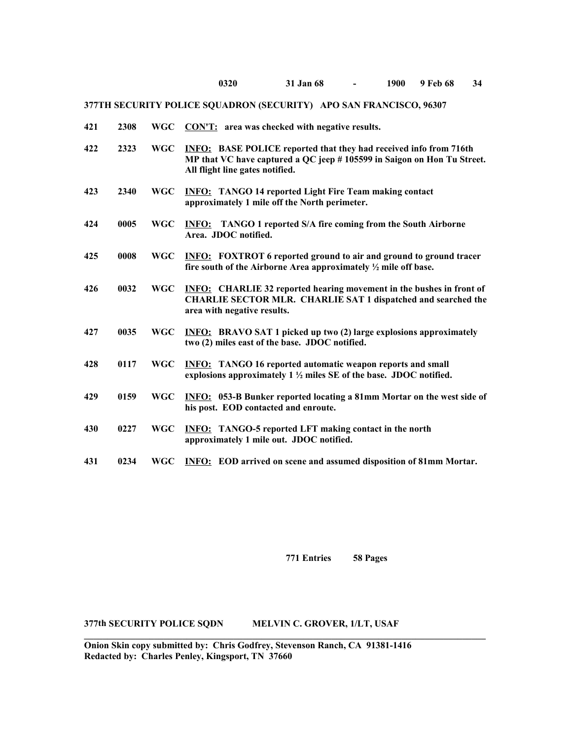**0320 31 Jan 68 - 1900 9 Feb 68**

**377TH SECURITY POLICE SQUADRON (SECURITY) APO SAN FRANCISCO, 96307**

| | | | |
|---|---|---|---|
| **421** | **2308** | **WGC** | **<u>CON'T:</u> area was checked with negative results.** |
| **422** | **2323** | **WGC** | **<u>INFO:</u> BASE POLICE reported that they had received info from 716th MP that VC have captured a QC jeep # 105599 in Saigon on Hon Tu Street. All flight line gates notified.** |
| **423** | **2340** | **WGC** | **<u>INFO:</u> TANGO 14 reported Light Fire Team making contact approximately 1 mile off the North perimeter.** |
| **424** | **0005** | **WGC** | **<u>INFO:</u> TANGO 1 reported S/A fire coming from the South Airborne Area. JDOC notified.** |
| **425** | **0008** | **WGC** | **<u>INFO:</u> FOXTROT 6 reported ground to air and ground to ground tracer fire south of the Airborne Area approximately ½ mile off base.** |
| **426** | **0032** | **WGC** | **<u>INFO:</u> CHARLIE 32 reported hearing movement in the bushes in front of CHARLIE SECTOR MLR. CHARLIE SAT 1 dispatched and searched the area with negative results.** |
| **427** | **0035** | **WGC** | **<u>INFO:</u> BRAVO SAT 1 picked up two (2) large explosions approximately two (2) miles east of the base. JDOC notified.** |
| **428** | **0117** | **WGC** | **<u>INFO:</u> TANGO 16 reported automatic weapon reports and small explosions approximately 1 ½ miles SE of the base. JDOC notified.** |
| **429** | **0159** | **WGC** | **<u>INFO:</u> 053-B Bunker reported locating a 81mm Mortar on the west side of his post. EOD contacted and enroute.** |
| **430** | **0227** | **WGC** | **<u>INFO:</u> TANGO-5 reported LFT making contact in the north approximately 1 mile out. JDOC notified.** |
| **431** | **0234** | **WGC** | **<u>INFO:</u> EOD arrived on scene and assumed disposition of 81mm Mortar.** |

**771 Entries 58 Pages**

**377th SECURITY POLICE SQDN MELVIN C. GROVER, 1/LT, USAF**

---

**Onion Skin copy submitted by: Chris Godfrey, Stevenson Ranch, CA 91381-1416**
**Redacted by: Charles Penley, Kingsport, TN 37660**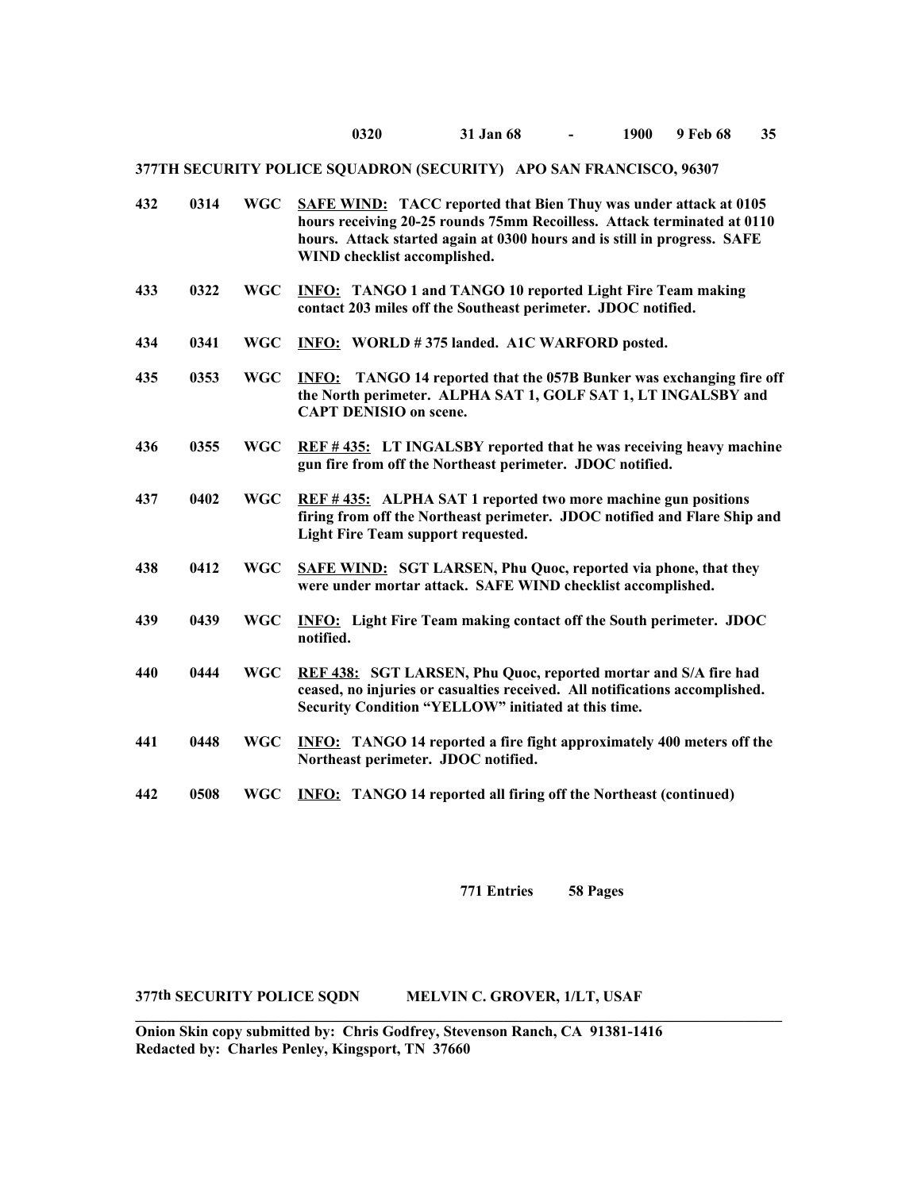**0320 31 Jan 68 - 1900 9 Feb 68**

**377TH SECURITY POLICE SQUADRON (SECURITY) APO SAN FRANCISCO, 96307**

| | | | |
|---|---|---|---|
| **432** | **0314** | **WGC** | **SAFE WIND: TACC reported that Bien Thuy was under attack at 0105 hours receiving 20-25 rounds 75mm Recoilless. Attack terminated at 0110 hours. Attack started again at 0300 hours and is still in progress. SAFE WIND checklist accomplished.** |
| **433** | **0322** | **WGC** | **INFO: TANGO 1 and TANGO 10 reported Light Fire Team making contact 203 miles off the Southeast perimeter. JDOC notified.** |
| **434** | **0341** | **WGC** | **INFO: WORLD # 375 landed. A1C WARFORD posted.** |
| **435** | **0353** | **WGC** | **INFO: TANGO 14 reported that the 057B Bunker was exchanging fire off the North perimeter. ALPHA SAT 1, GOLF SAT 1, LT INGALSBY and CAPT DENISIO on scene.** |
| **436** | **0355** | **WGC** | **REF # 435: LT INGALSBY reported that he was receiving heavy machine gun fire from off the Northeast perimeter. JDOC notified.** |
| **437** | **0402** | **WGC** | **REF # 435: ALPHA SAT 1 reported two more machine gun positions firing from off the Northeast perimeter. JDOC notified and Flare Ship and Light Fire Team support requested.** |
| **438** | **0412** | **WGC** | **SAFE WIND: SGT LARSEN, Phu Quoc, reported via phone, that they were under mortar attack. SAFE WIND checklist accomplished.** |
| **439** | **0439** | **WGC** | **INFO: Light Fire Team making contact off the South perimeter. JDOC notified.** |
| **440** | **0444** | **WGC** | **REF 438: SGT LARSEN, Phu Quoc, reported mortar and S/A fire had ceased, no injuries or casualties received. All notifications accomplished. Security Condition "YELLOW" initiated at this time.** |
| **441** | **0448** | **WGC** | **INFO: TANGO 14 reported a fire fight approximately 400 meters off the Northeast perimeter. JDOC notified.** |
| **442** | **0508** | **WGC** | **INFO: TANGO 14 reported all firing off the Northeast (continued)** |

**771 Entries 58 Pages**

**377th SECURITY POLICE SQDN MELVIN C. GROVER, 1/LT, USAF**

**Onion Skin copy submitted by: Chris Godfrey, Stevenson Ranch, CA 91381-1416**
**Redacted by: Charles Penley, Kingsport, TN 37660**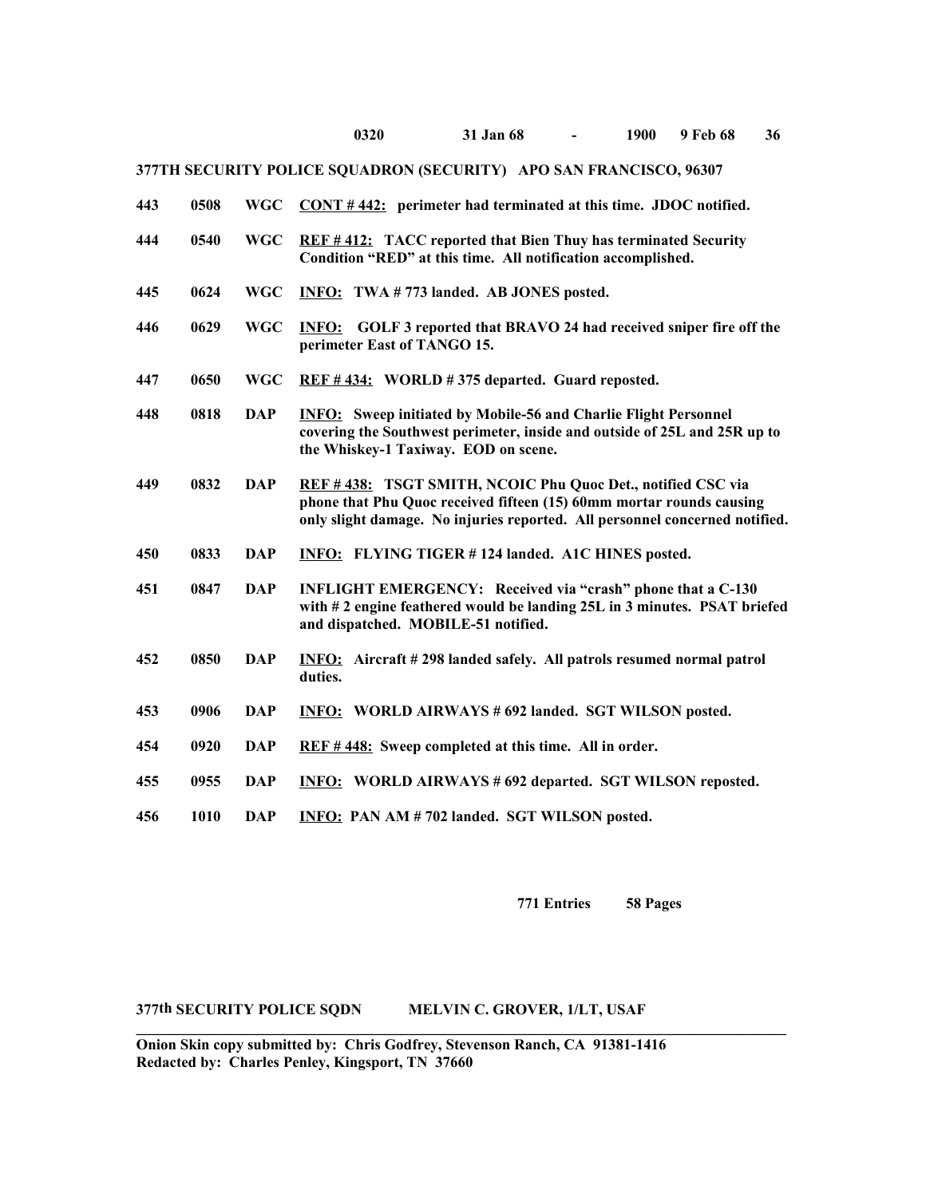**0320 31 Jan 68 - 1900 9 Feb 68**

**377TH SECURITY POLICE SQUADRON (SECURITY) APO SAN FRANCISCO, 96307**

| | | | |
|---|---|---|---|
| **443** | **0508** | **WGC** | **<u>CONT # 442:</u> perimeter had terminated at this time. JDOC notified.** |
| **444** | **0540** | **WGC** | **<u>REF # 412:</u> TACC reported that Bien Thuy has terminated Security Condition "RED" at this time. All notification accomplished.** |
| **445** | **0624** | **WGC** | **<u>INFO:</u> TWA # 773 landed. AB JONES posted.** |
| **446** | **0629** | **WGC** | **<u>INFO:</u> GOLF 3 reported that BRAVO 24 had received sniper fire off the perimeter East of TANGO 15.** |
| **447** | **0650** | **WGC** | **<u>REF # 434:</u> WORLD # 375 departed. Guard reposted.** |
| **448** | **0818** | **DAP** | **<u>INFO:</u> Sweep initiated by Mobile-56 and Charlie Flight Personnel covering the Southwest perimeter, inside and outside of 25L and 25R up to the Whiskey-1 Taxiway. EOD on scene.** |
| **449** | **0832** | **DAP** | **<u>REF # 438:</u> TSGT SMITH, NCOIC Phu Quoc Det., notified CSC via phone that Phu Quoc received fifteen (15) 60mm mortar rounds causing only slight damage. No injuries reported. All personnel concerned notified.** |
| **450** | **0833** | **DAP** | **<u>INFO:</u> FLYING TIGER # 124 landed. A1C HINES posted.** |
| **451** | **0847** | **DAP** | **INFLIGHT EMERGENCY: Received via "crash" phone that a C-130 with # 2 engine feathered would be landing 25L in 3 minutes. PSAT briefed and dispatched. MOBILE-51 notified.** |
| **452** | **0850** | **DAP** | **<u>INFO:</u> Aircraft # 298 landed safely. All patrols resumed normal patrol duties.** |
| **453** | **0906** | **DAP** | **<u>INFO:</u> WORLD AIRWAYS # 692 landed. SGT WILSON posted.** |
| **454** | **0920** | **DAP** | **<u>REF # 448:</u> Sweep completed at this time. All in order.** |
| **455** | **0955** | **DAP** | **<u>INFO:</u> WORLD AIRWAYS # 692 departed. SGT WILSON reposted.** |
| **456** | **1010** | **DAP** | **<u>INFO:</u> PAN AM # 702 landed. SGT WILSON posted.** |

**771 Entries 58 Pages**

**377th SECURITY POLICE SQDN MELVIN C. GROVER, 1/LT, USAF**

---

**Onion Skin copy submitted by: Chris Godfrey, Stevenson Ranch, CA 91381-1416**
**Redacted by: Charles Penley, Kingsport, TN 37660**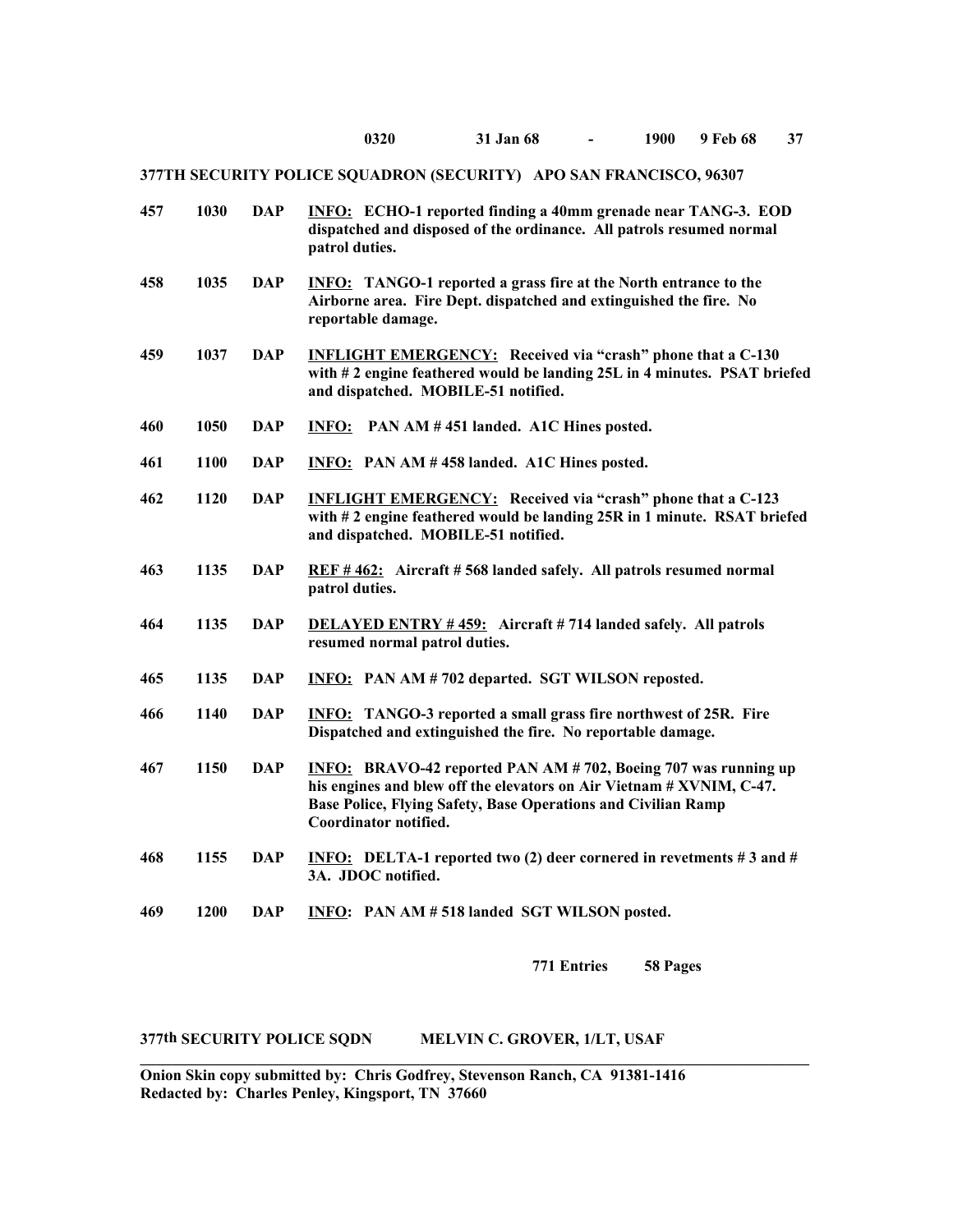**0320 31 Jan 68 - 1900 9 Feb 68**

**377TH SECURITY POLICE SQUADRON (SECURITY) APO SAN FRANCISCO, 96307**

| | | | |
|---|---|---|---|
| **457** | **1030** | **DAP** | **INFO: ECHO-1 reported finding a 40mm grenade near TANG-3. EOD dispatched and disposed of the ordinance. All patrols resumed normal patrol duties.** |
| **458** | **1035** | **DAP** | **INFO: TANGO-1 reported a grass fire at the North entrance to the Airborne area. Fire Dept. dispatched and extinguished the fire. No reportable damage.** |
| **459** | **1037** | **DAP** | **INFLIGHT EMERGENCY: Received via "crash" phone that a C-130 with # 2 engine feathered would be landing 25L in 4 minutes. PSAT briefed and dispatched. MOBILE-51 notified.** |
| **460** | **1050** | **DAP** | **INFO: PAN AM # 451 landed. A1C Hines posted.** |
| **461** | **1100** | **DAP** | **INFO: PAN AM # 458 landed. A1C Hines posted.** |
| **462** | **1120** | **DAP** | **INFLIGHT EMERGENCY: Received via "crash" phone that a C-123 with # 2 engine feathered would be landing 25R in 1 minute. RSAT briefed and dispatched. MOBILE-51 notified.** |
| **463** | **1135** | **DAP** | **REF # 462: Aircraft # 568 landed safely. All patrols resumed normal patrol duties.** |
| **464** | **1135** | **DAP** | **DELAYED ENTRY # 459: Aircraft # 714 landed safely. All patrols resumed normal patrol duties.** |
| **465** | **1135** | **DAP** | **INFO: PAN AM # 702 departed. SGT WILSON reposted.** |
| **466** | **1140** | **DAP** | **INFO: TANGO-3 reported a small grass fire northwest of 25R. Fire Dispatched and extinguished the fire. No reportable damage.** |
| **467** | **1150** | **DAP** | **INFO: BRAVO-42 reported PAN AM # 702, Boeing 707 was running up his engines and blew off the elevators on Air Vietnam # XVNIM, C-47. Base Police, Flying Safety, Base Operations and Civilian Ramp Coordinator notified.** |
| **468** | **1155** | **DAP** | **INFO: DELTA-1 reported two (2) deer cornered in revetments # 3 and # 3A. JDOC notified.** |
| **469** | **1200** | **DAP** | **INFO: PAN AM # 518 landed SGT WILSON posted.** |

**771 Entries 58 Pages**

**377th SECURITY POLICE SQDN MELVIN C. GROVER, 1/LT, USAF**

---

**Onion Skin copy submitted by: Chris Godfrey, Stevenson Ranch, CA 91381-1416**
**Redacted by: Charles Penley, Kingsport, TN 37660**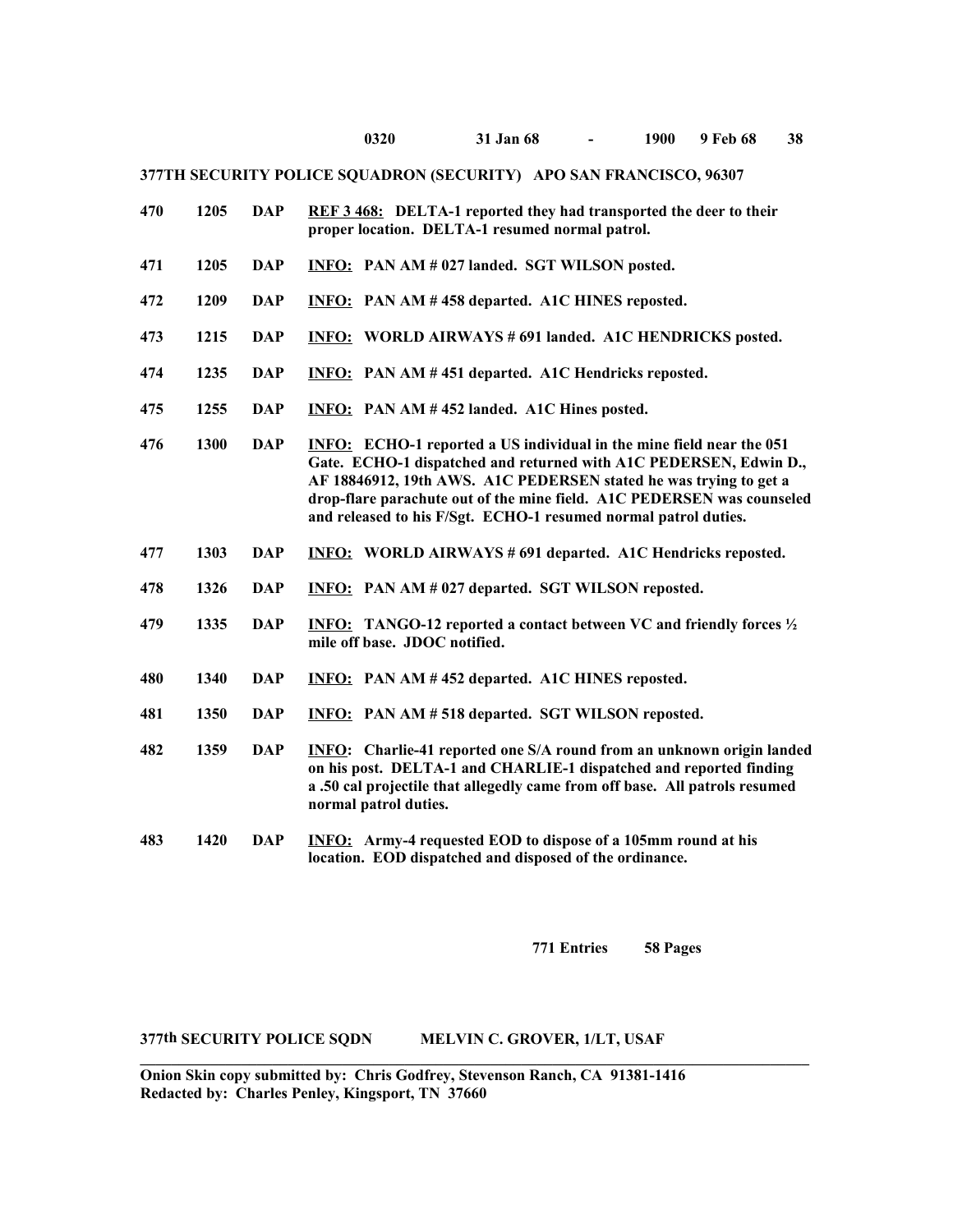**0320 31 Jan 68 - 1900 9 Feb 68**

**377TH SECURITY POLICE SQUADRON (SECURITY) APO SAN FRANCISCO, 96307**

| | | | |
|---|---|---|---|
| **470** | **1205** | **DAP** | **REF 3 468: DELTA-1 reported they had transported the deer to their proper location. DELTA-1 resumed normal patrol.** |
| **471** | **1205** | **DAP** | **INFO: PAN AM # 027 landed. SGT WILSON posted.** |
| **472** | **1209** | **DAP** | **INFO: PAN AM # 458 departed. A1C HINES reposted.** |
| **473** | **1215** | **DAP** | **INFO: WORLD AIRWAYS # 691 landed. A1C HENDRICKS posted.** |
| **474** | **1235** | **DAP** | **INFO: PAN AM # 451 departed. A1C Hendricks reposted.** |
| **475** | **1255** | **DAP** | **INFO: PAN AM # 452 landed. A1C Hines posted.** |
| **476** | **1300** | **DAP** | **INFO: ECHO-1 reported a US individual in the mine field near the 051 Gate. ECHO-1 dispatched and returned with A1C PEDERSEN, Edwin D., AF 18846912, 19th AWS. A1C PEDERSEN stated he was trying to get a drop-flare parachute out of the mine field. A1C PEDERSEN was counseled and released to his F/Sgt. ECHO-1 resumed normal patrol duties.** |
| **477** | **1303** | **DAP** | **INFO: WORLD AIRWAYS # 691 departed. A1C Hendricks reposted.** |
| **478** | **1326** | **DAP** | **INFO: PAN AM # 027 departed. SGT WILSON reposted.** |
| **479** | **1335** | **DAP** | **INFO: TANGO-12 reported a contact between VC and friendly forces ½ mile off base. JDOC notified.** |
| **480** | **1340** | **DAP** | **INFO: PAN AM # 452 departed. A1C HINES reposted.** |
| **481** | **1350** | **DAP** | **INFO: PAN AM # 518 departed. SGT WILSON reposted.** |
| **482** | **1359** | **DAP** | **INFO: Charlie-41 reported one S/A round from an unknown origin landed on his post. DELTA-1 and CHARLIE-1 dispatched and reported finding a .50 cal projectile that allegedly came from off base. All patrols resumed normal patrol duties.** |
| **483** | **1420** | **DAP** | **INFO: Army-4 requested EOD to dispose of a 105mm round at his location. EOD dispatched and disposed of the ordinance.** |

**771 Entries 58 Pages**

**377th SECURITY POLICE SQDN MELVIN C. GROVER, 1/LT, USAF**

---

**Onion Skin copy submitted by: Chris Godfrey, Stevenson Ranch, CA 91381-1416**
**Redacted by: Charles Penley, Kingsport, TN 37660**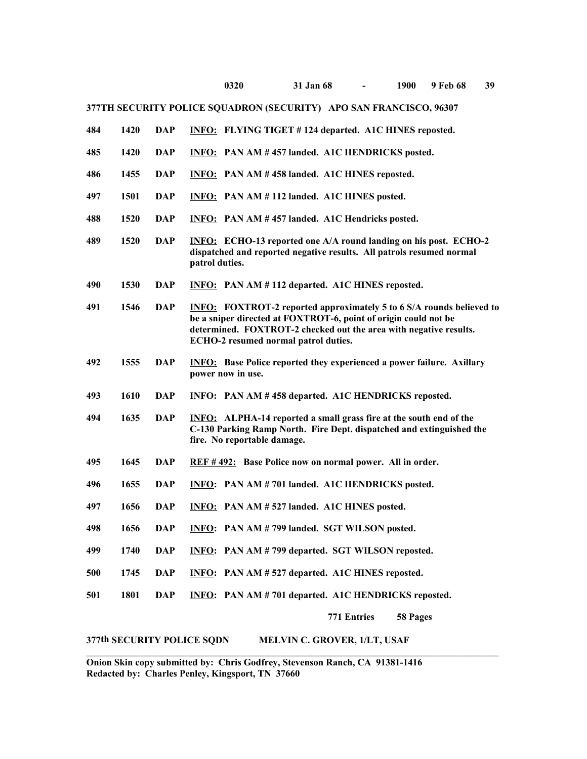0320 31 Jan 68 - 1900 9 Feb 68

**377TH SECURITY POLICE SQUADRON (SECURITY) APO SAN FRANCISCO, 96307**

| | | | |
|---|---|---|---|
| 484 | 1420 | DAP | **INFO:** FLYING TIGET # 124 departed. A1C HINES reposted. |
| 485 | 1420 | DAP | **INFO:** PAN AM # 457 landed. A1C HENDRICKS posted. |
| 486 | 1455 | DAP | **INFO:** PAN AM # 458 landed. A1C HINES reposted. |
| 497 | 1501 | DAP | **INFO:** PAN AM # 112 landed. A1C HINES posted. |
| 488 | 1520 | DAP | **INFO:** PAN AM # 457 landed. A1C Hendricks posted. |
| 489 | 1520 | DAP | **INFO:** ECHO-13 reported one A/A round landing on his post. ECHO-2 dispatched and reported negative results. All patrols resumed normal patrol duties. |
| 490 | 1530 | DAP | **INFO:** PAN AM # 112 departed. A1C HINES reposted. |
| 491 | 1546 | DAP | **INFO:** FOXTROT-2 reported approximately 5 to 6 S/A rounds believed to be a sniper directed at FOXTROT-6, point of origin could not be determined. FOXTROT-2 checked out the area with negative results. ECHO-2 resumed normal patrol duties. |
| 492 | 1555 | DAP | **INFO:** Base Police reported they experienced a power failure. Axillary power now in use. |
| 493 | 1610 | DAP | **INFO:** PAN AM # 458 departed. A1C HENDRICKS reposted. |
| 494 | 1635 | DAP | **INFO:** ALPHA-14 reported a small grass fire at the south end of the C-130 Parking Ramp North. Fire Dept. dispatched and extinguished the fire. No reportable damage. |
| 495 | 1645 | DAP | **REF # 492:** Base Police now on normal power. All in order. |
| 496 | 1655 | DAP | **INFO:** PAN AM # 701 landed. A1C HENDRICKS posted. |
| 497 | 1656 | DAP | **INFO:** PAN AM # 527 landed. A1C HINES posted. |
| 498 | 1656 | DAP | **INFO:** PAN AM # 799 landed. SGT WILSON posted. |
| 499 | 1740 | DAP | **INFO:** PAN AM # 799 departed. SGT WILSON reposted. |
| 500 | 1745 | DAP | **INFO:** PAN AM # 527 departed. A1C HINES reposted. |
| 501 | 1801 | DAP | **INFO:** PAN AM # 701 departed. A1C HENDRICKS reposted. |

771 Entries 58 Pages

**377th SECURITY POLICE SQDN MELVIN C. GROVER, 1/LT, USAF**

---

**Onion Skin copy submitted by: Chris Godfrey, Stevenson Ranch, CA 91381-1416**
**Redacted by: Charles Penley, Kingsport, TN 37660**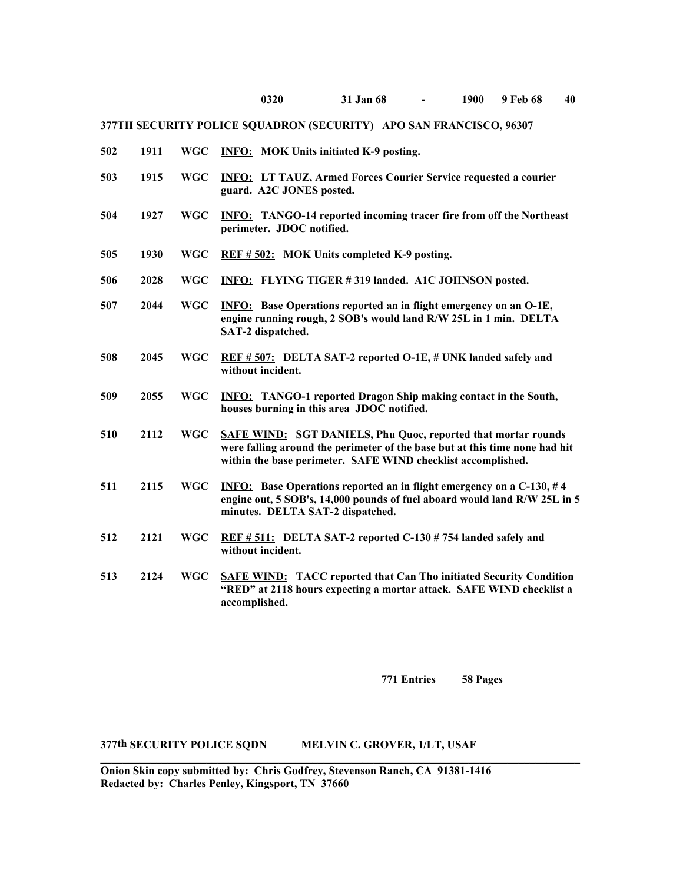**0320 31 Jan 68 - 1900 9 Feb 68**

**377TH SECURITY POLICE SQUADRON (SECURITY) APO SAN FRANCISCO, 96307**

| | | | |
|---|---|---|---|
| **502** | **1911** | **WGC** | **INFO: MOK Units initiated K-9 posting.** |
| **503** | **1915** | **WGC** | **INFO: LT TAUZ, Armed Forces Courier Service requested a courier guard. A2C JONES posted.** |
| **504** | **1927** | **WGC** | **INFO: TANGO-14 reported incoming tracer fire from off the Northeast perimeter. JDOC notified.** |
| **505** | **1930** | **WGC** | **REF # 502: MOK Units completed K-9 posting.** |
| **506** | **2028** | **WGC** | **INFO: FLYING TIGER # 319 landed. A1C JOHNSON posted.** |
| **507** | **2044** | **WGC** | **INFO: Base Operations reported an in flight emergency on an O-1E, engine running rough, 2 SOB's would land R/W 25L in 1 min. DELTA SAT-2 dispatched.** |
| **508** | **2045** | **WGC** | **REF # 507: DELTA SAT-2 reported O-1E, # UNK landed safely and without incident.** |
| **509** | **2055** | **WGC** | **INFO: TANGO-1 reported Dragon Ship making contact in the South, houses burning in this area JDOC notified.** |
| **510** | **2112** | **WGC** | **SAFE WIND: SGT DANIELS, Phu Quoc, reported that mortar rounds were falling around the perimeter of the base but at this time none had hit within the base perimeter. SAFE WIND checklist accomplished.** |
| **511** | **2115** | **WGC** | **INFO: Base Operations reported an in flight emergency on a C-130, # 4 engine out, 5 SOB's, 14,000 pounds of fuel aboard would land R/W 25L in 5 minutes. DELTA SAT-2 dispatched.** |
| **512** | **2121** | **WGC** | **REF # 511: DELTA SAT-2 reported C-130 # 754 landed safely and without incident.** |
| **513** | **2124** | **WGC** | **SAFE WIND: TACC reported that Can Tho initiated Security Condition "RED" at 2118 hours expecting a mortar attack. SAFE WIND checklist a accomplished.** |

**771 Entries 58 Pages**

**377th SECURITY POLICE SQDN MELVIN C. GROVER, 1/LT, USAF**

---

**Onion Skin copy submitted by: Chris Godfrey, Stevenson Ranch, CA 91381-1416**
**Redacted by: Charles Penley, Kingsport, TN 37660**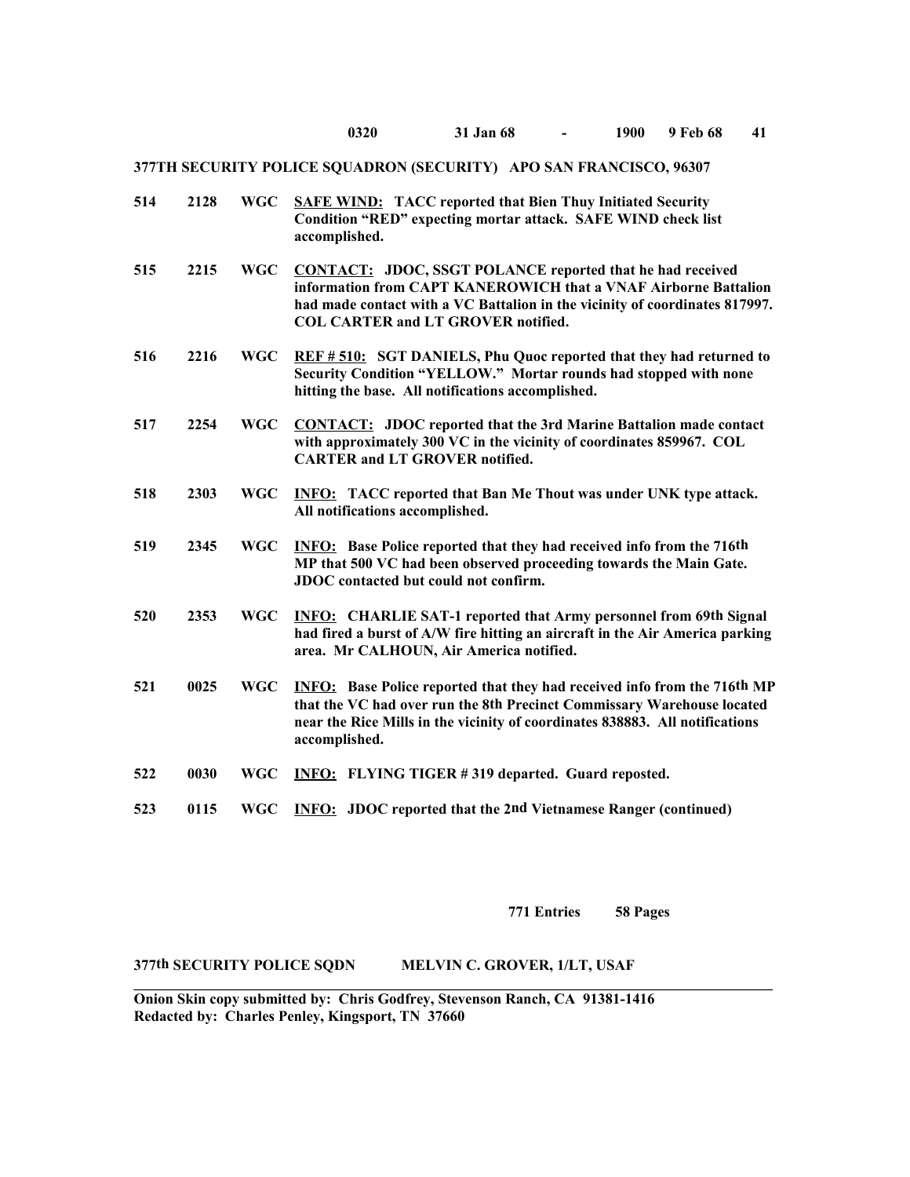0320 31 Jan 68 - 1900 9 Feb 68 41

**377TH SECURITY POLICE SQUADRON (SECURITY) APO SAN FRANCISCO, 96307**

| | | | |
|---|---|---|---|
| **514** | **2128** | **WGC** | **<u>SAFE WIND:</u> TACC reported that Bien Thuy Initiated Security Condition "RED" expecting mortar attack. SAFE WIND check list accomplished.** |
| **515** | **2215** | **WGC** | **<u>CONTACT:</u> JDOC, SSGT POLANCE reported that he had received information from CAPT KANEROWICH that a VNAF Airborne Battalion had made contact with a VC Battalion in the vicinity of coordinates 817997. COL CARTER and LT GROVER notified.** |
| **516** | **2216** | **WGC** | **<u>REF # 510:</u> SGT DANIELS, Phu Quoc reported that they had returned to Security Condition "YELLOW." Mortar rounds had stopped with none hitting the base. All notifications accomplished.** |
| **517** | **2254** | **WGC** | **<u>CONTACT:</u> JDOC reported that the 3rd Marine Battalion made contact with approximately 300 VC in the vicinity of coordinates 859967. COL CARTER and LT GROVER notified.** |
| **518** | **2303** | **WGC** | **<u>INFO:</u> TACC reported that Ban Me Thout was under UNK type attack. All notifications accomplished.** |
| **519** | **2345** | **WGC** | **<u>INFO:</u> Base Police reported that they had received info from the 716th MP that 500 VC had been observed proceeding towards the Main Gate. JDOC contacted but could not confirm.** |
| **520** | **2353** | **WGC** | **<u>INFO:</u> CHARLIE SAT-1 reported that Army personnel from 69th Signal had fired a burst of A/W fire hitting an aircraft in the Air America parking area. Mr CALHOUN, Air America notified.** |
| **521** | **0025** | **WGC** | **<u>INFO:</u> Base Police reported that they had received info from the 716th MP that the VC had over run the 8th Precinct Commissary Warehouse located near the Rice Mills in the vicinity of coordinates 838883. All notifications accomplished.** |
| **522** | **0030** | **WGC** | **<u>INFO:</u> FLYING TIGER # 319 departed. Guard reposted.** |
| **523** | **0115** | **WGC** | **<u>INFO:</u> JDOC reported that the 2nd Vietnamese Ranger (continued)** |

**771 Entries 58 Pages**

**377th SECURITY POLICE SQDN MELVIN C. GROVER, 1/LT, USAF**

---

**Onion Skin copy submitted by: Chris Godfrey, Stevenson Ranch, CA 91381-1416**
**Redacted by: Charles Penley, Kingsport, TN 37660**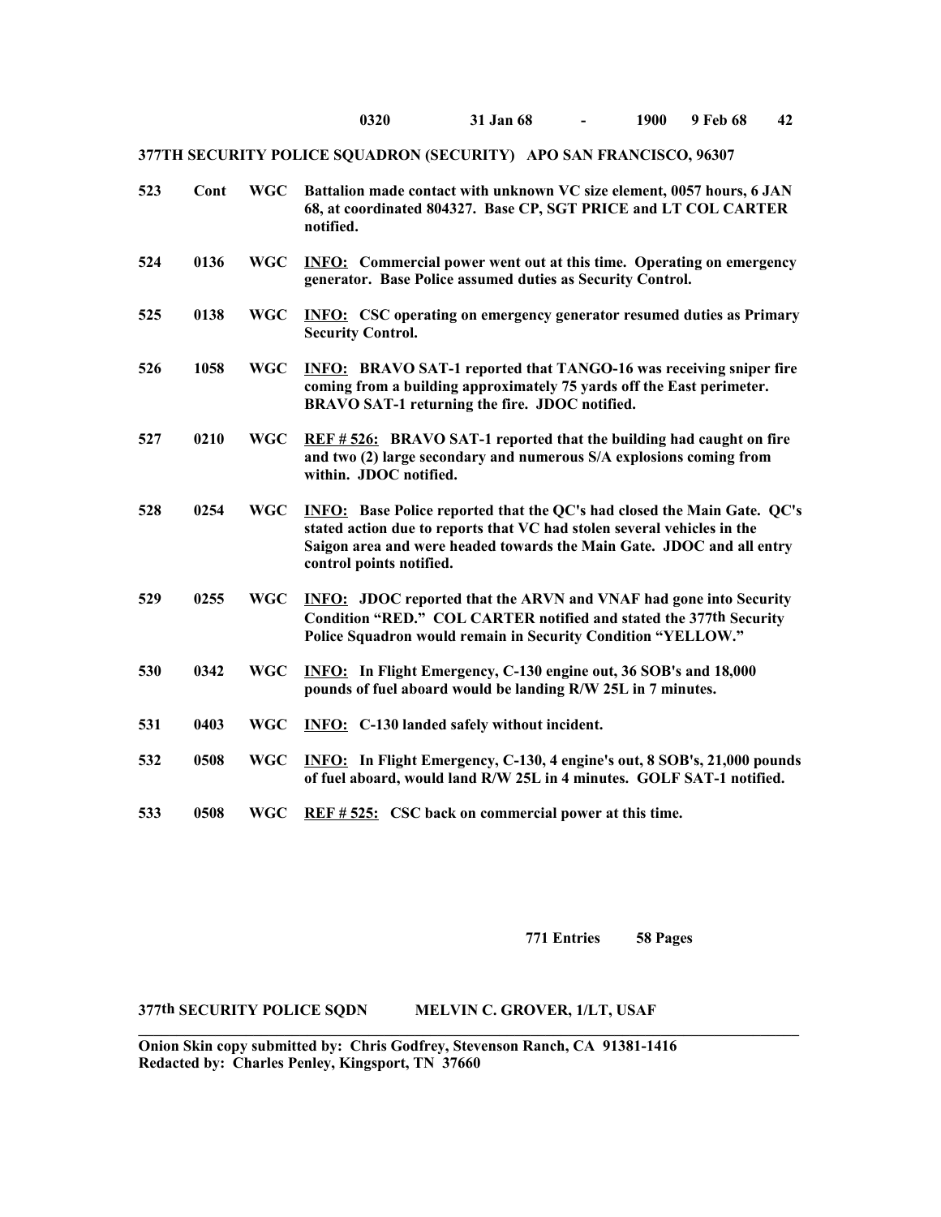**0320 31 Jan 68 - 1900 9 Feb 68**

**377TH SECURITY POLICE SQUADRON (SECURITY) APO SAN FRANCISCO, 96307**

| | | | |
|---|---|---|---|
| **523** | **Cont** | **WGC** | **Battalion made contact with unknown VC size element, 0057 hours, 6 JAN 68, at coordinated 804327. Base CP, SGT PRICE and LT COL CARTER notified.** |
| **524** | **0136** | **WGC** | **INFO: Commercial power went out at this time. Operating on emergency generator. Base Police assumed duties as Security Control.** |
| **525** | **0138** | **WGC** | **INFO: CSC operating on emergency generator resumed duties as Primary Security Control.** |
| **526** | **1058** | **WGC** | **INFO: BRAVO SAT-1 reported that TANGO-16 was receiving sniper fire coming from a building approximately 75 yards off the East perimeter. BRAVO SAT-1 returning the fire. JDOC notified.** |
| **527** | **0210** | **WGC** | **REF # 526: BRAVO SAT-1 reported that the building had caught on fire and two (2) large secondary and numerous S/A explosions coming from within. JDOC notified.** |
| **528** | **0254** | **WGC** | **INFO: Base Police reported that the QC's had closed the Main Gate. QC's stated action due to reports that VC had stolen several vehicles in the Saigon area and were headed towards the Main Gate. JDOC and all entry control points notified.** |
| **529** | **0255** | **WGC** | **INFO: JDOC reported that the ARVN and VNAF had gone into Security Condition "RED." COL CARTER notified and stated the 377th Security Police Squadron would remain in Security Condition "YELLOW."** |
| **530** | **0342** | **WGC** | **INFO: In Flight Emergency, C-130 engine out, 36 SOB's and 18,000 pounds of fuel aboard would be landing R/W 25L in 7 minutes.** |
| **531** | **0403** | **WGC** | **INFO: C-130 landed safely without incident.** |
| **532** | **0508** | **WGC** | **INFO: In Flight Emergency, C-130, 4 engine's out, 8 SOB's, 21,000 pounds of fuel aboard, would land R/W 25L in 4 minutes. GOLF SAT-1 notified.** |
| **533** | **0508** | **WGC** | **REF # 525: CSC back on commercial power at this time.** |

**771 Entries 58 Pages**

**377th SECURITY POLICE SQDN MELVIN C. GROVER, 1/LT, USAF**

**Onion Skin copy submitted by: Chris Godfrey, Stevenson Ranch, CA 91381-1416**
**Redacted by: Charles Penley, Kingsport, TN 37660**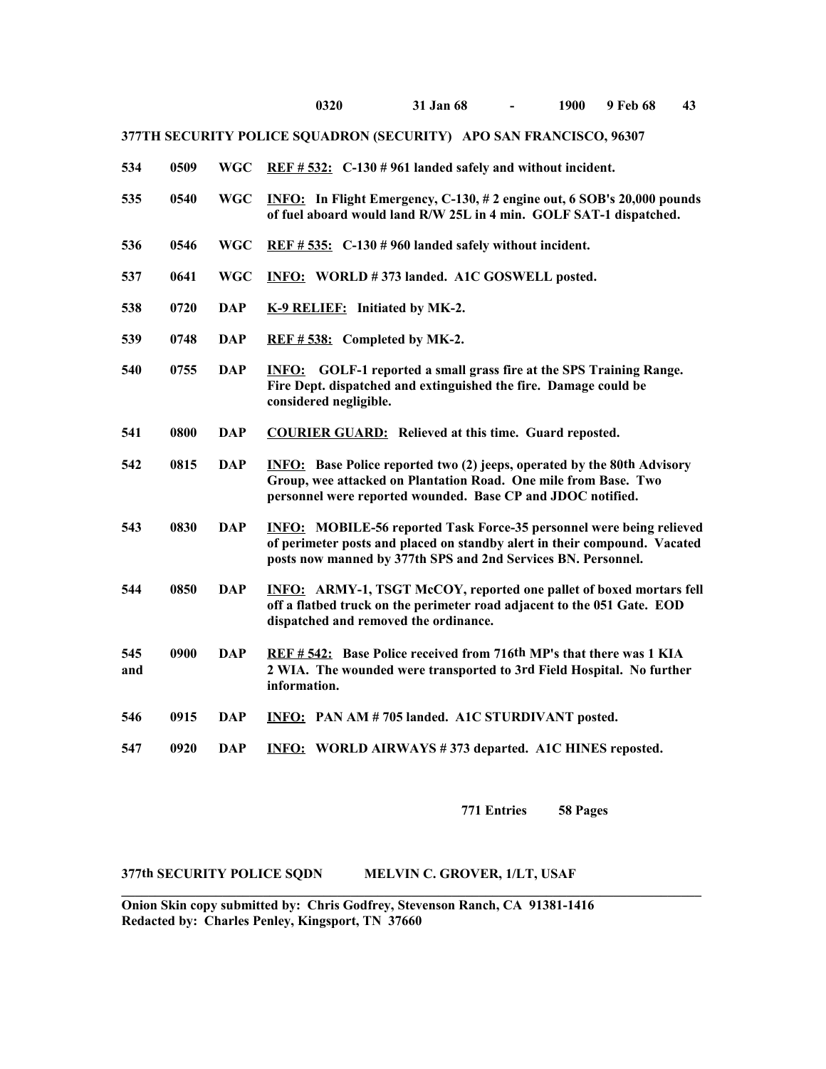**0320 31 Jan 68 - 1900 9 Feb 68 43**

**377TH SECURITY POLICE SQUADRON (SECURITY) APO SAN FRANCISCO, 96307**

| | | | |
|---|---|---|---|
| **534** | **0509** | **WGC** | **REF # 532: C-130 # 961 landed safely and without incident.** |
| **535** | **0540** | **WGC** | **INFO: In Flight Emergency, C-130, # 2 engine out, 6 SOB's 20,000 pounds of fuel aboard would land R/W 25L in 4 min. GOLF SAT-1 dispatched.** |
| **536** | **0546** | **WGC** | **REF # 535: C-130 # 960 landed safely without incident.** |
| **537** | **0641** | **WGC** | **INFO: WORLD # 373 landed. A1C GOSWELL posted.** |
| **538** | **0720** | **DAP** | **K-9 RELIEF: Initiated by MK-2.** |
| **539** | **0748** | **DAP** | **REF # 538: Completed by MK-2.** |
| **540** | **0755** | **DAP** | **INFO: GOLF-1 reported a small grass fire at the SPS Training Range. Fire Dept. dispatched and extinguished the fire. Damage could be considered negligible.** |
| **541** | **0800** | **DAP** | **COURIER GUARD: Relieved at this time. Guard reposted.** |
| **542** | **0815** | **DAP** | **INFO: Base Police reported two (2) jeeps, operated by the 80th Advisory Group, wee attacked on Plantation Road. One mile from Base. Two personnel were reported wounded. Base CP and JDOC notified.** |
| **543** | **0830** | **DAP** | **INFO: MOBILE-56 reported Task Force-35 personnel were being relieved of perimeter posts and placed on standby alert in their compound. Vacated posts now manned by 377th SPS and 2nd Services BN. Personnel.** |
| **544** | **0850** | **DAP** | **INFO: ARMY-1, TSGT McCOY, reported one pallet of boxed mortars fell off a flatbed truck on the perimeter road adjacent to the 051 Gate. EOD dispatched and removed the ordinance.** |
| **545 and** | **0900** | **DAP** | **REF # 542: Base Police received from 716th MP's that there was 1 KIA 2 WIA. The wounded were transported to 3rd Field Hospital. No further information.** |
| **546** | **0915** | **DAP** | **INFO: PAN AM # 705 landed. A1C STURDIVANT posted.** |
| **547** | **0920** | **DAP** | **INFO: WORLD AIRWAYS # 373 departed. A1C HINES reposted.** |

**771 Entries 58 Pages**

**377th SECURITY POLICE SQDN MELVIN C. GROVER, 1/LT, USAF**

---

**Onion Skin copy submitted by: Chris Godfrey, Stevenson Ranch, CA 91381-1416**
**Redacted by: Charles Penley, Kingsport, TN 37660**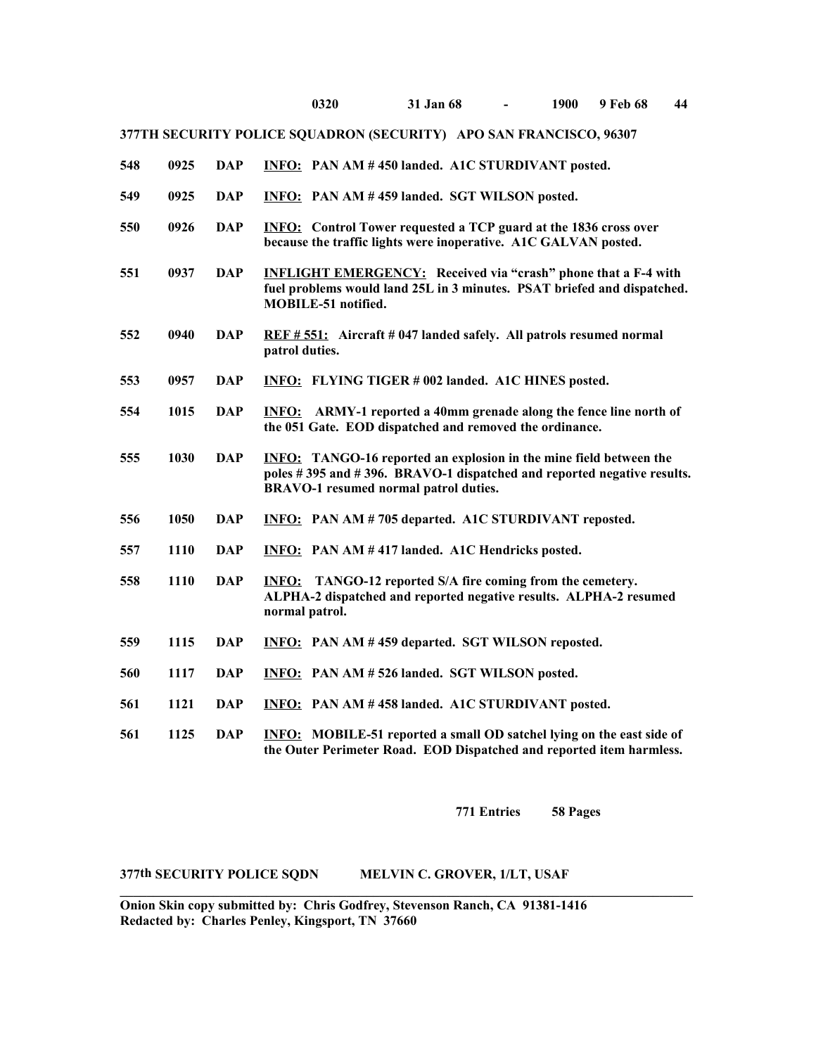**0320 31 Jan 68 - 1900 9 Feb 68 44**

**377TH SECURITY POLICE SQUADRON (SECURITY) APO SAN FRANCISCO, 96307**

| | | | |
|---|---|---|---|
| **548** | **0925** | **DAP** | **INFO: PAN AM # 450 landed. A1C STURDIVANT posted.** |
| **549** | **0925** | **DAP** | **INFO: PAN AM # 459 landed. SGT WILSON posted.** |
| **550** | **0926** | **DAP** | **INFO: Control Tower requested a TCP guard at the 1836 cross over because the traffic lights were inoperative. A1C GALVAN posted.** |
| **551** | **0937** | **DAP** | **INFLIGHT EMERGENCY: Received via "crash" phone that a F-4 with fuel problems would land 25L in 3 minutes. PSAT briefed and dispatched. MOBILE-51 notified.** |
| **552** | **0940** | **DAP** | **REF # 551: Aircraft # 047 landed safely. All patrols resumed normal patrol duties.** |
| **553** | **0957** | **DAP** | **INFO: FLYING TIGER # 002 landed. A1C HINES posted.** |
| **554** | **1015** | **DAP** | **INFO: ARMY-1 reported a 40mm grenade along the fence line north of the 051 Gate. EOD dispatched and removed the ordinance.** |
| **555** | **1030** | **DAP** | **INFO: TANGO-16 reported an explosion in the mine field between the poles # 395 and # 396. BRAVO-1 dispatched and reported negative results. BRAVO-1 resumed normal patrol duties.** |
| **556** | **1050** | **DAP** | **INFO: PAN AM # 705 departed. A1C STURDIVANT reposted.** |
| **557** | **1110** | **DAP** | **INFO: PAN AM # 417 landed. A1C Hendricks posted.** |
| **558** | **1110** | **DAP** | **INFO: TANGO-12 reported S/A fire coming from the cemetery. ALPHA-2 dispatched and reported negative results. ALPHA-2 resumed normal patrol.** |
| **559** | **1115** | **DAP** | **INFO: PAN AM # 459 departed. SGT WILSON reposted.** |
| **560** | **1117** | **DAP** | **INFO: PAN AM # 526 landed. SGT WILSON posted.** |
| **561** | **1121** | **DAP** | **INFO: PAN AM # 458 landed. A1C STURDIVANT posted.** |
| **561** | **1125** | **DAP** | **INFO: MOBILE-51 reported a small OD satchel lying on the east side of the Outer Perimeter Road. EOD Dispatched and reported item harmless.** |

**771 Entries 58 Pages**

**377th SECURITY POLICE SQDN MELVIN C. GROVER, 1/LT, USAF**

---

**Onion Skin copy submitted by: Chris Godfrey, Stevenson Ranch, CA 91381-1416**
**Redacted by: Charles Penley, Kingsport, TN 37660**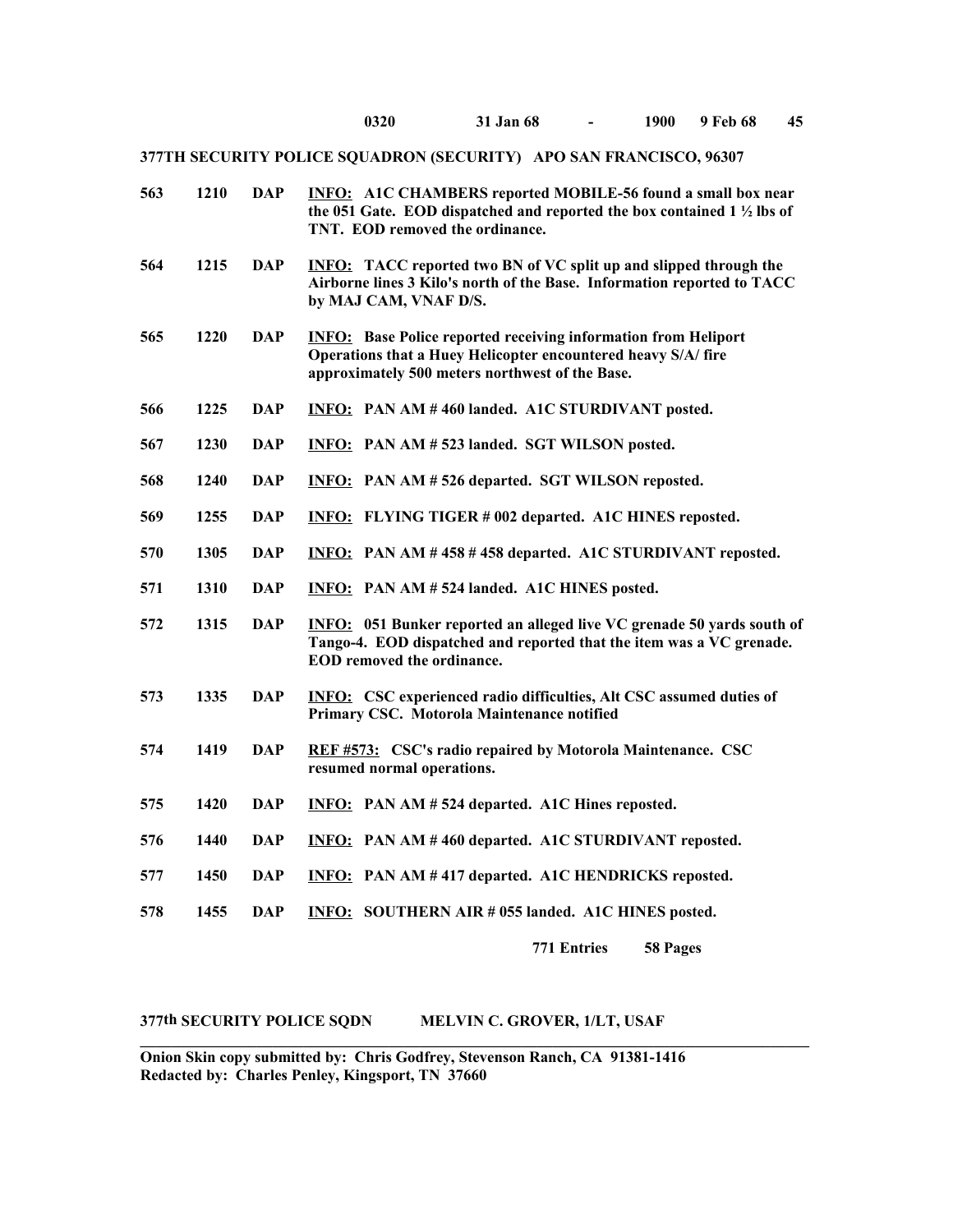**0320 31 Jan 68 - 1900 9 Feb 68 45**

**377TH SECURITY POLICE SQUADRON (SECURITY) APO SAN FRANCISCO, 96307**

| | | | |
|---|---|---|---|
| **563** | **1210** | **DAP** | **INFO: A1C CHAMBERS reported MOBILE-56 found a small box near the 051 Gate. EOD dispatched and reported the box contained 1 ½ lbs of TNT. EOD removed the ordinance.** |
| **564** | **1215** | **DAP** | **INFO: TACC reported two BN of VC split up and slipped through the Airborne lines 3 Kilo's north of the Base. Information reported to TACC by MAJ CAM, VNAF D/S.** |
| **565** | **1220** | **DAP** | **INFO: Base Police reported receiving information from Heliport Operations that a Huey Helicopter encountered heavy S/A/ fire approximately 500 meters northwest of the Base.** |
| **566** | **1225** | **DAP** | **INFO: PAN AM # 460 landed. A1C STURDIVANT posted.** |
| **567** | **1230** | **DAP** | **INFO: PAN AM # 523 landed. SGT WILSON posted.** |
| **568** | **1240** | **DAP** | **INFO: PAN AM # 526 departed. SGT WILSON reposted.** |
| **569** | **1255** | **DAP** | **INFO: FLYING TIGER # 002 departed. A1C HINES reposted.** |
| **570** | **1305** | **DAP** | **INFO: PAN AM # 458 # 458 departed. A1C STURDIVANT reposted.** |
| **571** | **1310** | **DAP** | **INFO: PAN AM # 524 landed. A1C HINES posted.** |
| **572** | **1315** | **DAP** | **INFO: 051 Bunker reported an alleged live VC grenade 50 yards south of Tango-4. EOD dispatched and reported that the item was a VC grenade. EOD removed the ordinance.** |
| **573** | **1335** | **DAP** | **INFO: CSC experienced radio difficulties, Alt CSC assumed duties of Primary CSC. Motorola Maintenance notified** |
| **574** | **1419** | **DAP** | **REF #573: CSC's radio repaired by Motorola Maintenance. CSC resumed normal operations.** |
| **575** | **1420** | **DAP** | **INFO: PAN AM # 524 departed. A1C Hines reposted.** |
| **576** | **1440** | **DAP** | **INFO: PAN AM # 460 departed. A1C STURDIVANT reposted.** |
| **577** | **1450** | **DAP** | **INFO: PAN AM # 417 departed. A1C HENDRICKS reposted.** |
| **578** | **1455** | **DAP** | **INFO: SOUTHERN AIR # 055 landed. A1C HINES posted.** |

**771 Entries 58 Pages**

**377th SECURITY POLICE SQDN MELVIN C. GROVER, 1/LT, USAF**

---

**Onion Skin copy submitted by: Chris Godfrey, Stevenson Ranch, CA 91381-1416**
**Redacted by: Charles Penley, Kingsport, TN 37660**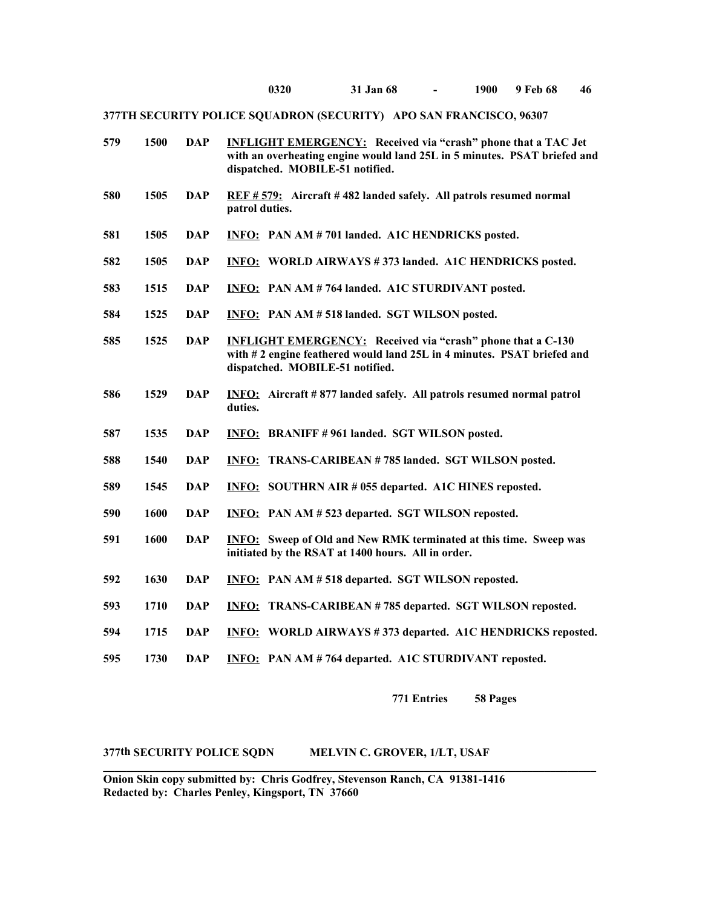**0320 31 Jan 68 - 1900 9 Feb 68**

**377TH SECURITY POLICE SQUADRON (SECURITY) APO SAN FRANCISCO, 96307**

| | | | |
|---|---|---|---|
| **579** | **1500** | **DAP** | **<u>INFLIGHT EMERGENCY:</u> Received via "crash" phone that a TAC Jet with an overheating engine would land 25L in 5 minutes. PSAT briefed and dispatched. MOBILE-51 notified.** |
| **580** | **1505** | **DAP** | **<u>REF # 579:</u> Aircraft # 482 landed safely. All patrols resumed normal patrol duties.** |
| **581** | **1505** | **DAP** | **<u>INFO:</u> PAN AM # 701 landed. A1C HENDRICKS posted.** |
| **582** | **1505** | **DAP** | **<u>INFO:</u> WORLD AIRWAYS # 373 landed. A1C HENDRICKS posted.** |
| **583** | **1515** | **DAP** | **<u>INFO:</u> PAN AM # 764 landed. A1C STURDIVANT posted.** |
| **584** | **1525** | **DAP** | **<u>INFO:</u> PAN AM # 518 landed. SGT WILSON posted.** |
| **585** | **1525** | **DAP** | **<u>INFLIGHT EMERGENCY:</u> Received via "crash" phone that a C-130 with # 2 engine feathered would land 25L in 4 minutes. PSAT briefed and dispatched. MOBILE-51 notified.** |
| **586** | **1529** | **DAP** | **<u>INFO:</u> Aircraft # 877 landed safely. All patrols resumed normal patrol duties.** |
| **587** | **1535** | **DAP** | **<u>INFO:</u> BRANIFF # 961 landed. SGT WILSON posted.** |
| **588** | **1540** | **DAP** | **<u>INFO:</u> TRANS-CARIBEAN # 785 landed. SGT WILSON posted.** |
| **589** | **1545** | **DAP** | **<u>INFO:</u> SOUTHRN AIR # 055 departed. A1C HINES reposted.** |
| **590** | **1600** | **DAP** | **<u>INFO:</u> PAN AM # 523 departed. SGT WILSON reposted.** |
| **591** | **1600** | **DAP** | **<u>INFO:</u> Sweep of Old and New RMK terminated at this time. Sweep was initiated by the RSAT at 1400 hours. All in order.** |
| **592** | **1630** | **DAP** | **<u>INFO:</u> PAN AM # 518 departed. SGT WILSON reposted.** |
| **593** | **1710** | **DAP** | **<u>INFO:</u> TRANS-CARIBEAN # 785 departed. SGT WILSON reposted.** |
| **594** | **1715** | **DAP** | **<u>INFO:</u> WORLD AIRWAYS # 373 departed. A1C HENDRICKS reposted.** |
| **595** | **1730** | **DAP** | **<u>INFO:</u> PAN AM # 764 departed. A1C STURDIVANT reposted.** |

**771 Entries 58 Pages**

**377th SECURITY POLICE SQDN MELVIN C. GROVER, 1/LT, USAF**

**Onion Skin copy submitted by: Chris Godfrey, Stevenson Ranch, CA 91381-1416**
**Redacted by: Charles Penley, Kingsport, TN 37660**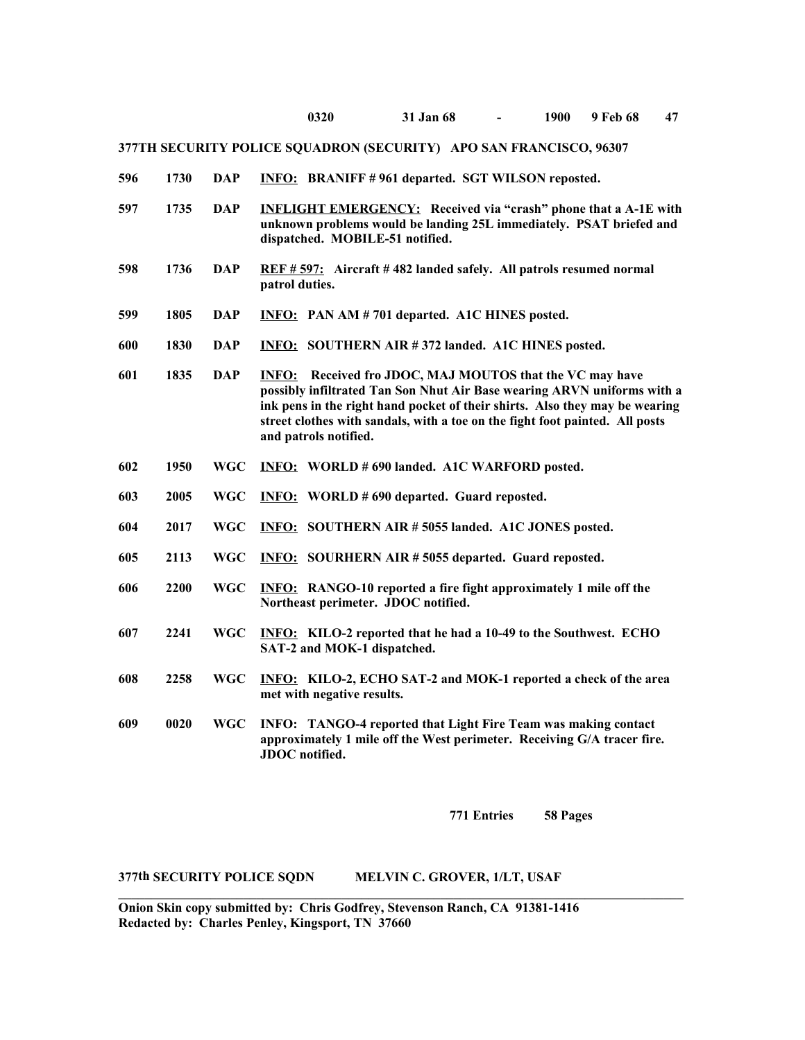**0320 31 Jan 68 - 1900 9 Feb 68**

**377TH SECURITY POLICE SQUADRON (SECURITY) APO SAN FRANCISCO, 96307**

| | | | |
|---|---|---|---|
| **596** | **1730** | **DAP** | **INFO: BRANIFF # 961 departed. SGT WILSON reposted.** |
| **597** | **1735** | **DAP** | **INFLIGHT EMERGENCY: Received via "crash" phone that a A-1E with unknown problems would be landing 25L immediately. PSAT briefed and dispatched. MOBILE-51 notified.** |
| **598** | **1736** | **DAP** | **REF # 597: Aircraft # 482 landed safely. All patrols resumed normal patrol duties.** |
| **599** | **1805** | **DAP** | **INFO: PAN AM # 701 departed. A1C HINES posted.** |
| **600** | **1830** | **DAP** | **INFO: SOUTHERN AIR # 372 landed. A1C HINES posted.** |
| **601** | **1835** | **DAP** | **INFO: Received fro JDOC, MAJ MOUTOS that the VC may have possibly infiltrated Tan Son Nhut Air Base wearing ARVN uniforms with a ink pens in the right hand pocket of their shirts. Also they may be wearing street clothes with sandals, with a toe on the fight foot painted. All posts and patrols notified.** |
| **602** | **1950** | **WGC** | **INFO: WORLD # 690 landed. A1C WARFORD posted.** |
| **603** | **2005** | **WGC** | **INFO: WORLD # 690 departed. Guard reposted.** |
| **604** | **2017** | **WGC** | **INFO: SOUTHERN AIR # 5055 landed. A1C JONES posted.** |
| **605** | **2113** | **WGC** | **INFO: SOURHERN AIR # 5055 departed. Guard reposted.** |
| **606** | **2200** | **WGC** | **INFO: RANGO-10 reported a fire fight approximately 1 mile off the Northeast perimeter. JDOC notified.** |
| **607** | **2241** | **WGC** | **INFO: KILO-2 reported that he had a 10-49 to the Southwest. ECHO SAT-2 and MOK-1 dispatched.** |
| **608** | **2258** | **WGC** | **INFO: KILO-2, ECHO SAT-2 and MOK-1 reported a check of the area met with negative results.** |
| **609** | **0020** | **WGC** | **INFO: TANGO-4 reported that Light Fire Team was making contact approximately 1 mile off the West perimeter. Receiving G/A tracer fire. JDOC notified.** |

**771 Entries 58 Pages**

**377th SECURITY POLICE SQDN MELVIN C. GROVER, 1/LT, USAF**

---

**Onion Skin copy submitted by: Chris Godfrey, Stevenson Ranch, CA 91381-1416**
**Redacted by: Charles Penley, Kingsport, TN 37660**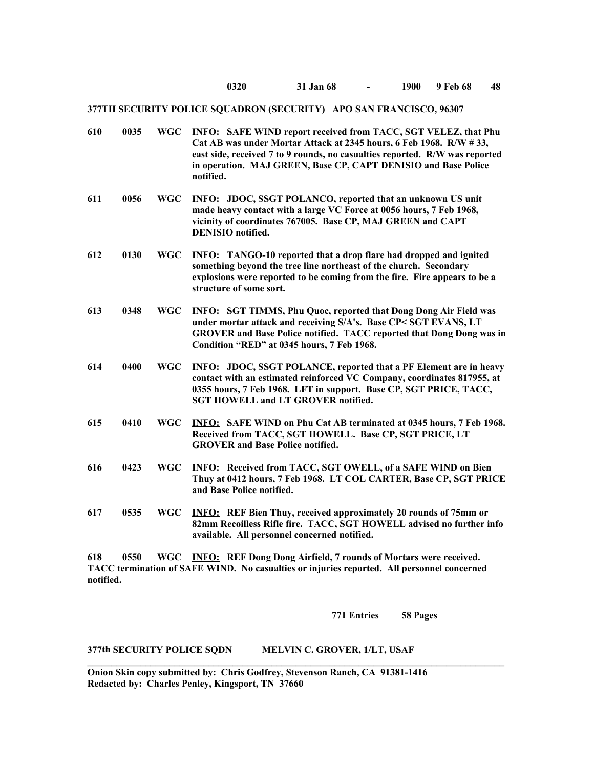**0320 31 Jan 68 - 1900 9 Feb 68 48**

**377TH SECURITY POLICE SQUADRON (SECURITY) APO SAN FRANCISCO, 96307**

| | | | |
|---|---|---|---|
| **610** | **0035** | **WGC** | **INFO: SAFE WIND report received from TACC, SGT VELEZ, that Phu Cat AB was under Mortar Attack at 2345 hours, 6 Feb 1968. R/W # 33, east side, received 7 to 9 rounds, no casualties reported. R/W was reported in operation. MAJ GREEN, Base CP, CAPT DENISIO and Base Police notified.** |
| **611** | **0056** | **WGC** | **INFO: JDOC, SSGT POLANCO, reported that an unknown US unit made heavy contact with a large VC Force at 0056 hours, 7 Feb 1968, vicinity of coordinates 767005. Base CP, MAJ GREEN and CAPT DENISIO notified.** |
| **612** | **0130** | **WGC** | **INFO: TANGO-10 reported that a drop flare had dropped and ignited something beyond the tree line northeast of the church. Secondary explosions were reported to be coming from the fire. Fire appears to be a structure of some sort.** |
| **613** | **0348** | **WGC** | **INFO: SGT TIMMS, Phu Quoc, reported that Dong Dong Air Field was under mortar attack and receiving S/A's. Base CP< SGT EVANS, LT GROVER and Base Police notified. TACC reported that Dong Dong was in Condition "RED" at 0345 hours, 7 Feb 1968.** |
| **614** | **0400** | **WGC** | **INFO: JDOC, SSGT POLANCE, reported that a PF Element are in heavy contact with an estimated reinforced VC Company, coordinates 817955, at 0355 hours, 7 Feb 1968. LFT in support. Base CP, SGT PRICE, TACC, SGT HOWELL and LT GROVER notified.** |
| **615** | **0410** | **WGC** | **INFO: SAFE WIND on Phu Cat AB terminated at 0345 hours, 7 Feb 1968. Received from TACC, SGT HOWELL. Base CP, SGT PRICE, LT GROVER and Base Police notified.** |
| **616** | **0423** | **WGC** | **INFO: Received from TACC, SGT OWELL, of a SAFE WIND on Bien Thuy at 0412 hours, 7 Feb 1968. LT COL CARTER, Base CP, SGT PRICE and Base Police notified.** |
| **617** | **0535** | **WGC** | **INFO: REF Bien Thuy, received approximately 20 rounds of 75mm or 82mm Recoilless Rifle fire. TACC, SGT HOWELL advised no further info available. All personnel concerned notified.** |

**618 0550 WGC INFO: REF Dong Dong Airfield, 7 rounds of Mortars were received. TACC termination of SAFE WIND. No casualties or injuries reported. All personnel concerned notified.**

**771 Entries 58 Pages**

**377th SECURITY POLICE SQDN MELVIN C. GROVER, 1/LT, USAF**

---

**Onion Skin copy submitted by: Chris Godfrey, Stevenson Ranch, CA 91381-1416**
**Redacted by: Charles Penley, Kingsport, TN 37660**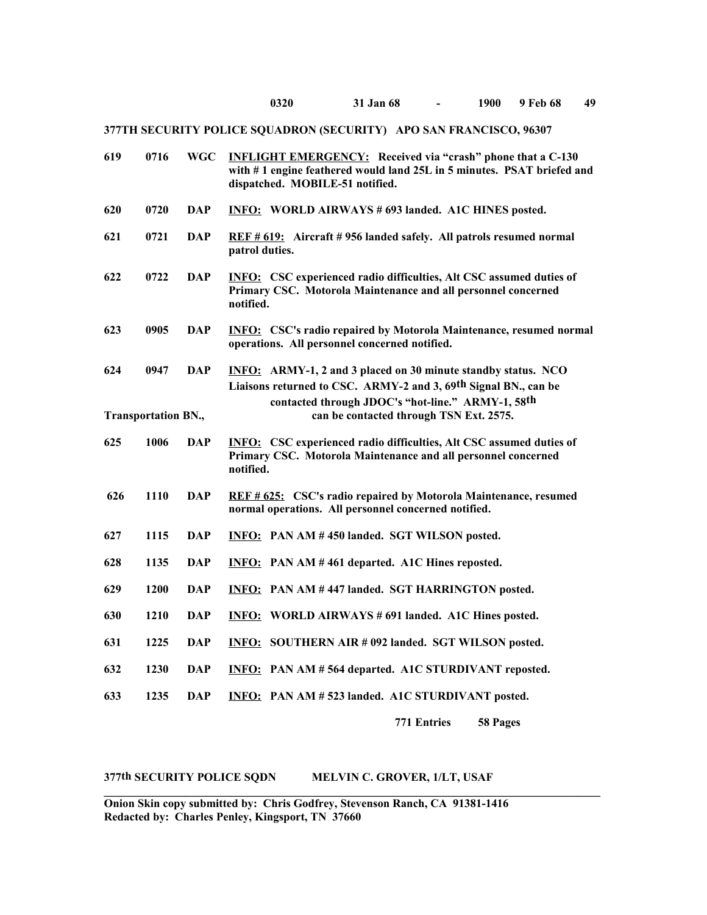**0320 31 Jan 68 - 1900 9 Feb 68**

**377TH SECURITY POLICE SQUADRON (SECURITY) APO SAN FRANCISCO, 96307**

| | | | |
|---|---|---|---|
| **619** | **0716** | **WGC** | **INFLIGHT EMERGENCY:** **Received via "crash" phone that a C-130 with # 1 engine feathered would land 25L in 5 minutes. PSAT briefed and dispatched. MOBILE-51 notified.** |
| **620** | **0720** | **DAP** | **INFO:** **WORLD AIRWAYS # 693 landed. A1C HINES posted.** |
| **621** | **0721** | **DAP** | **REF # 619:** **Aircraft # 956 landed safely. All patrols resumed normal patrol duties.** |
| **622** | **0722** | **DAP** | **INFO:** **CSC experienced radio difficulties, Alt CSC assumed duties of Primary CSC. Motorola Maintenance and all personnel concerned notified.** |
| **623** | **0905** | **DAP** | **INFO:** **CSC's radio repaired by Motorola Maintenance, resumed normal operations. All personnel concerned notified.** |
| **624** | **0947** | **DAP** | **INFO:** **ARMY-1, 2 and 3 placed on 30 minute standby status. NCO Liaisons returned to CSC. ARMY-2 and 3, 69th Signal BN., can be contacted through JDOC's "hot-line." ARMY-1, 58th Transportation BN., can be contacted through TSN Ext. 2575.** |
| **625** | **1006** | **DAP** | **INFO:** **CSC experienced radio difficulties, Alt CSC assumed duties of Primary CSC. Motorola Maintenance and all personnel concerned notified.** |
| **626** | **1110** | **DAP** | **REF # 625:** **CSC's radio repaired by Motorola Maintenance, resumed normal operations. All personnel concerned notified.** |
| **627** | **1115** | **DAP** | **INFO:** **PAN AM # 450 landed. SGT WILSON posted.** |
| **628** | **1135** | **DAP** | **INFO:** **PAN AM # 461 departed. A1C Hines reposted.** |
| **629** | **1200** | **DAP** | **INFO:** **PAN AM # 447 landed. SGT HARRINGTON posted.** |
| **630** | **1210** | **DAP** | **INFO:** **WORLD AIRWAYS # 691 landed. A1C Hines posted.** |
| **631** | **1225** | **DAP** | **INFO:** **SOUTHERN AIR # 092 landed. SGT WILSON posted.** |
| **632** | **1230** | **DAP** | **INFO:** **PAN AM # 564 departed. A1C STURDIVANT reposted.** |
| **633** | **1235** | **DAP** | **INFO:** **PAN AM # 523 landed. A1C STURDIVANT posted.** |

**771 Entries 58 Pages**

**377th SECURITY POLICE SQDN MELVIN C. GROVER, 1/LT, USAF**

---

**Onion Skin copy submitted by: Chris Godfrey, Stevenson Ranch, CA 91381-1416**
**Redacted by: Charles Penley, Kingsport, TN 37660**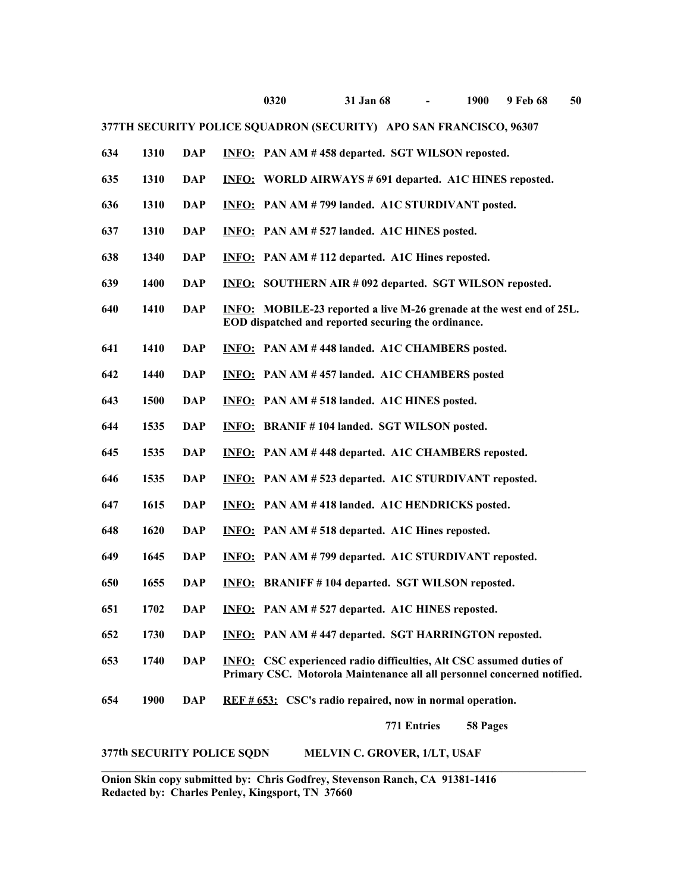**0320 31 Jan 68 - 1900 9 Feb 68**

**377TH SECURITY POLICE SQUADRON (SECURITY) APO SAN FRANCISCO, 96307**

| | | | |
|---|---|---|---|
| 634 | 1310 | DAP | <u>INFO:</u> PAN AM # 458 departed. SGT WILSON reposted. |
| 635 | 1310 | DAP | <u>INFO:</u> WORLD AIRWAYS # 691 departed. A1C HINES reposted. |
| 636 | 1310 | DAP | <u>INFO:</u> PAN AM # 799 landed. A1C STURDIVANT posted. |
| 637 | 1310 | DAP | <u>INFO:</u> PAN AM # 527 landed. A1C HINES posted. |
| 638 | 1340 | DAP | <u>INFO:</u> PAN AM # 112 departed. A1C Hines reposted. |
| 639 | 1400 | DAP | <u>INFO:</u> SOUTHERN AIR # 092 departed. SGT WILSON reposted. |
| 640 | 1410 | DAP | <u>INFO:</u> MOBILE-23 reported a live M-26 grenade at the west end of 25L. EOD dispatched and reported securing the ordinance. |
| 641 | 1410 | DAP | <u>INFO:</u> PAN AM # 448 landed. A1C CHAMBERS posted. |
| 642 | 1440 | DAP | <u>INFO:</u> PAN AM # 457 landed. A1C CHAMBERS posted |
| 643 | 1500 | DAP | <u>INFO:</u> PAN AM # 518 landed. A1C HINES posted. |
| 644 | 1535 | DAP | <u>INFO:</u> BRANIF # 104 landed. SGT WILSON posted. |
| 645 | 1535 | DAP | <u>INFO:</u> PAN AM # 448 departed. A1C CHAMBERS reposted. |
| 646 | 1535 | DAP | <u>INFO:</u> PAN AM # 523 departed. A1C STURDIVANT reposted. |
| 647 | 1615 | DAP | <u>INFO:</u> PAN AM # 418 landed. A1C HENDRICKS posted. |
| 648 | 1620 | DAP | <u>INFO:</u> PAN AM # 518 departed. A1C Hines reposted. |
| 649 | 1645 | DAP | <u>INFO:</u> PAN AM # 799 departed. A1C STURDIVANT reposted. |
| 650 | 1655 | DAP | <u>INFO:</u> BRANIFF # 104 departed. SGT WILSON reposted. |
| 651 | 1702 | DAP | <u>INFO:</u> PAN AM # 527 departed. A1C HINES reposted. |
| 652 | 1730 | DAP | <u>INFO:</u> PAN AM # 447 departed. SGT HARRINGTON reposted. |
| 653 | 1740 | DAP | <u>INFO:</u> CSC experienced radio difficulties, Alt CSC assumed duties of Primary CSC. Motorola Maintenance all all personnel concerned notified. |
| 654 | 1900 | DAP | <u>REF # 653:</u> CSC's radio repaired, now in normal operation. |

**771 Entries 58 Pages**

**377th SECURITY POLICE SQDN MELVIN C. GROVER, 1/LT, USAF**

---

**Onion Skin copy submitted by: Chris Godfrey, Stevenson Ranch, CA 91381-1416**
**Redacted by: Charles Penley, Kingsport, TN 37660**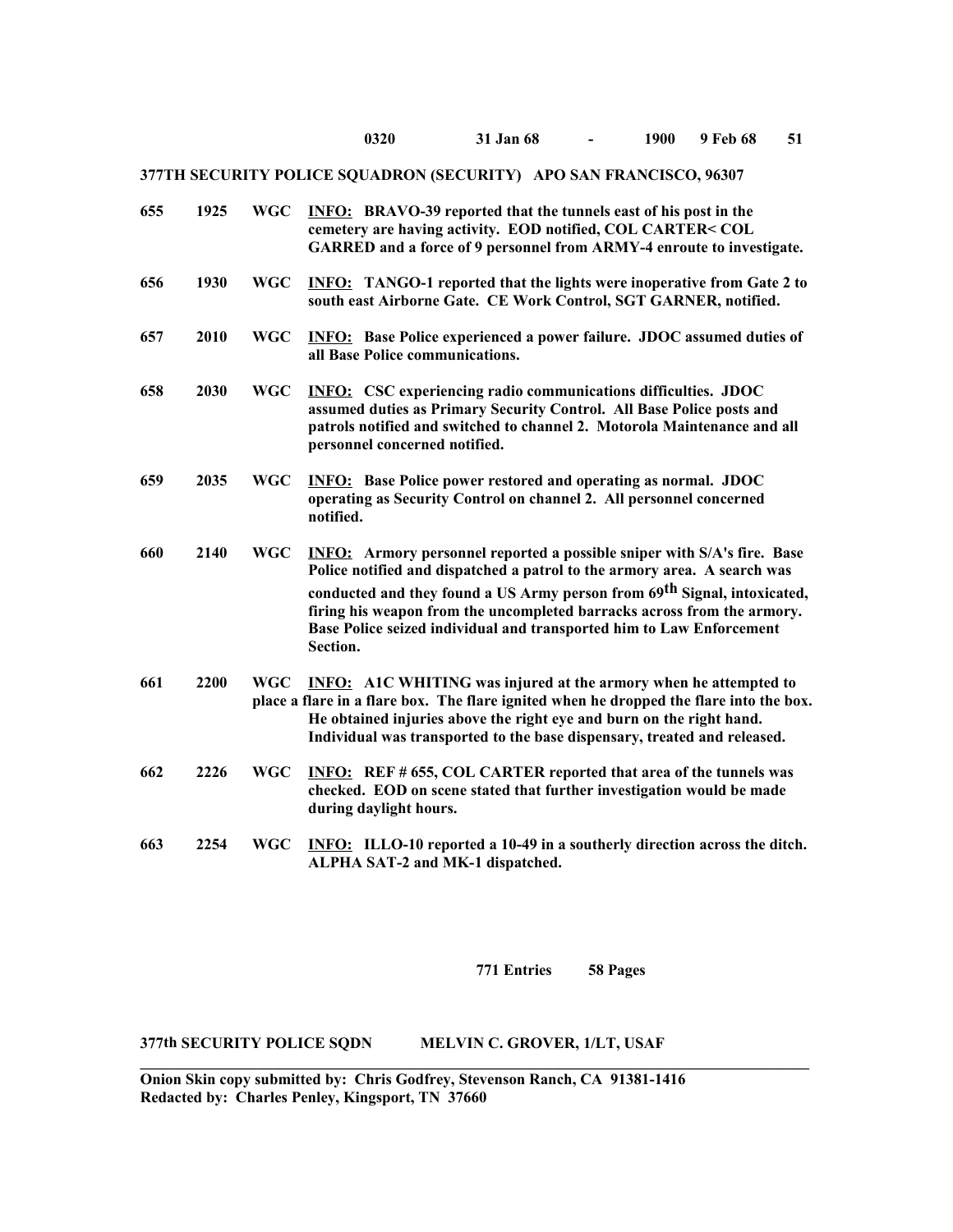**0320 31 Jan 68 - 1900 9 Feb 68 51**

**377TH SECURITY POLICE SQUADRON (SECURITY) APO SAN FRANCISCO, 96307**

| | | | |
|---|---|---|---|
| **655** | **1925** | **WGC** | **INFO: BRAVO-39 reported that the tunnels east of his post in the cemetery are having activity. EOD notified, COL CARTER< COL GARRED and a force of 9 personnel from ARMY-4 enroute to investigate.** |
| **656** | **1930** | **WGC** | **INFO: TANGO-1 reported that the lights were inoperative from Gate 2 to south east Airborne Gate. CE Work Control, SGT GARNER, notified.** |
| **657** | **2010** | **WGC** | **INFO: Base Police experienced a power failure. JDOC assumed duties of all Base Police communications.** |
| **658** | **2030** | **WGC** | **INFO: CSC experiencing radio communications difficulties. JDOC assumed duties as Primary Security Control. All Base Police posts and patrols notified and switched to channel 2. Motorola Maintenance and all personnel concerned notified.** |
| **659** | **2035** | **WGC** | **INFO: Base Police power restored and operating as normal. JDOC operating as Security Control on channel 2. All personnel concerned notified.** |
| **660** | **2140** | **WGC** | **INFO: Armory personnel reported a possible sniper with S/A's fire. Base Police notified and dispatched a patrol to the armory area. A search was conducted and they found a US Army person from 69th Signal, intoxicated, firing his weapon from the uncompleted barracks across from the armory. Base Police seized individual and transported him to Law Enforcement Section.** |
| **661** | **2200** | **WGC** | **INFO: A1C WHITING was injured at the armory when he attempted to place a flare in a flare box. The flare ignited when he dropped the flare into the box. He obtained injuries above the right eye and burn on the right hand. Individual was transported to the base dispensary, treated and released.** |
| **662** | **2226** | **WGC** | **INFO: REF # 655, COL CARTER reported that area of the tunnels was checked. EOD on scene stated that further investigation would be made during daylight hours.** |
| **663** | **2254** | **WGC** | **INFO: ILLO-10 reported a 10-49 in a southerly direction across the ditch. ALPHA SAT-2 and MK-1 dispatched.** |

**771 Entries 58 Pages**

**377th SECURITY POLICE SQDN MELVIN C. GROVER, 1/LT, USAF**

---

**Onion Skin copy submitted by: Chris Godfrey, Stevenson Ranch, CA 91381-1416**
**Redacted by: Charles Penley, Kingsport, TN 37660**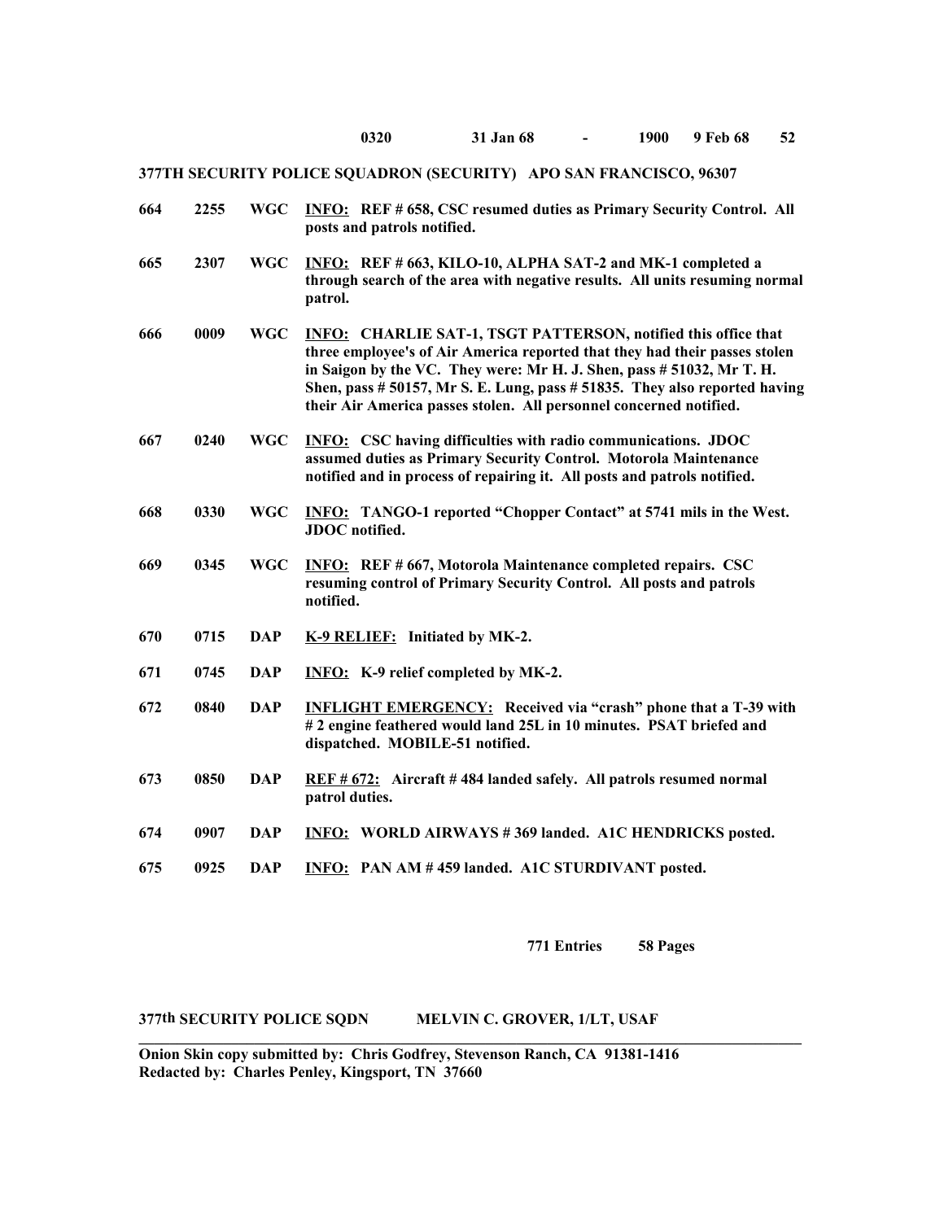0320 31 Jan 68 - 1900 9 Feb 68 52

**377TH SECURITY POLICE SQUADRON (SECURITY) APO SAN FRANCISCO, 96307**

| | | | |
|---|---|---|---|
| 664 | 2255 | WGC | **INFO:** REF # 658, CSC resumed duties as Primary Security Control. All posts and patrols notified. |
| 665 | 2307 | WGC | **INFO:** REF # 663, KILO-10, ALPHA SAT-2 and MK-1 completed a through search of the area with negative results. All units resuming normal patrol. |
| 666 | 0009 | WGC | **INFO:** CHARLIE SAT-1, TSGT PATTERSON, notified this office that three employee's of Air America reported that they had their passes stolen in Saigon by the VC. They were: Mr H. J. Shen, pass # 51032, Mr T. H. Shen, pass # 50157, Mr S. E. Lung, pass # 51835. They also reported having their Air America passes stolen. All personnel concerned notified. |
| 667 | 0240 | WGC | **INFO:** CSC having difficulties with radio communications. JDOC assumed duties as Primary Security Control. Motorola Maintenance notified and in process of repairing it. All posts and patrols notified. |
| 668 | 0330 | WGC | **INFO:** TANGO-1 reported "Chopper Contact" at 5741 mils in the West. JDOC notified. |
| 669 | 0345 | WGC | **INFO:** REF # 667, Motorola Maintenance completed repairs. CSC resuming control of Primary Security Control. All posts and patrols notified. |
| 670 | 0715 | DAP | **K-9 RELIEF:** Initiated by MK-2. |
| 671 | 0745 | DAP | **INFO:** K-9 relief completed by MK-2. |
| 672 | 0840 | DAP | **INFLIGHT EMERGENCY:** Received via "crash" phone that a T-39 with # 2 engine feathered would land 25L in 10 minutes. PSAT briefed and dispatched. MOBILE-51 notified. |
| 673 | 0850 | DAP | **REF # 672:** Aircraft # 484 landed safely. All patrols resumed normal patrol duties. |
| 674 | 0907 | DAP | **INFO:** WORLD AIRWAYS # 369 landed. A1C HENDRICKS posted. |
| 675 | 0925 | DAP | **INFO:** PAN AM # 459 landed. A1C STURDIVANT posted. |

**771 Entries 58 Pages**

**377th SECURITY POLICE SQDN MELVIN C. GROVER, 1/LT, USAF**

---

**Onion Skin copy submitted by: Chris Godfrey, Stevenson Ranch, CA 91381-1416**
**Redacted by: Charles Penley, Kingsport, TN 37660**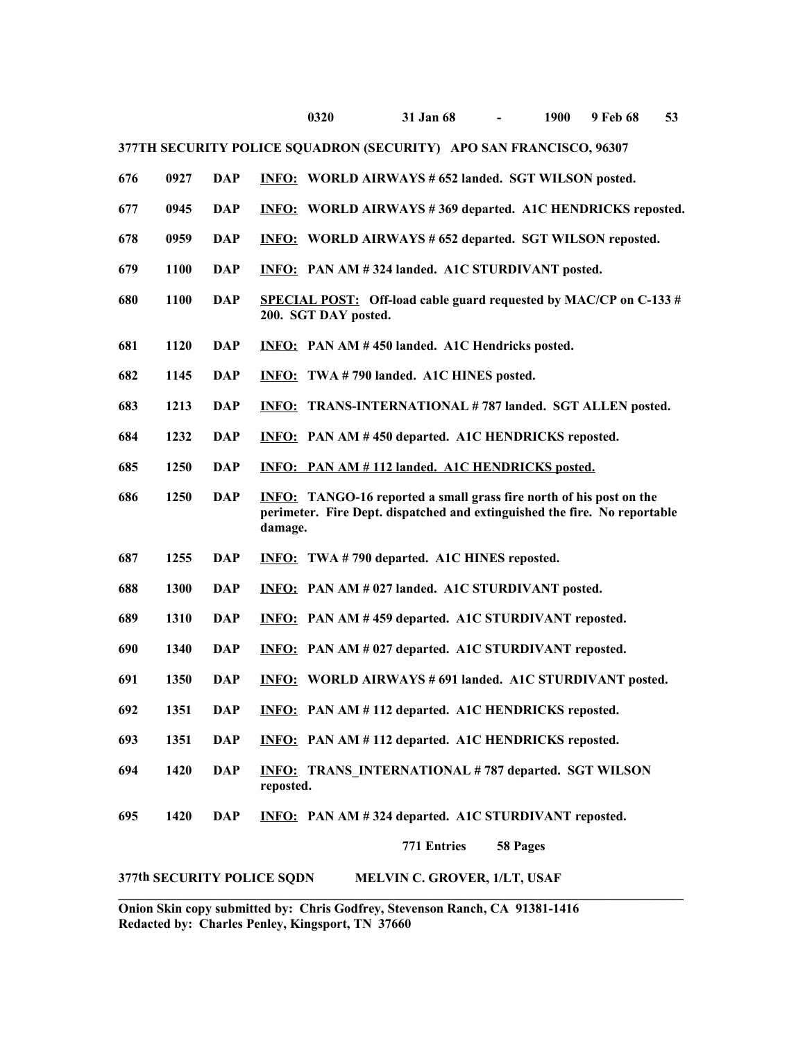0320 31 Jan 68 - 1900 9 Feb 68

**377TH SECURITY POLICE SQUADRON (SECURITY) APO SAN FRANCISCO, 96307**

| | | | |
|---|---|---|---|
| 676 | 0927 | DAP | **INFO:** WORLD AIRWAYS # 652 landed. SGT WILSON posted. |
| 677 | 0945 | DAP | **INFO:** WORLD AIRWAYS # 369 departed. A1C HENDRICKS reposted. |
| 678 | 0959 | DAP | **INFO:** WORLD AIRWAYS # 652 departed. SGT WILSON reposted. |
| 679 | 1100 | DAP | **INFO:** PAN AM # 324 landed. A1C STURDIVANT posted. |
| 680 | 1100 | DAP | **SPECIAL POST:** Off-load cable guard requested by MAC/CP on C-133 # 200. SGT DAY posted. |
| 681 | 1120 | DAP | **INFO:** PAN AM # 450 landed. A1C Hendricks posted. |
| 682 | 1145 | DAP | **INFO:** TWA # 790 landed. A1C HINES posted. |
| 683 | 1213 | DAP | **INFO:** TRANS-INTERNATIONAL # 787 landed. SGT ALLEN posted. |
| 684 | 1232 | DAP | **INFO:** PAN AM # 450 departed. A1C HENDRICKS reposted. |
| 685 | 1250 | DAP | **INFO:** PAN AM # 112 landed. A1C HENDRICKS posted. |
| 686 | 1250 | DAP | **INFO:** TANGO-16 reported a small grass fire north of his post on the perimeter. Fire Dept. dispatched and extinguished the fire. No reportable damage. |
| 687 | 1255 | DAP | **INFO:** TWA # 790 departed. A1C HINES reposted. |
| 688 | 1300 | DAP | **INFO:** PAN AM # 027 landed. A1C STURDIVANT posted. |
| 689 | 1310 | DAP | **INFO:** PAN AM # 459 departed. A1C STURDIVANT reposted. |
| 690 | 1340 | DAP | **INFO:** PAN AM # 027 departed. A1C STURDIVANT reposted. |
| 691 | 1350 | DAP | **INFO:** WORLD AIRWAYS # 691 landed. A1C STURDIVANT posted. |
| 692 | 1351 | DAP | **INFO:** PAN AM # 112 departed. A1C HENDRICKS reposted. |
| 693 | 1351 | DAP | **INFO:** PAN AM # 112 departed. A1C HENDRICKS reposted. |
| 694 | 1420 | DAP | **INFO:** TRANS_INTERNATIONAL # 787 departed. SGT WILSON reposted. |
| 695 | 1420 | DAP | **INFO:** PAN AM # 324 departed. A1C STURDIVANT reposted. |

771 Entries 58 Pages

**377th SECURITY POLICE SQDN** **MELVIN C. GROVER, 1/LT, USAF**

---

**Onion Skin copy submitted by: Chris Godfrey, Stevenson Ranch, CA 91381-1416**
**Redacted by: Charles Penley, Kingsport, TN 37660**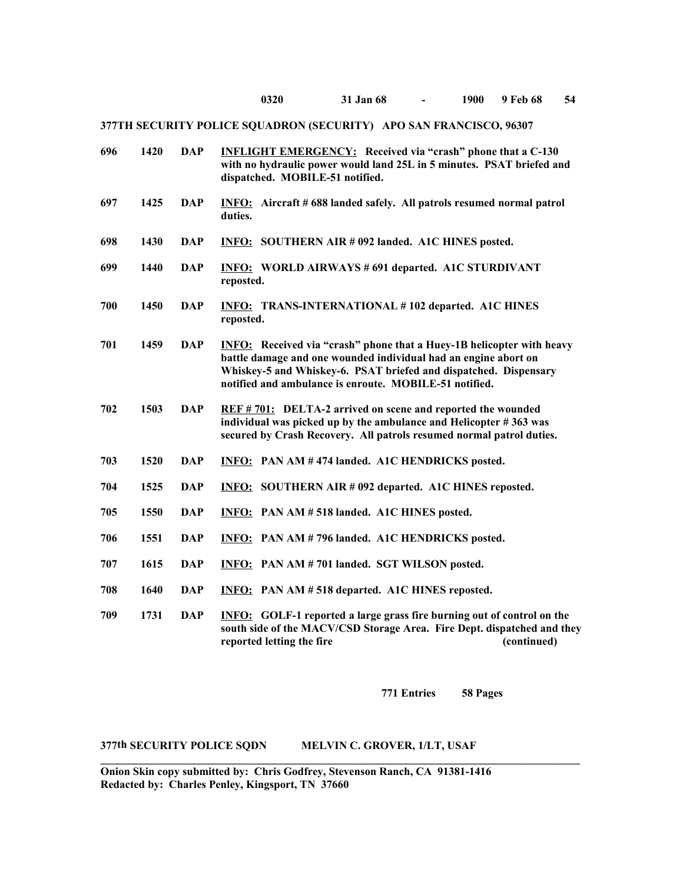**0320 31 Jan 68 - 1900 9 Feb 68 54**

**377TH SECURITY POLICE SQUADRON (SECURITY) APO SAN FRANCISCO, 96307**

| | | | |
|---|---|---|---|
| **696** | **1420** | **DAP** | **INFLIGHT EMERGENCY: Received via "crash" phone that a C-130 with no hydraulic power would land 25L in 5 minutes. PSAT briefed and dispatched. MOBILE-51 notified.** |
| **697** | **1425** | **DAP** | **INFO: Aircraft # 688 landed safely. All patrols resumed normal patrol duties.** |
| **698** | **1430** | **DAP** | **INFO: SOUTHERN AIR # 092 landed. A1C HINES posted.** |
| **699** | **1440** | **DAP** | **INFO: WORLD AIRWAYS # 691 departed. A1C STURDIVANT reposted.** |
| **700** | **1450** | **DAP** | **INFO: TRANS-INTERNATIONAL # 102 departed. A1C HINES reposted.** |
| **701** | **1459** | **DAP** | **INFO: Received via "crash" phone that a Huey-1B helicopter with heavy battle damage and one wounded individual had an engine abort on Whiskey-5 and Whiskey-6. PSAT briefed and dispatched. Dispensary notified and ambulance is enroute. MOBILE-51 notified.** |
| **702** | **1503** | **DAP** | **REF # 701: DELTA-2 arrived on scene and reported the wounded individual was picked up by the ambulance and Helicopter # 363 was secured by Crash Recovery. All patrols resumed normal patrol duties.** |
| **703** | **1520** | **DAP** | **INFO: PAN AM # 474 landed. A1C HENDRICKS posted.** |
| **704** | **1525** | **DAP** | **INFO: SOUTHERN AIR # 092 departed. A1C HINES reposted.** |
| **705** | **1550** | **DAP** | **INFO: PAN AM # 518 landed. A1C HINES posted.** |
| **706** | **1551** | **DAP** | **INFO: PAN AM # 796 landed. A1C HENDRICKS posted.** |
| **707** | **1615** | **DAP** | **INFO: PAN AM # 701 landed. SGT WILSON posted.** |
| **708** | **1640** | **DAP** | **INFO: PAN AM # 518 departed. A1C HINES reposted.** |
| **709** | **1731** | **DAP** | **INFO: GOLF-1 reported a large grass fire burning out of control on the south side of the MACV/CSD Storage Area. Fire Dept. dispatched and they reported letting the fire (continued)** |

**771 Entries 58 Pages**

**377th SECURITY POLICE SQDN MELVIN C. GROVER, 1/LT, USAF**

**Onion Skin copy submitted by: Chris Godfrey, Stevenson Ranch, CA 91381-1416**
**Redacted by: Charles Penley, Kingsport, TN 37660**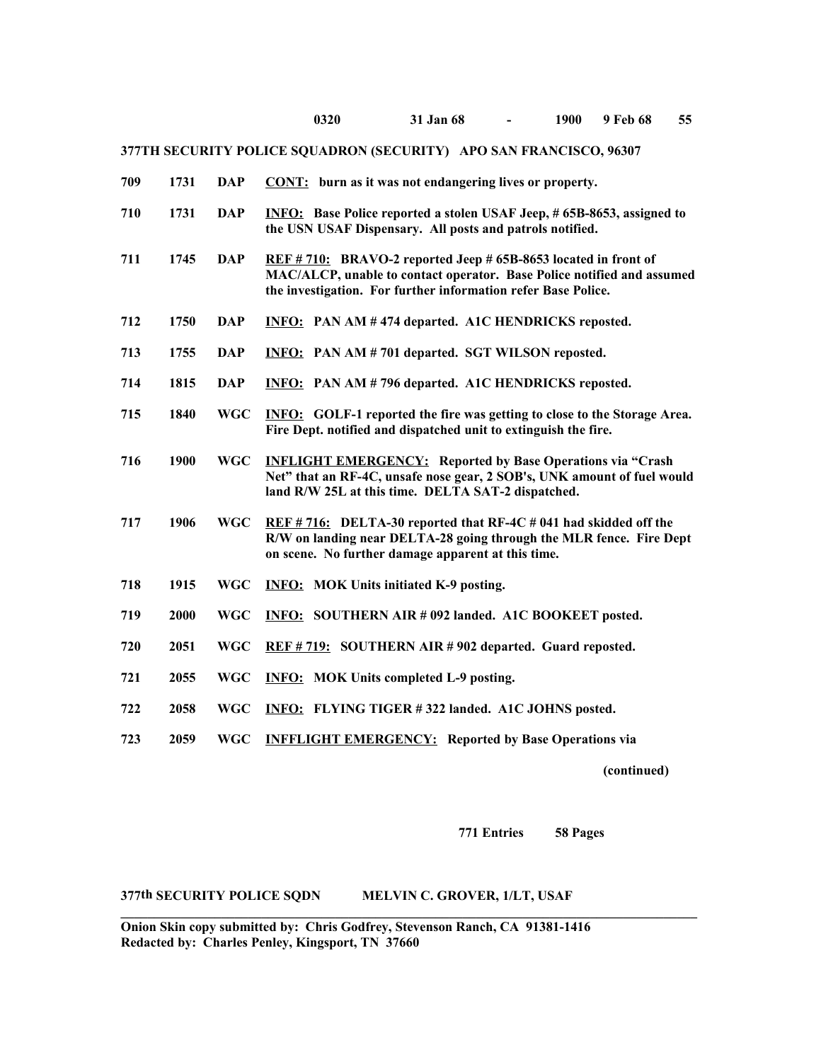**0320 31 Jan 68 - 1900 9 Feb 68**

**377TH SECURITY POLICE SQUADRON (SECURITY) APO SAN FRANCISCO, 96307**

| | | | |
|---|---|---|---|
| **709** | **1731** | **DAP** | **CONT: burn as it was not endangering lives or property.** |
| **710** | **1731** | **DAP** | **INFO: Base Police reported a stolen USAF Jeep, # 65B-8653, assigned to the USN USAF Dispensary. All posts and patrols notified.** |
| **711** | **1745** | **DAP** | **REF # 710: BRAVO-2 reported Jeep # 65B-8653 located in front of MAC/ALCP, unable to contact operator. Base Police notified and assumed the investigation. For further information refer Base Police.** |
| **712** | **1750** | **DAP** | **INFO: PAN AM # 474 departed. A1C HENDRICKS reposted.** |
| **713** | **1755** | **DAP** | **INFO: PAN AM # 701 departed. SGT WILSON reposted.** |
| **714** | **1815** | **DAP** | **INFO: PAN AM # 796 departed. A1C HENDRICKS reposted.** |
| **715** | **1840** | **WGC** | **INFO: GOLF-1 reported the fire was getting to close to the Storage Area. Fire Dept. notified and dispatched unit to extinguish the fire.** |
| **716** | **1900** | **WGC** | **INFLIGHT EMERGENCY: Reported by Base Operations via "Crash Net" that an RF-4C, unsafe nose gear, 2 SOB's, UNK amount of fuel would land R/W 25L at this time. DELTA SAT-2 dispatched.** |
| **717** | **1906** | **WGC** | **REF # 716: DELTA-30 reported that RF-4C # 041 had skidded off the R/W on landing near DELTA-28 going through the MLR fence. Fire Dept on scene. No further damage apparent at this time.** |
| **718** | **1915** | **WGC** | **INFO: MOK Units initiated K-9 posting.** |
| **719** | **2000** | **WGC** | **INFO: SOUTHERN AIR # 092 landed. A1C BOOKEET posted.** |
| **720** | **2051** | **WGC** | **REF # 719: SOUTHERN AIR # 902 departed. Guard reposted.** |
| **721** | **2055** | **WGC** | **INFO: MOK Units completed L-9 posting.** |
| **722** | **2058** | **WGC** | **INFO: FLYING TIGER # 322 landed. A1C JOHNS posted.** |
| **723** | **2059** | **WGC** | **INFFLIGHT EMERGENCY: Reported by Base Operations via** |

**(continued)**

**771 Entries 58 Pages**

**377th SECURITY POLICE SQDN MELVIN C. GROVER, 1/LT, USAF**

---

**Onion Skin copy submitted by: Chris Godfrey, Stevenson Ranch, CA 91381-1416**
**Redacted by: Charles Penley, Kingsport, TN 37660**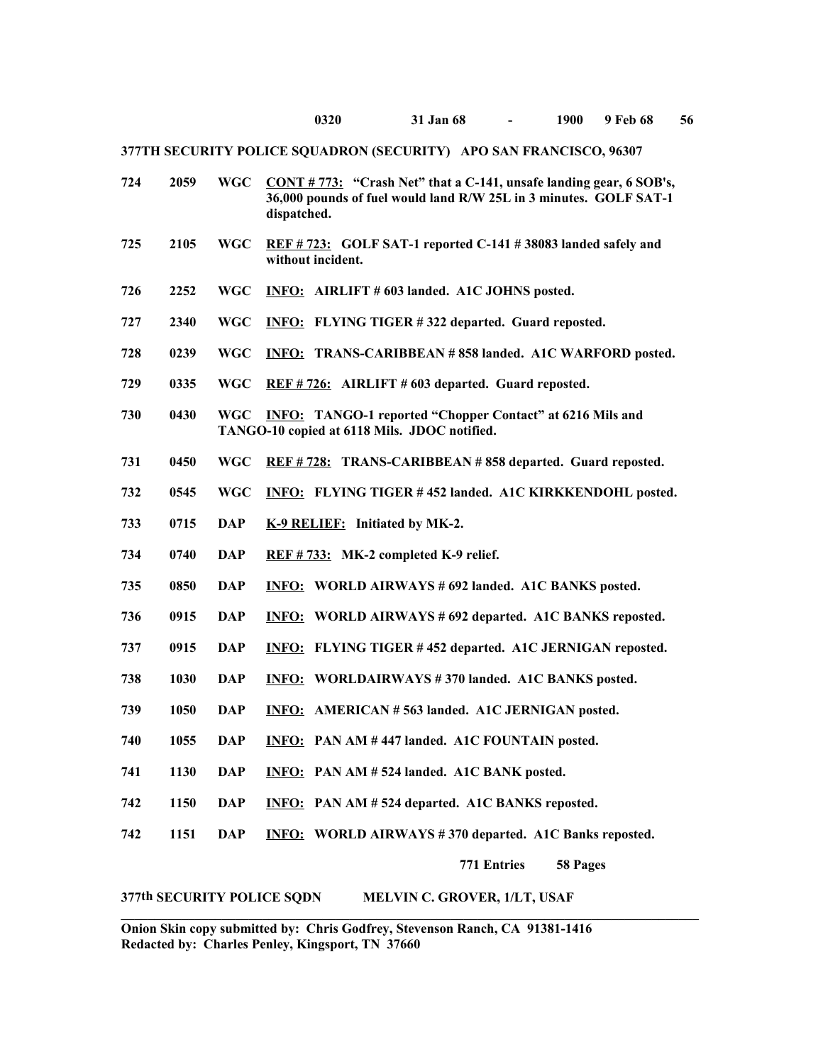0320 31 Jan 68 - 1900 9 Feb 68 56

**377TH SECURITY POLICE SQUADRON (SECURITY) APO SAN FRANCISCO, 96307**

| | | | |
|---|---|---|---|
| **724** | **2059** | **WGC** | **<u>CONT # 773:</u> "Crash Net" that a C-141, unsafe landing gear, 6 SOB's, 36,000 pounds of fuel would land R/W 25L in 3 minutes. GOLF SAT-1 dispatched.** |
| **725** | **2105** | **WGC** | **<u>REF # 723:</u> GOLF SAT-1 reported C-141 # 38083 landed safely and without incident.** |
| **726** | **2252** | **WGC** | **<u>INFO:</u> AIRLIFT # 603 landed. A1C JOHNS posted.** |
| **727** | **2340** | **WGC** | **<u>INFO:</u> FLYING TIGER # 322 departed. Guard reposted.** |
| **728** | **0239** | **WGC** | **<u>INFO:</u> TRANS-CARIBBEAN # 858 landed. A1C WARFORD posted.** |
| **729** | **0335** | **WGC** | **<u>REF # 726:</u> AIRLIFT # 603 departed. Guard reposted.** |
| **730** | **0430** | **WGC** | **<u>INFO:</u> TANGO-1 reported "Chopper Contact" at 6216 Mils and TANGO-10 copied at 6118 Mils. JDOC notified.** |
| **731** | **0450** | **WGC** | **<u>REF # 728:</u> TRANS-CARIBBEAN # 858 departed. Guard reposted.** |
| **732** | **0545** | **WGC** | **<u>INFO:</u> FLYING TIGER # 452 landed. A1C KIRKKENDOHL posted.** |
| **733** | **0715** | **DAP** | **<u>K-9 RELIEF:</u> Initiated by MK-2.** |
| **734** | **0740** | **DAP** | **<u>REF # 733:</u> MK-2 completed K-9 relief.** |
| **735** | **0850** | **DAP** | **<u>INFO:</u> WORLD AIRWAYS # 692 landed. A1C BANKS posted.** |
| **736** | **0915** | **DAP** | **<u>INFO:</u> WORLD AIRWAYS # 692 departed. A1C BANKS reposted.** |
| **737** | **0915** | **DAP** | **<u>INFO:</u> FLYING TIGER # 452 departed. A1C JERNIGAN reposted.** |
| **738** | **1030** | **DAP** | **<u>INFO:</u> WORLDAIRWAYS # 370 landed. A1C BANKS posted.** |
| **739** | **1050** | **DAP** | **<u>INFO:</u> AMERICAN # 563 landed. A1C JERNIGAN posted.** |
| **740** | **1055** | **DAP** | **<u>INFO:</u> PAN AM # 447 landed. A1C FOUNTAIN posted.** |
| **741** | **1130** | **DAP** | **<u>INFO:</u> PAN AM # 524 landed. A1C BANK posted.** |
| **742** | **1150** | **DAP** | **<u>INFO:</u> PAN AM # 524 departed. A1C BANKS reposted.** |
| **742** | **1151** | **DAP** | **<u>INFO:</u> WORLD AIRWAYS # 370 departed. A1C Banks reposted.** |

**771 Entries 58 Pages**

**377th SECURITY POLICE SQDN MELVIN C. GROVER, 1/LT, USAF**

---

**Onion Skin copy submitted by: Chris Godfrey, Stevenson Ranch, CA 91381-1416**
**Redacted by: Charles Penley, Kingsport, TN 37660**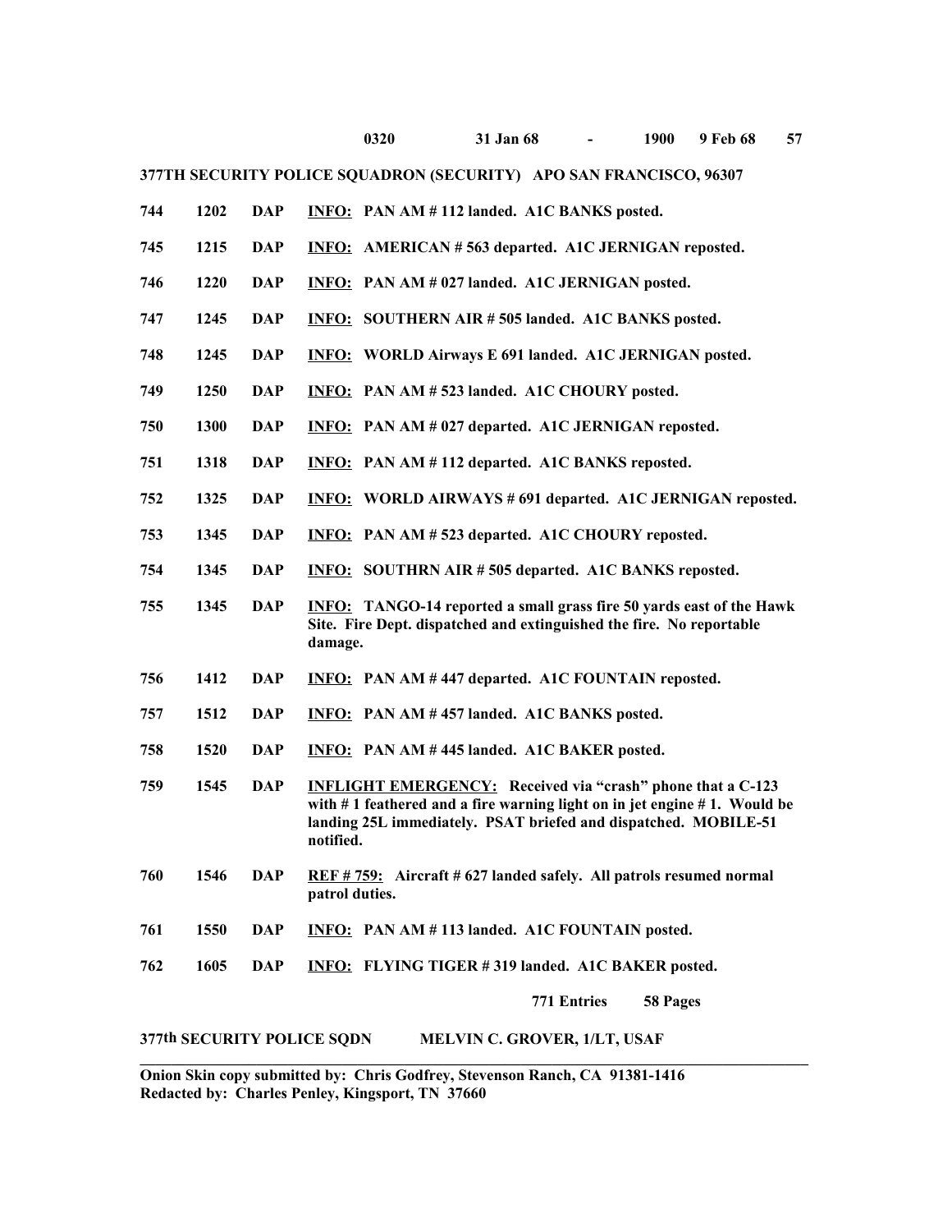**0320 31 Jan 68 - 1900 9 Feb 68**

**377TH SECURITY POLICE SQUADRON (SECURITY) APO SAN FRANCISCO, 96307**

| | | | |
|---|---|---|---|
| 744 | 1202 | DAP | **INFO:** PAN AM # 112 landed. A1C BANKS posted. |
| 745 | 1215 | DAP | **INFO:** AMERICAN # 563 departed. A1C JERNIGAN reposted. |
| 746 | 1220 | DAP | **INFO:** PAN AM # 027 landed. A1C JERNIGAN posted. |
| 747 | 1245 | DAP | **INFO:** SOUTHERN AIR # 505 landed. A1C BANKS posted. |
| 748 | 1245 | DAP | **INFO:** WORLD Airways E 691 landed. A1C JERNIGAN posted. |
| 749 | 1250 | DAP | **INFO:** PAN AM # 523 landed. A1C CHOURY posted. |
| 750 | 1300 | DAP | **INFO:** PAN AM # 027 departed. A1C JERNIGAN reposted. |
| 751 | 1318 | DAP | **INFO:** PAN AM # 112 departed. A1C BANKS reposted. |
| 752 | 1325 | DAP | **INFO:** WORLD AIRWAYS # 691 departed. A1C JERNIGAN reposted. |
| 753 | 1345 | DAP | **INFO:** PAN AM # 523 departed. A1C CHOURY reposted. |
| 754 | 1345 | DAP | **INFO:** SOUTHRN AIR # 505 departed. A1C BANKS reposted. |
| 755 | 1345 | DAP | **INFO:** TANGO-14 reported a small grass fire 50 yards east of the Hawk Site. Fire Dept. dispatched and extinguished the fire. No reportable damage. |
| 756 | 1412 | DAP | **INFO:** PAN AM # 447 departed. A1C FOUNTAIN reposted. |
| 757 | 1512 | DAP | **INFO:** PAN AM # 457 landed. A1C BANKS posted. |
| 758 | 1520 | DAP | **INFO:** PAN AM # 445 landed. A1C BAKER posted. |
| 759 | 1545 | DAP | **INFLIGHT EMERGENCY:** Received via "crash" phone that a C-123 with # 1 feathered and a fire warning light on in jet engine # 1. Would be landing 25L immediately. PSAT briefed and dispatched. MOBILE-51 notified. |
| 760 | 1546 | DAP | **REF # 759:** Aircraft # 627 landed safely. All patrols resumed normal patrol duties. |
| 761 | 1550 | DAP | **INFO:** PAN AM # 113 landed. A1C FOUNTAIN posted. |
| 762 | 1605 | DAP | **INFO:** FLYING TIGER # 319 landed. A1C BAKER posted. |

**771 Entries 58 Pages**

**377th SECURITY POLICE SQDN MELVIN C. GROVER, 1/LT, USAF**

---

**Onion Skin copy submitted by: Chris Godfrey, Stevenson Ranch, CA 91381-1416**
**Redacted by: Charles Penley, Kingsport, TN 37660**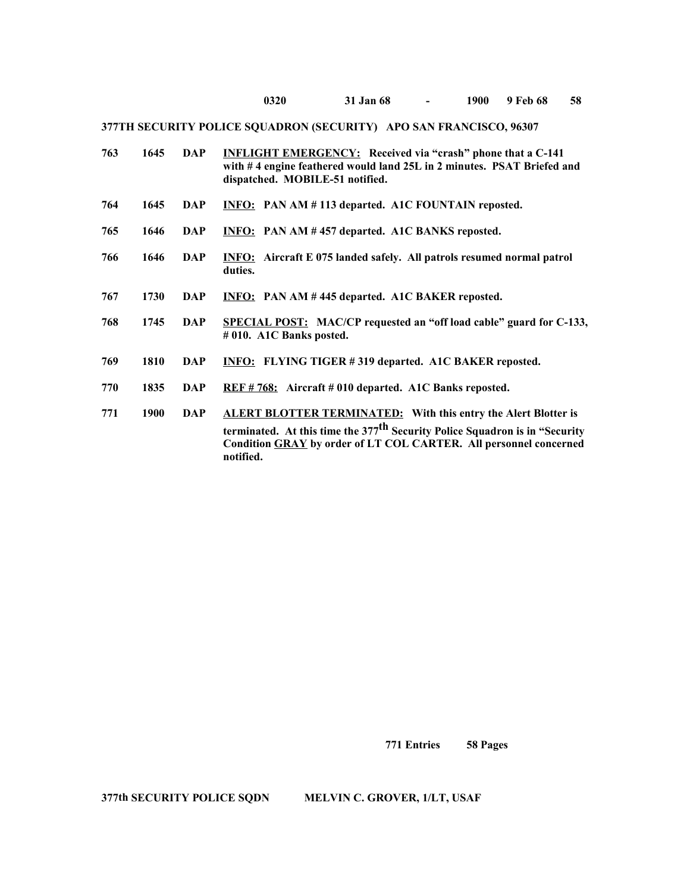**377TH SECURITY POLICE SQUADRON (SECURITY) APO SAN FRANCISCO, 96307**

| | | | |
|---|---|---|---|
| 763 | 1645 | DAP | **INFLIGHT EMERGENCY:** Received via "crash" phone that a C-141 with # 4 engine feathered would land 25L in 2 minutes. PSAT Briefed and dispatched. MOBILE-51 notified. |
| 764 | 1645 | DAP | **INFO:** PAN AM # 113 departed. A1C FOUNTAIN reposted. |
| 765 | 1646 | DAP | **INFO:** PAN AM # 457 departed. A1C BANKS reposted. |
| 766 | 1646 | DAP | **INFO:** Aircraft E 075 landed safely. All patrols resumed normal patrol duties. |
| 767 | 1730 | DAP | **INFO:** PAN AM # 445 departed. A1C BAKER reposted. |
| 768 | 1745 | DAP | **SPECIAL POST:** MAC/CP requested an "off load cable" guard for C-133, # 010. A1C Banks posted. |
| 769 | 1810 | DAP | **INFO:** FLYING TIGER # 319 departed. A1C BAKER reposted. |
| 770 | 1835 | DAP | **REF # 768:** Aircraft # 010 departed. A1C Banks reposted. |
| 771 | 1900 | DAP | **ALERT BLOTTER TERMINATED:** With this entry the Alert Blotter is terminated. At this time the 377th Security Police Squadron is in "Security Condition GRAY by order of LT COL CARTER. All personnel concerned notified. |

**771 Entries 58 Pages**

**377th SECURITY POLICE SQDN MELVIN C. GROVER, 1/LT, USAF**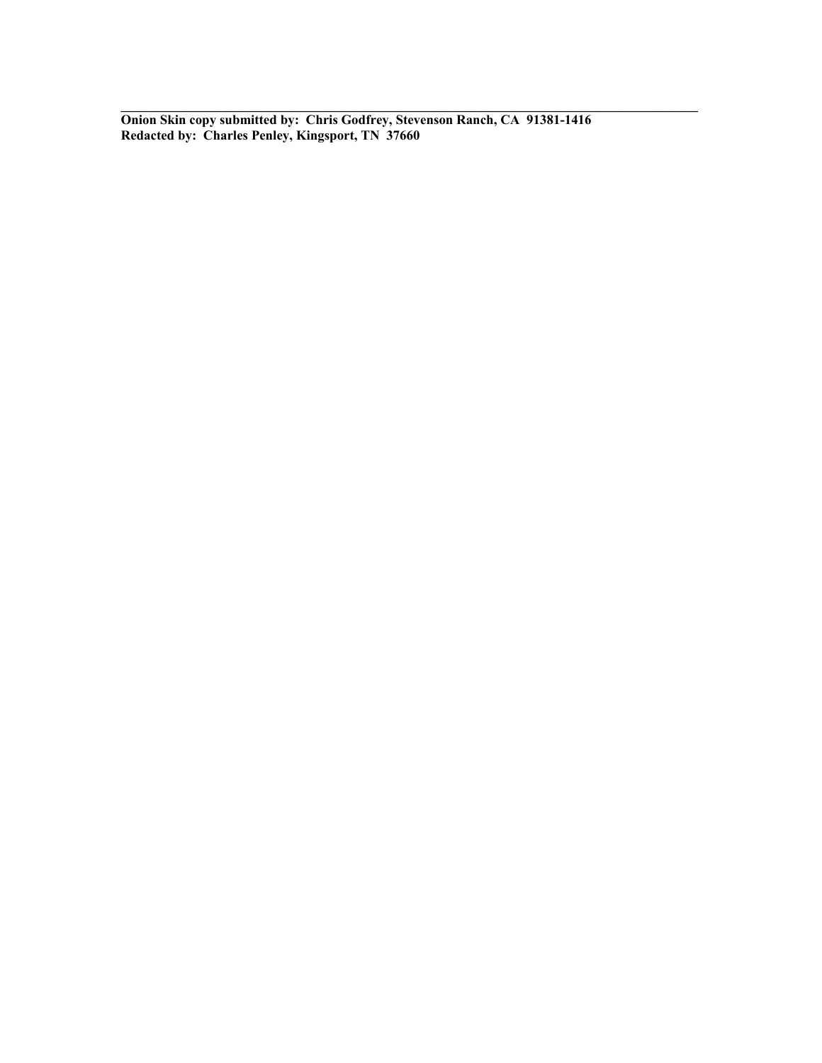---

**Onion Skin copy submitted by: Chris Godfrey, Stevenson Ranch, CA 91381-1416**
**Redacted by: Charles Penley, Kingsport, TN 37660**